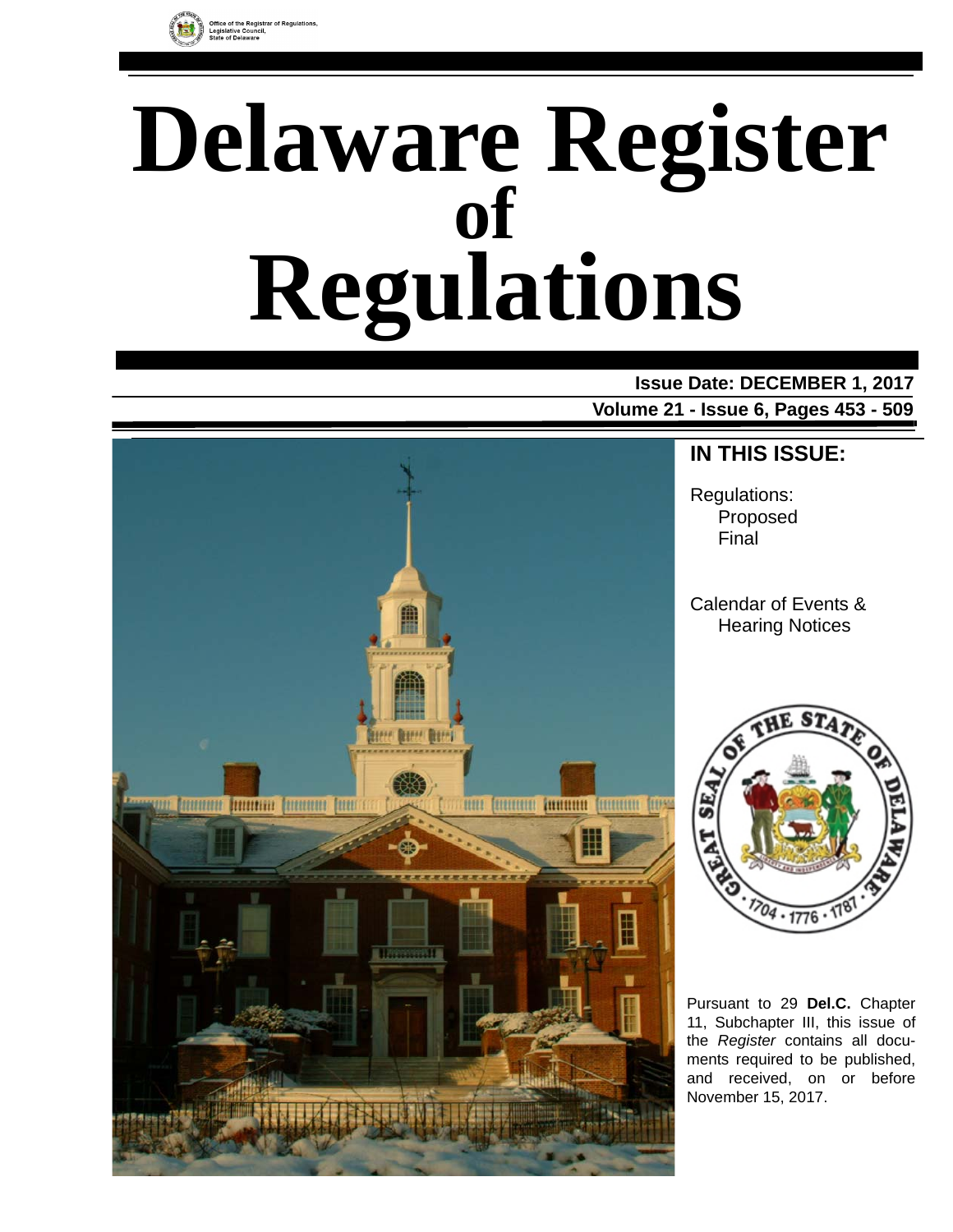Office of the Registrar of Regulations,
Legislative Council,
State of Delaware

# Delaware Register of Regulations

**Issue Date: DECEMBER 1, 2017**

**Volume 21 - Issue 6, Pages 453 - 509**

## IN THIS ISSUE:

Regulations:
- Proposed
- Final

Calendar of Events & Hearing Notices

Pursuant to 29 **Del.C.** Chapter 11, Subchapter III, this issue of the *Register* contains all documents required to be published, and received, on or before November 15, 2017.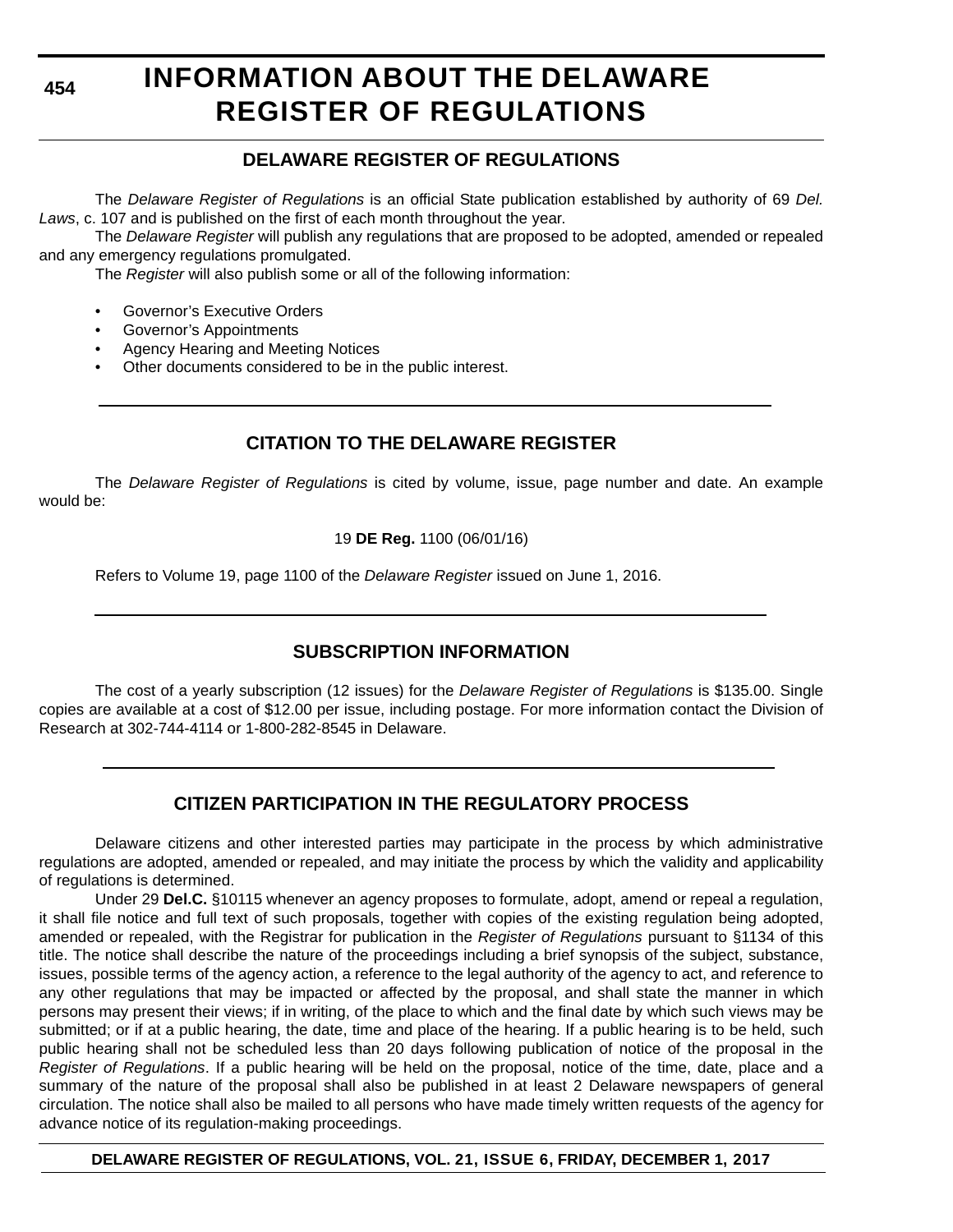# INFORMATION ABOUT THE DELAWARE REGISTER OF REGULATIONS

## DELAWARE REGISTER OF REGULATIONS

The *Delaware Register of Regulations* is an official State publication established by authority of 69 *Del. Laws*, c. 107 and is published on the first of each month throughout the year.

The *Delaware Register* will publish any regulations that are proposed to be adopted, amended or repealed and any emergency regulations promulgated.

The *Register* will also publish some or all of the following information:

- Governor's Executive Orders
- Governor's Appointments
- Agency Hearing and Meeting Notices
- Other documents considered to be in the public interest.

## CITATION TO THE DELAWARE REGISTER

The *Delaware Register of Regulations* is cited by volume, issue, page number and date. An example would be:

19 **DE Reg.** 1100 (06/01/16)

Refers to Volume 19, page 1100 of the *Delaware Register* issued on June 1, 2016.

## SUBSCRIPTION INFORMATION

The cost of a yearly subscription (12 issues) for the *Delaware Register of Regulations* is $135.00. Single copies are available at a cost of $12.00 per issue, including postage. For more information contact the Division of Research at 302-744-4114 or 1-800-282-8545 in Delaware.

## CITIZEN PARTICIPATION IN THE REGULATORY PROCESS

Delaware citizens and other interested parties may participate in the process by which administrative regulations are adopted, amended or repealed, and may initiate the process by which the validity and applicability of regulations is determined.

Under 29 **Del.C.** §10115 whenever an agency proposes to formulate, adopt, amend or repeal a regulation, it shall file notice and full text of such proposals, together with copies of the existing regulation being adopted, amended or repealed, with the Registrar for publication in the *Register of Regulations* pursuant to §1134 of this title. The notice shall describe the nature of the proceedings including a brief synopsis of the subject, substance, issues, possible terms of the agency action, a reference to the legal authority of the agency to act, and reference to any other regulations that may be impacted or affected by the proposal, and shall state the manner in which persons may present their views; if in writing, of the place to which and the final date by which such views may be submitted; or if at a public hearing, the date, time and place of the hearing. If a public hearing is to be held, such public hearing shall not be scheduled less than 20 days following publication of notice of the proposal in the *Register of Regulations*. If a public hearing will be held on the proposal, notice of the time, date, place and a summary of the nature of the proposal shall also be published in at least 2 Delaware newspapers of general circulation. The notice shall also be mailed to all persons who have made timely written requests of the agency for advance notice of its regulation-making proceedings.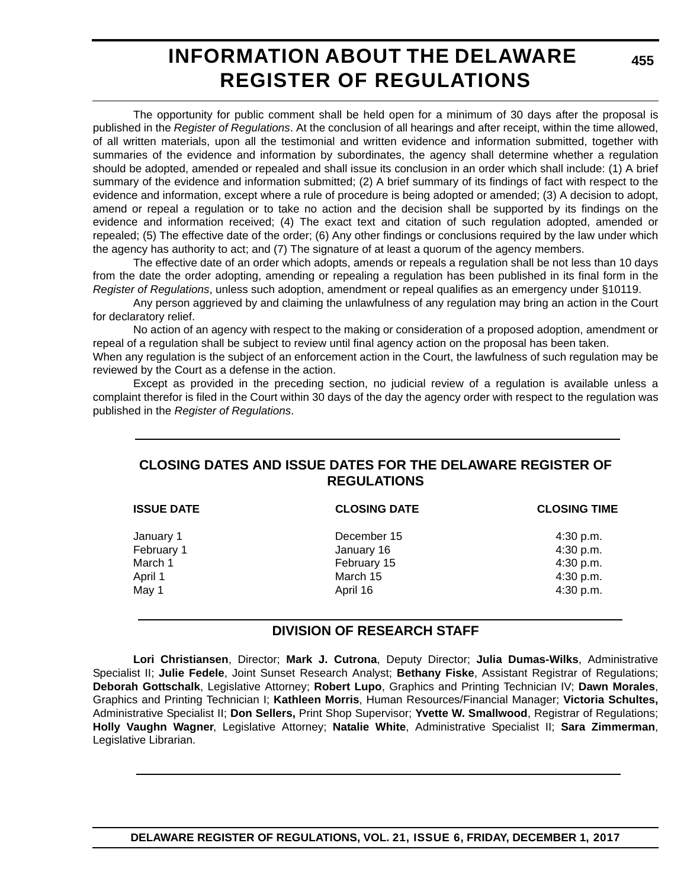# INFORMATION ABOUT THE DELAWARE REGISTER OF REGULATIONS

The opportunity for public comment shall be held open for a minimum of 30 days after the proposal is published in the *Register of Regulations*. At the conclusion of all hearings and after receipt, within the time allowed, of all written materials, upon all the testimonial and written evidence and information submitted, together with summaries of the evidence and information by subordinates, the agency shall determine whether a regulation should be adopted, amended or repealed and shall issue its conclusion in an order which shall include: (1) A brief summary of the evidence and information submitted; (2) A brief summary of its findings of fact with respect to the evidence and information, except where a rule of procedure is being adopted or amended; (3) A decision to adopt, amend or repeal a regulation or to take no action and the decision shall be supported by its findings on the evidence and information received; (4) The exact text and citation of such regulation adopted, amended or repealed; (5) The effective date of the order; (6) Any other findings or conclusions required by the law under which the agency has authority to act; and (7) The signature of at least a quorum of the agency members.

The effective date of an order which adopts, amends or repeals a regulation shall be not less than 10 days from the date the order adopting, amending or repealing a regulation has been published in its final form in the *Register of Regulations*, unless such adoption, amendment or repeal qualifies as an emergency under §10119.

Any person aggrieved by and claiming the unlawfulness of any regulation may bring an action in the Court for declaratory relief.

No action of an agency with respect to the making or consideration of a proposed adoption, amendment or repeal of a regulation shall be subject to review until final agency action on the proposal has been taken.

When any regulation is the subject of an enforcement action in the Court, the lawfulness of such regulation may be reviewed by the Court as a defense in the action.

Except as provided in the preceding section, no judicial review of a regulation is available unless a complaint therefor is filed in the Court within 30 days of the day the agency order with respect to the regulation was published in the *Register of Regulations*.

## CLOSING DATES AND ISSUE DATES FOR THE DELAWARE REGISTER OF REGULATIONS

| ISSUE DATE | CLOSING DATE | CLOSING TIME |
|---|---|---|
| January 1 | December 15 | 4:30 p.m. |
| February 1 | January 16 | 4:30 p.m. |
| March 1 | February 15 | 4:30 p.m. |
| April 1 | March 15 | 4:30 p.m. |
| May 1 | April 16 | 4:30 p.m. |

## DIVISION OF RESEARCH STAFF

**Lori Christiansen**, Director; **Mark J. Cutrona**, Deputy Director; **Julia Dumas-Wilks**, Administrative Specialist II; **Julie Fedele**, Joint Sunset Research Analyst; **Bethany Fiske**, Assistant Registrar of Regulations; **Deborah Gottschalk**, Legislative Attorney; **Robert Lupo**, Graphics and Printing Technician IV; **Dawn Morales**, Graphics and Printing Technician I; **Kathleen Morris**, Human Resources/Financial Manager; **Victoria Schultes,** Administrative Specialist II; **Don Sellers,** Print Shop Supervisor; **Yvette W. Smallwood**, Registrar of Regulations; **Holly Vaughn Wagner**, Legislative Attorney; **Natalie White**, Administrative Specialist II; **Sara Zimmerman**, Legislative Librarian.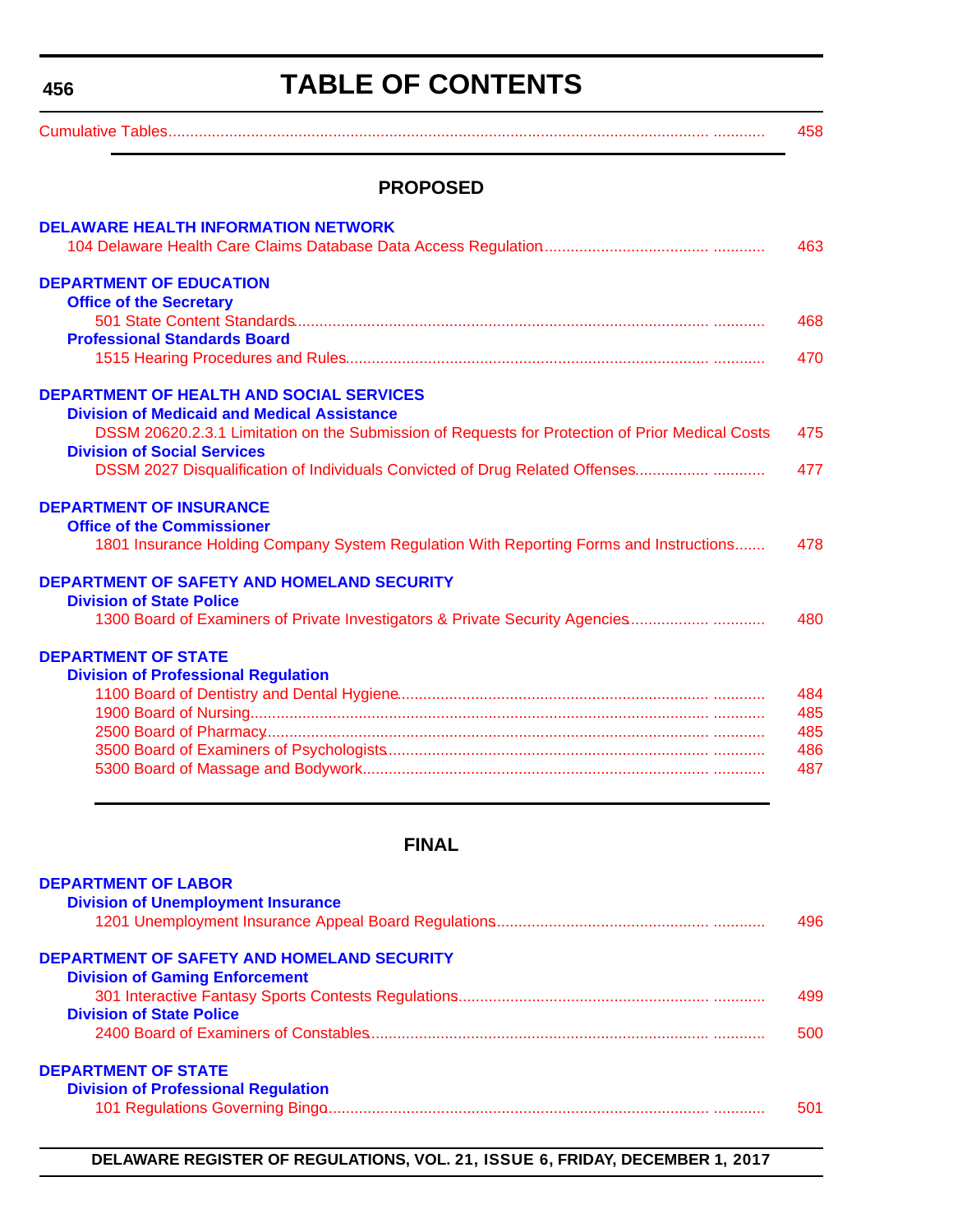# TABLE OF CONTENTS

Cumulative Tables ........................................................................ 458

## PROPOSED

**DELAWARE HEALTH INFORMATION NETWORK**

104 Delaware Health Care Claims Database Data Access Regulation ........................................................................ 463

**DEPARTMENT OF EDUCATION**

**Office of the Secretary**

501 State Content Standards ........................................................................ 468

**Professional Standards Board**

1515 Hearing Procedures and Rules ........................................................................ 470

**DEPARTMENT OF HEALTH AND SOCIAL SERVICES**

**Division of Medicaid and Medical Assistance**

DSSM 20620.2.3.1 Limitation on the Submission of Requests for Protection of Prior Medical Costs 475

**Division of Social Services**

DSSM 2027 Disqualification of Individuals Convicted of Drug Related Offenses ........................................................................ 477

**DEPARTMENT OF INSURANCE**

**Office of the Commissioner**

1801 Insurance Holding Company System Regulation With Reporting Forms and Instructions ....... 478

**DEPARTMENT OF SAFETY AND HOMELAND SECURITY**

**Division of State Police**

1300 Board of Examiners of Private Investigators & Private Security Agencies ........................................................................ 480

**DEPARTMENT OF STATE**

**Division of Professional Regulation**

1100 Board of Dentistry and Dental Hygiene ........................................................................ 484
1900 Board of Nursing ........................................................................ 485
2500 Board of Pharmacy ........................................................................ 485
3500 Board of Examiners of Psychologists ........................................................................ 486
5300 Board of Massage and Bodywork ........................................................................ 487

## FINAL

**DEPARTMENT OF LABOR**

**Division of Unemployment Insurance**

1201 Unemployment Insurance Appeal Board Regulations ........................................................................ 496

**DEPARTMENT OF SAFETY AND HOMELAND SECURITY**

**Division of Gaming Enforcement**

301 Interactive Fantasy Sports Contests Regulations ........................................................................ 499

**Division of State Police**

2400 Board of Examiners of Constables ........................................................................ 500

**DEPARTMENT OF STATE**

**Division of Professional Regulation**

101 Regulations Governing Bingo ........................................................................ 501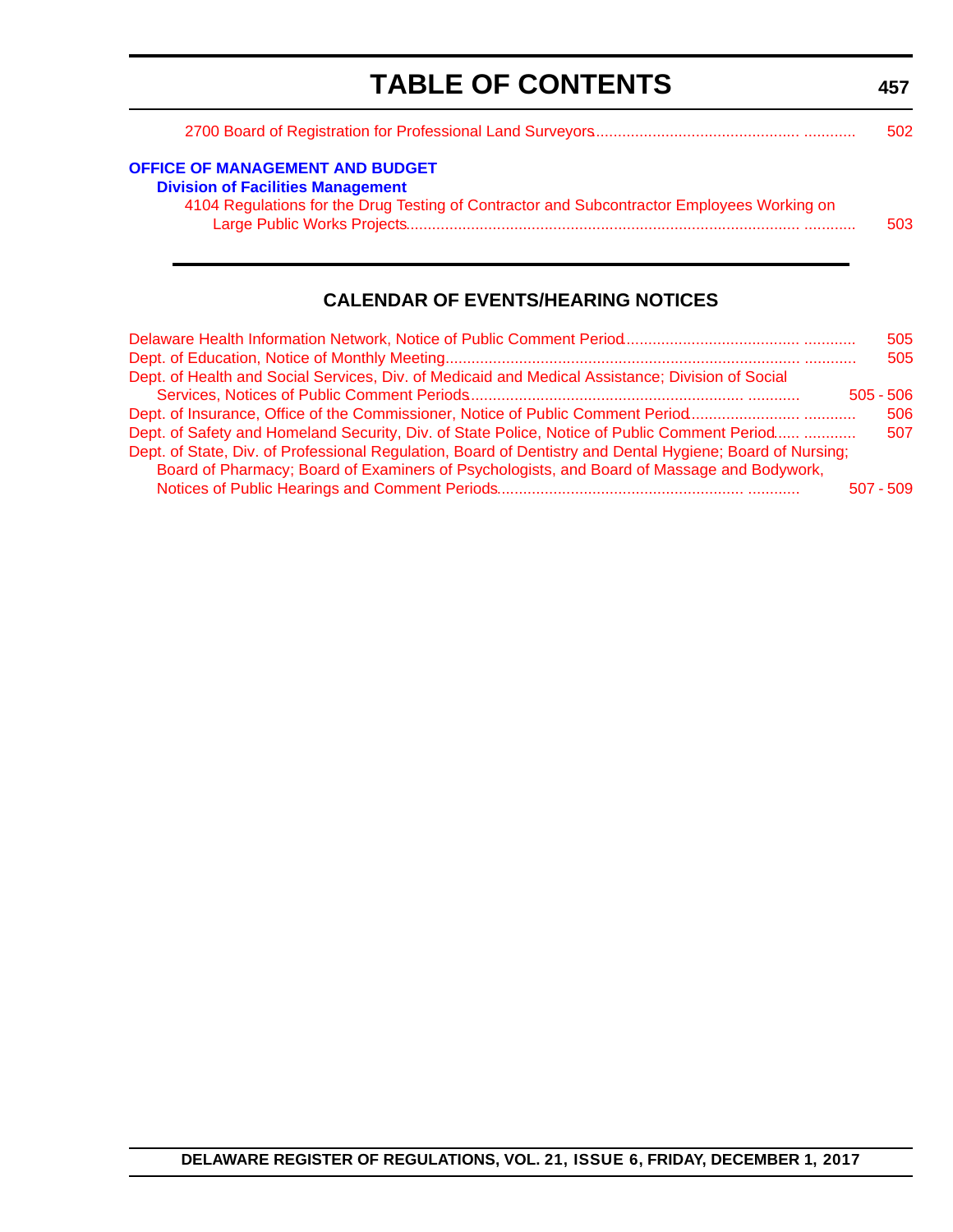# TABLE OF CONTENTS

2700 Board of Registration for Professional Land Surveyors........................................................ 502

**OFFICE OF MANAGEMENT AND BUDGET**

**Division of Facilities Management**

4104 Regulations for the Drug Testing of Contractor and Subcontractor Employees Working on Large Public Works Projects........................................................ 503

### CALENDAR OF EVENTS/HEARING NOTICES

Delaware Health Information Network, Notice of Public Comment Period........................................................ 505

Dept. of Education, Notice of Monthly Meeting........................................................ 505

Dept. of Health and Social Services, Div. of Medicaid and Medical Assistance; Division of Social Services, Notices of Public Comment Periods........................................................ 505 - 506

Dept. of Insurance, Office of the Commissioner, Notice of Public Comment Period........................................................ 506

Dept. of Safety and Homeland Security, Div. of State Police, Notice of Public Comment Period........................................................ 507

Dept. of State, Div. of Professional Regulation, Board of Dentistry and Dental Hygiene; Board of Nursing; Board of Pharmacy; Board of Examiners of Psychologists, and Board of Massage and Bodywork, Notices of Public Hearings and Comment Periods........................................................ 507 - 509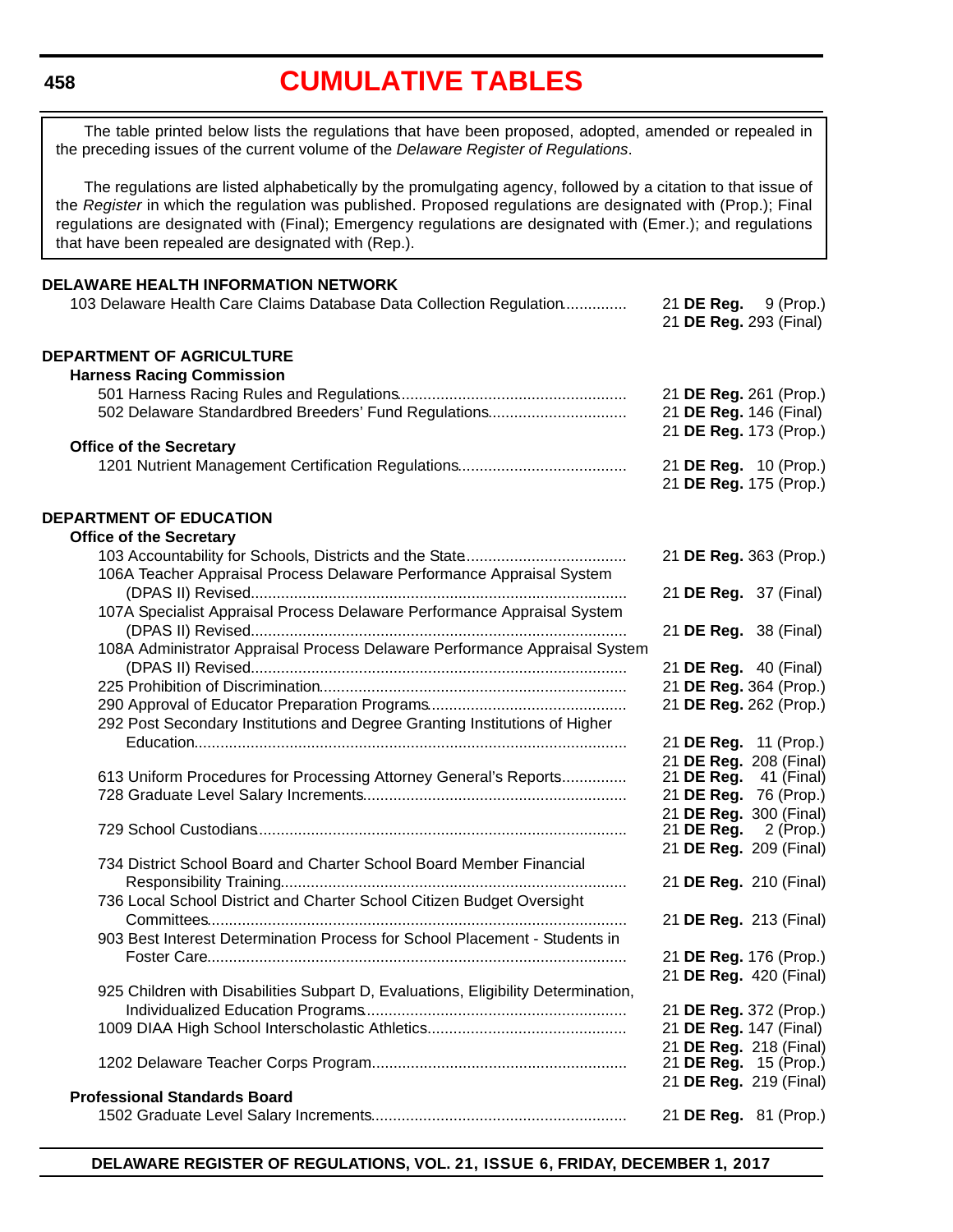# CUMULATIVE TABLES

The table printed below lists the regulations that have been proposed, adopted, amended or repealed in the preceding issues of the current volume of the *Delaware Register of Regulations*.

The regulations are listed alphabetically by the promulgating agency, followed by a citation to that issue of the *Register* in which the regulation was published. Proposed regulations are designated with (Prop.); Final regulations are designated with (Final); Emergency regulations are designated with (Emer.); and regulations that have been repealed are designated with (Rep.).

**DELAWARE HEALTH INFORMATION NETWORK**

103 Delaware Health Care Claims Database Data Collection Regulation.............. 21 **DE Reg.** 9 (Prop.)
21 **DE Reg.** 293 (Final)

**DEPARTMENT OF AGRICULTURE**

**Harness Racing Commission**

501 Harness Racing Rules and Regulations.................................................... 21 **DE Reg.** 261 (Prop.)
502 Delaware Standardbred Breeders' Fund Regulations............................... 21 **DE Reg.** 146 (Final)
21 **DE Reg.** 173 (Prop.)

**Office of the Secretary**

1201 Nutrient Management Certification Regulations...................................... 21 **DE Reg.** 10 (Prop.)
21 **DE Reg.** 175 (Prop.)

**DEPARTMENT OF EDUCATION**

**Office of the Secretary**

103 Accountability for Schools, Districts and the State..................................... 21 **DE Reg.** 363 (Prop.)
106A Teacher Appraisal Process Delaware Performance Appraisal System (DPAS II) Revised...................................................................................... 21 **DE Reg.** 37 (Final)
107A Specialist Appraisal Process Delaware Performance Appraisal System (DPAS II) Revised...................................................................................... 21 **DE Reg.** 38 (Final)
108A Administrator Appraisal Process Delaware Performance Appraisal System (DPAS II) Revised...................................................................................... 21 **DE Reg.** 40 (Final)
225 Prohibition of Discrimination...................................................................... 21 **DE Reg.** 364 (Prop.)
290 Approval of Educator Preparation Programs............................................. 21 **DE Reg.** 262 (Prop.)
292 Post Secondary Institutions and Degree Granting Institutions of Higher Education................................................................................................... 21 **DE Reg.** 11 (Prop.)
21 **DE Reg.** 208 (Final)
613 Uniform Procedures for Processing Attorney General's Reports............... 21 **DE Reg.** 41 (Final)
728 Graduate Level Salary Increments............................................................ 21 **DE Reg.** 76 (Prop.)
21 **DE Reg.** 300 (Final)
729 School Custodians.................................................................................... 21 **DE Reg.** 2 (Prop.)
21 **DE Reg.** 209 (Final)
734 District School Board and Charter School Board Member Financial Responsibility Training................................................................................ 21 **DE Reg.** 210 (Final)
736 Local School District and Charter School Citizen Budget Oversight Committees................................................................................................ 21 **DE Reg.** 213 (Final)
903 Best Interest Determination Process for School Placement - Students in Foster Care................................................................................................ 21 **DE Reg.** 176 (Prop.)
21 **DE Reg.** 420 (Final)
925 Children with Disabilities Subpart D, Evaluations, Eligibility Determination, Individualized Education Programs............................................................ 21 **DE Reg.** 372 (Prop.)
1009 DIAA High School Interscholastic Athletics............................................. 21 **DE Reg.** 147 (Final)
21 **DE Reg.** 218 (Final)
1202 Delaware Teacher Corps Program.......................................................... 21 **DE Reg.** 15 (Prop.)
21 **DE Reg.** 219 (Final)

**Professional Standards Board**

1502 Graduate Level Salary Increments.......................................................... 21 **DE Reg.** 81 (Prop.)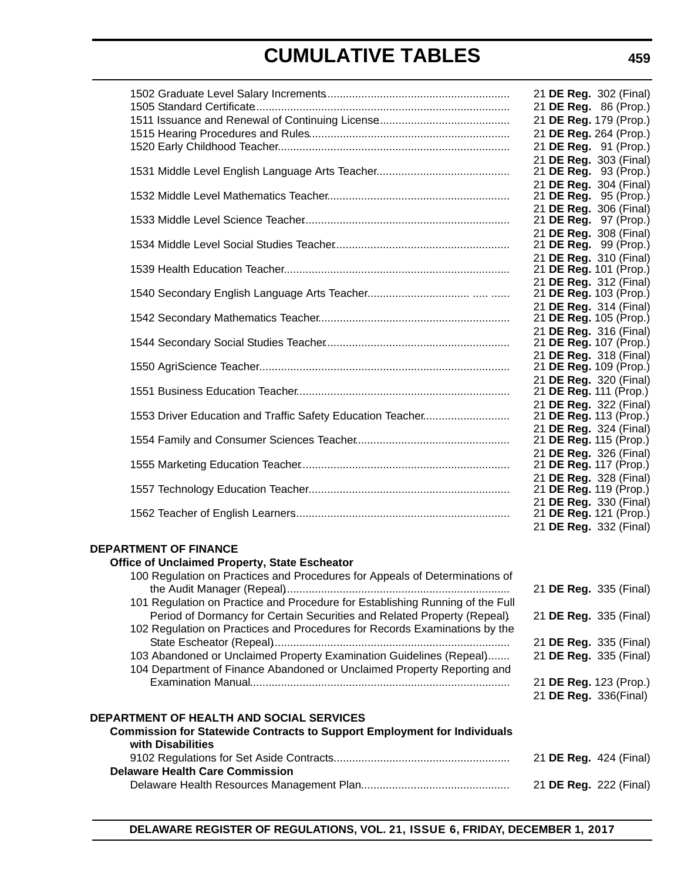1502 Graduate Level Salary Increments........................................................... 21 **DE Reg.** 302 (Final)
1505 Standard Certificate.................................................................................. 21 **DE Reg.** 86 (Prop.)
1511 Issuance and Renewal of Continuing License.......................................... 21 **DE Reg.** 179 (Prop.)
1515 Hearing Procedures and Rules................................................................. 21 **DE Reg.** 264 (Prop.)
1520 Early Childhood Teacher.......................................................................... 21 **DE Reg.** 91 (Prop.)
21 **DE Reg.** 303 (Final)
1531 Middle Level English Language Arts Teacher.......................................... 21 **DE Reg.** 93 (Prop.)
21 **DE Reg.** 304 (Final)
1532 Middle Level Mathematics Teacher.......................................................... 21 **DE Reg.** 95 (Prop.)
21 **DE Reg.** 306 (Final)
1533 Middle Level Science Teacher.................................................................. 21 **DE Reg.** 97 (Prop.)
21 **DE Reg.** 308 (Final)
1534 Middle Level Social Studies Teacher........................................................ 21 **DE Reg.** 99 (Prop.)
21 **DE Reg.** 310 (Final)
1539 Health Education Teacher......................................................................... 21 **DE Reg.** 101 (Prop.)
21 **DE Reg.** 312 (Final)
1540 Secondary English Language Arts Teacher................................ ..... ...... 21 **DE Reg.** 103 (Prop.)
21 **DE Reg.** 314 (Final)
1542 Secondary Mathematics Teacher.............................................................. 21 **DE Reg.** 105 (Prop.)
21 **DE Reg.** 316 (Final)
1544 Secondary Social Studies Teacher........................................................... 21 **DE Reg.** 107 (Prop.)
21 **DE Reg.** 318 (Final)
1550 AgriScience Teacher................................................................................. 21 **DE Reg.** 109 (Prop.)
21 **DE Reg.** 320 (Final)
1551 Business Education Teacher..................................................................... 21 **DE Reg.** 111 (Prop.)
21 **DE Reg.** 322 (Final)
1553 Driver Education and Traffic Safety Education Teacher............................ 21 **DE Reg.** 113 (Prop.)
21 **DE Reg.** 324 (Final)
1554 Family and Consumer Sciences Teacher.................................................. 21 **DE Reg.** 115 (Prop.)
21 **DE Reg.** 326 (Final)
1555 Marketing Education Teacher.................................................................... 21 **DE Reg.** 117 (Prop.)
21 **DE Reg.** 328 (Final)
1557 Technology Education Teacher................................................................. 21 **DE Reg.** 119 (Prop.)
21 **DE Reg.** 330 (Final)
1562 Teacher of English Learners..................................................................... 21 **DE Reg.** 121 (Prop.)
21 **DE Reg.** 332 (Final)

**DEPARTMENT OF FINANCE**

**Office of Unclaimed Property, State Escheator**

100 Regulation on Practices and Procedures for Appeals of Determinations of the Audit Manager (Repeal)........................................................................ 21 **DE Reg.** 335 (Final)
101 Regulation on Practice and Procedure for Establishing Running of the Full Period of Dormancy for Certain Securities and Related Property (Repeal). 21 **DE Reg.** 335 (Final)
102 Regulation on Practices and Procedures for Records Examinations by the State Escheator (Repeal)............................................................................ 21 **DE Reg.** 335 (Final)
103 Abandoned or Unclaimed Property Examination Guidelines (Repeal)....... 21 **DE Reg.** 335 (Final)
104 Department of Finance Abandoned or Unclaimed Property Reporting and Examination Manual................................................................................... 21 **DE Reg.** 123 (Prop.)
21 **DE Reg.** 336(Final)

**DEPARTMENT OF HEALTH AND SOCIAL SERVICES**

**Commission for Statewide Contracts to Support Employment for Individuals with Disabilities**

9102 Regulations for Set Aside Contracts......................................................... 21 **DE Reg.** 424 (Final)

**Delaware Health Care Commission**

Delaware Health Resources Management Plan................................................ 21 **DE Reg.** 222 (Final)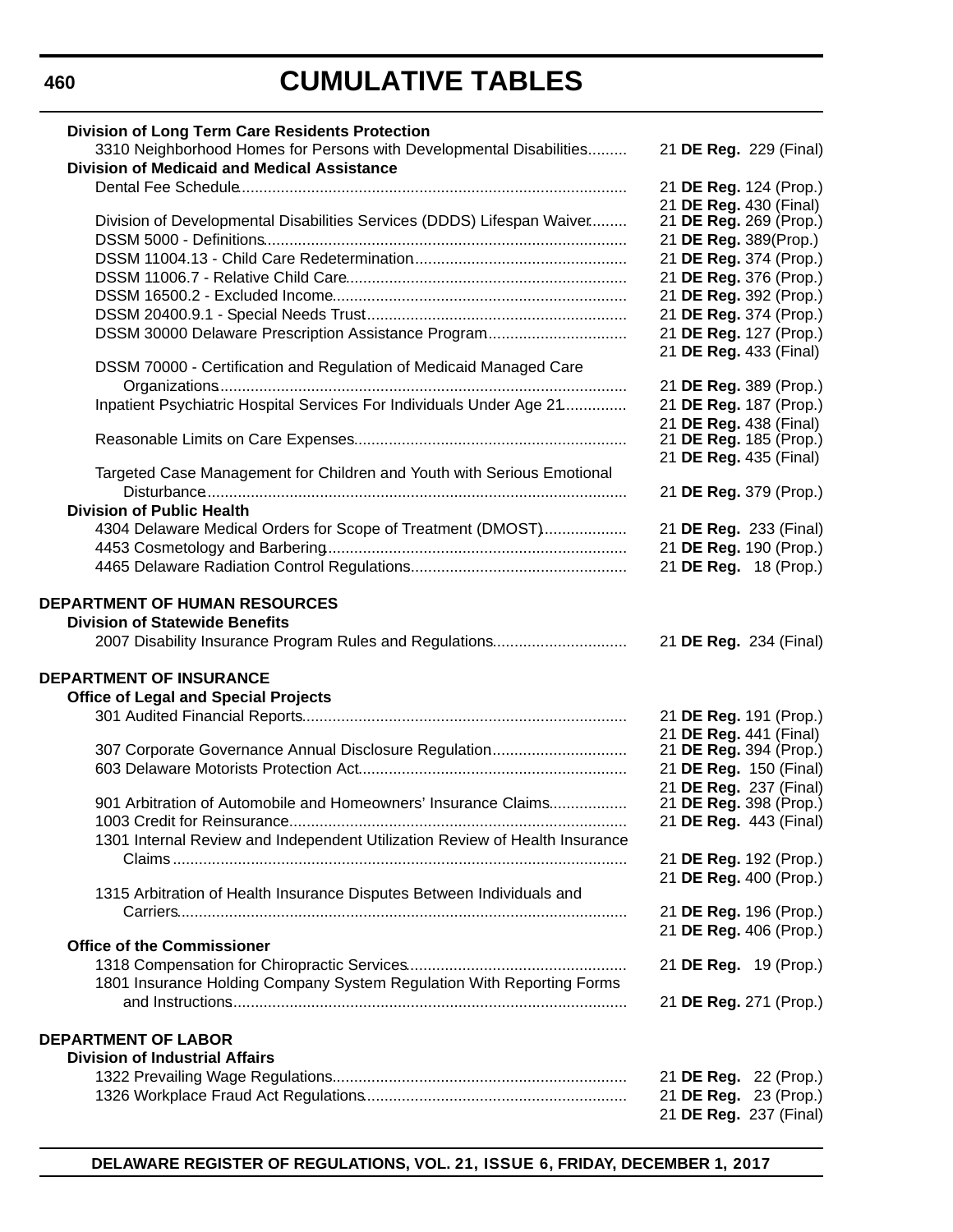# CUMULATIVE TABLES

| | |
|---|---|
| **Division of Long Term Care Residents Protection** | |
| 3310 Neighborhood Homes for Persons with Developmental Disabilities | 21 **DE Reg.** 229 (Final) |
| **Division of Medicaid and Medical Assistance** | |
| Dental Fee Schedule | 21 **DE Reg.** 124 (Prop.) |
| | 21 **DE Reg.** 430 (Final) |
| Division of Developmental Disabilities Services (DDDS) Lifespan Waiver | 21 **DE Reg.** 269 (Prop.) |
| DSSM 5000 - Definitions | 21 **DE Reg.** 389(Prop.) |
| DSSM 11004.13 - Child Care Redetermination | 21 **DE Reg.** 374 (Prop.) |
| DSSM 11006.7 - Relative Child Care | 21 **DE Reg.** 376 (Prop.) |
| DSSM 16500.2 - Excluded Income | 21 **DE Reg.** 392 (Prop.) |
| DSSM 20400.9.1 - Special Needs Trust | 21 **DE Reg.** 374 (Prop.) |
| DSSM 30000 Delaware Prescription Assistance Program | 21 **DE Reg.** 127 (Prop.) |
| | 21 **DE Reg.** 433 (Final) |
| DSSM 70000 - Certification and Regulation of Medicaid Managed Care Organizations | 21 **DE Reg.** 389 (Prop.) |
| Inpatient Psychiatric Hospital Services For Individuals Under Age 21 | 21 **DE Reg.** 187 (Prop.) |
| | 21 **DE Reg.** 438 (Final) |
| Reasonable Limits on Care Expenses | 21 **DE Reg.** 185 (Prop.) |
| | 21 **DE Reg.** 435 (Final) |
| Targeted Case Management for Children and Youth with Serious Emotional Disturbance | 21 **DE Reg.** 379 (Prop.) |
| **Division of Public Health** | |
| 4304 Delaware Medical Orders for Scope of Treatment (DMOST) | 21 **DE Reg.** 233 (Final) |
| 4453 Cosmetology and Barbering | 21 **DE Reg.** 190 (Prop.) |
| 4465 Delaware Radiation Control Regulations | 21 **DE Reg.** 18 (Prop.) |
| **DEPARTMENT OF HUMAN RESOURCES** | |
| **Division of Statewide Benefits** | |
| 2007 Disability Insurance Program Rules and Regulations | 21 **DE Reg.** 234 (Final) |
| **DEPARTMENT OF INSURANCE** | |
| **Office of Legal and Special Projects** | |
| 301 Audited Financial Reports | 21 **DE Reg.** 191 (Prop.) |
| | 21 **DE Reg.** 441 (Final) |
| 307 Corporate Governance Annual Disclosure Regulation | 21 **DE Reg.** 394 (Prop.) |
| 603 Delaware Motorists Protection Act | 21 **DE Reg.** 150 (Final) |
| | 21 **DE Reg.** 237 (Final) |
| 901 Arbitration of Automobile and Homeowners' Insurance Claims | 21 **DE Reg.** 398 (Prop.) |
| 1003 Credit for Reinsurance | 21 **DE Reg.** 443 (Final) |
| 1301 Internal Review and Independent Utilization Review of Health Insurance Claims | 21 **DE Reg.** 192 (Prop.) |
| | 21 **DE Reg.** 400 (Prop.) |
| 1315 Arbitration of Health Insurance Disputes Between Individuals and Carriers | 21 **DE Reg.** 196 (Prop.) |
| | 21 **DE Reg.** 406 (Prop.) |
| **Office of the Commissioner** | |
| 1318 Compensation for Chiropractic Services | 21 **DE Reg.** 19 (Prop.) |
| 1801 Insurance Holding Company System Regulation With Reporting Forms and Instructions | 21 **DE Reg.** 271 (Prop.) |
| **DEPARTMENT OF LABOR** | |
| **Division of Industrial Affairs** | |
| 1322 Prevailing Wage Regulations | 21 **DE Reg.** 22 (Prop.) |
| 1326 Workplace Fraud Act Regulations | 21 **DE Reg.** 23 (Prop.) |
| | 21 **DE Reg.** 237 (Final) |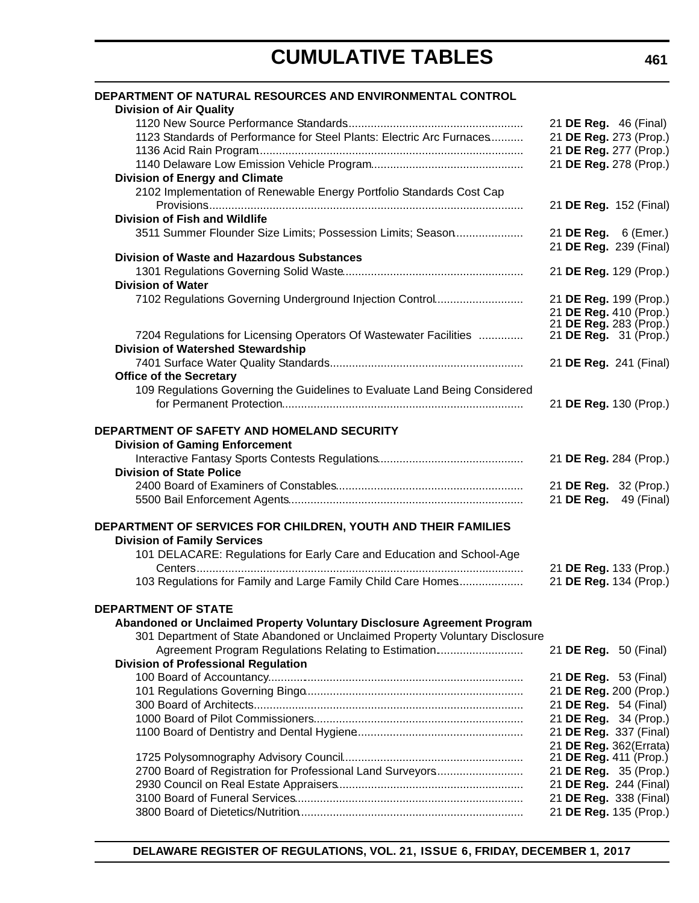# CUMULATIVE TABLES

| | |
|---|---|
| **DEPARTMENT OF NATURAL RESOURCES AND ENVIRONMENTAL CONTROL** | |
| **Division of Air Quality** | |
| 1120 New Source Performance Standards | 21 **DE Reg.** 46 (Final) |
| 1123 Standards of Performance for Steel Plants: Electric Arc Furnaces | 21 **DE Reg.** 273 (Prop.) |
| 1136 Acid Rain Program | 21 **DE Reg.** 277 (Prop.) |
| 1140 Delaware Low Emission Vehicle Program | 21 **DE Reg.** 278 (Prop.) |
| **Division of Energy and Climate** | |
| 2102 Implementation of Renewable Energy Portfolio Standards Cost Cap Provisions | 21 **DE Reg.** 152 (Final) |
| **Division of Fish and Wildlife** | |
| 3511 Summer Flounder Size Limits; Possession Limits; Season | 21 **DE Reg.** 6 (Emer.) |
| | 21 **DE Reg.** 239 (Final) |
| **Division of Waste and Hazardous Substances** | |
| 1301 Regulations Governing Solid Waste | 21 **DE Reg.** 129 (Prop.) |
| **Division of Water** | |
| 7102 Regulations Governing Underground Injection Control | 21 **DE Reg.** 199 (Prop.) |
| | 21 **DE Reg.** 410 (Prop.) |
| | 21 **DE Reg.** 283 (Prop.) |
| 7204 Regulations for Licensing Operators Of Wastewater Facilities | 21 **DE Reg.** 31 (Prop.) |
| **Division of Watershed Stewardship** | |
| 7401 Surface Water Quality Standards | 21 **DE Reg.** 241 (Final) |
| **Office of the Secretary** | |
| 109 Regulations Governing the Guidelines to Evaluate Land Being Considered for Permanent Protection | 21 **DE Reg.** 130 (Prop.) |
| | |
| **DEPARTMENT OF SAFETY AND HOMELAND SECURITY** | |
| **Division of Gaming Enforcement** | |
| Interactive Fantasy Sports Contests Regulations | 21 **DE Reg.** 284 (Prop.) |
| **Division of State Police** | |
| 2400 Board of Examiners of Constables | 21 **DE Reg.** 32 (Prop.) |
| 5500 Bail Enforcement Agents | 21 **DE Reg.** 49 (Final) |
| | |
| **DEPARTMENT OF SERVICES FOR CHILDREN, YOUTH AND THEIR FAMILIES** | |
| **Division of Family Services** | |
| 101 DELACARE: Regulations for Early Care and Education and School-Age Centers | 21 **DE Reg.** 133 (Prop.) |
| 103 Regulations for Family and Large Family Child Care Homes | 21 **DE Reg.** 134 (Prop.) |
| | |
| **DEPARTMENT OF STATE** | |
| **Abandoned or Unclaimed Property Voluntary Disclosure Agreement Program** | |
| 301 Department of State Abandoned or Unclaimed Property Voluntary Disclosure Agreement Program Regulations Relating to Estimation | 21 **DE Reg.** 50 (Final) |
| **Division of Professional Regulation** | |
| 100 Board of Accountancy | 21 **DE Reg.** 53 (Final) |
| 101 Regulations Governing Bingo | 21 **DE Reg.** 200 (Prop.) |
| 300 Board of Architects | 21 **DE Reg.** 54 (Final) |
| 1000 Board of Pilot Commissioners | 21 **DE Reg.** 34 (Prop.) |
| 1100 Board of Dentistry and Dental Hygiene | 21 **DE Reg.** 337 (Final) |
| | 21 **DE Reg.** 362(Errata) |
| 1725 Polysomnography Advisory Council | 21 **DE Reg.** 411 (Prop.) |
| 2700 Board of Registration for Professional Land Surveyors | 21 **DE Reg.** 35 (Prop.) |
| 2930 Council on Real Estate Appraisers | 21 **DE Reg.** 244 (Final) |
| 3100 Board of Funeral Services | 21 **DE Reg.** 338 (Final) |
| 3800 Board of Dietetics/Nutrition | 21 **DE Reg.** 135 (Prop.) |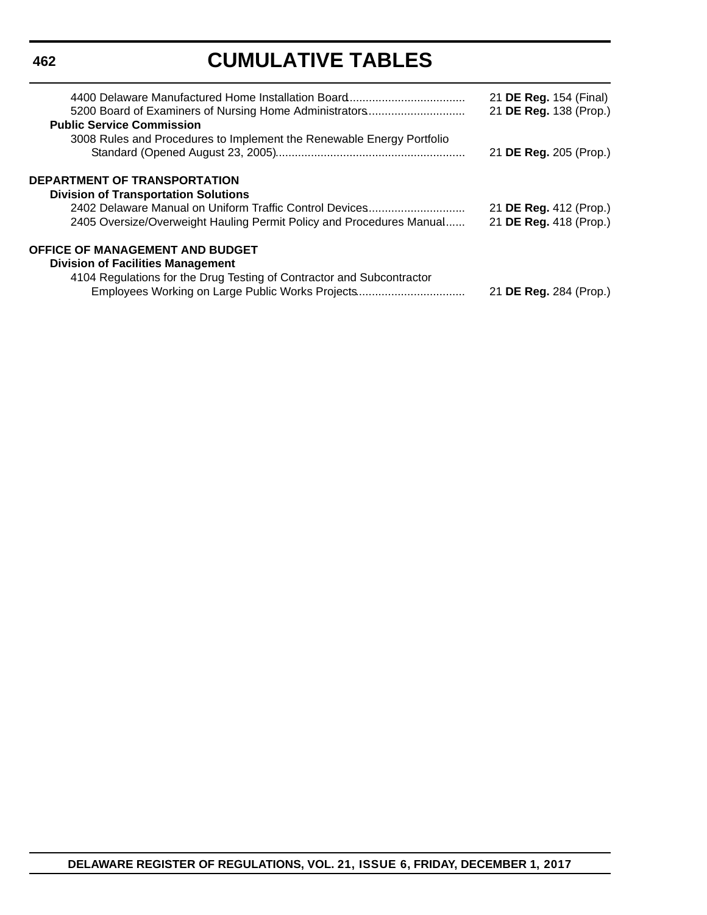# CUMULATIVE TABLES

| | |
|---|---|
| 4400 Delaware Manufactured Home Installation Board | 21 **DE Reg.** 154 (Final) |
| 5200 Board of Examiners of Nursing Home Administrators | 21 **DE Reg.** 138 (Prop.) |
| **Public Service Commission** | |
| 3008 Rules and Procedures to Implement the Renewable Energy Portfolio Standard (Opened August 23, 2005) | 21 **DE Reg.** 205 (Prop.) |
| **DEPARTMENT OF TRANSPORTATION** | |
| **Division of Transportation Solutions** | |
| 2402 Delaware Manual on Uniform Traffic Control Devices | 21 **DE Reg.** 412 (Prop.) |
| 2405 Oversize/Overweight Hauling Permit Policy and Procedures Manual | 21 **DE Reg.** 418 (Prop.) |
| **OFFICE OF MANAGEMENT AND BUDGET** | |
| **Division of Facilities Management** | |
| 4104 Regulations for the Drug Testing of Contractor and Subcontractor Employees Working on Large Public Works Projects | 21 **DE Reg.** 284 (Prop.) |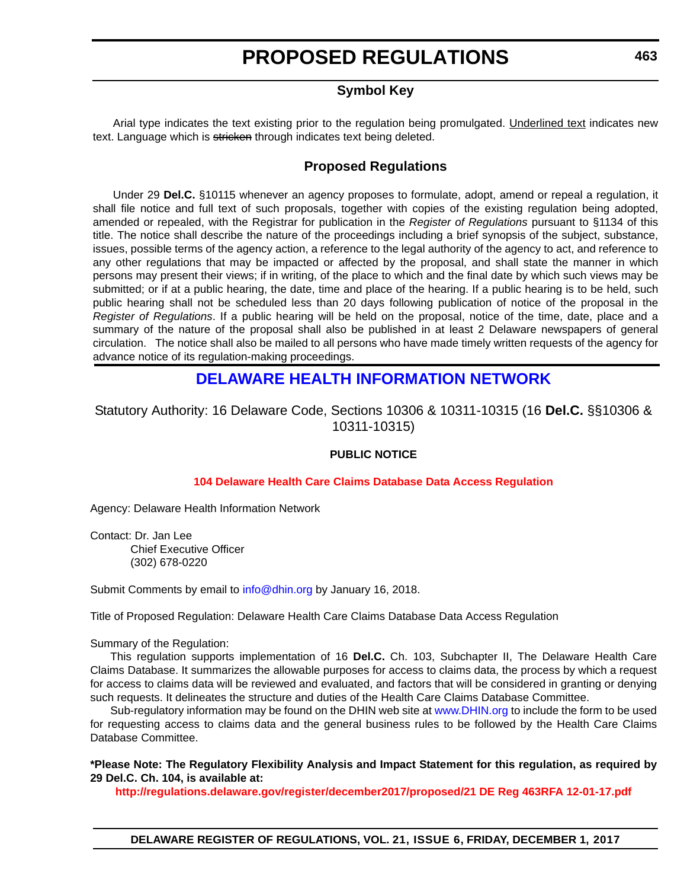# PROPOSED REGULATIONS

## Symbol Key

Arial type indicates the text existing prior to the regulation being promulgated. Underlined text indicates new text. Language which is ~~stricken~~ through indicates text being deleted.

## Proposed Regulations

Under 29 **Del.C.** §10115 whenever an agency proposes to formulate, adopt, amend or repeal a regulation, it shall file notice and full text of such proposals, together with copies of the existing regulation being adopted, amended or repealed, with the Registrar for publication in the *Register of Regulations* pursuant to §1134 of this title. The notice shall describe the nature of the proceedings including a brief synopsis of the subject, substance, issues, possible terms of the agency action, a reference to the legal authority of the agency to act, and reference to any other regulations that may be impacted or affected by the proposal, and shall state the manner in which persons may present their views; if in writing, of the place to which and the final date by which such views may be submitted; or if at a public hearing, the date, time and place of the hearing. If a public hearing is to be held, such public hearing shall not be scheduled less than 20 days following publication of notice of the proposal in the *Register of Regulations*. If a public hearing will be held on the proposal, notice of the time, date, place and a summary of the nature of the proposal shall also be published in at least 2 Delaware newspapers of general circulation. The notice shall also be mailed to all persons who have made timely written requests of the agency for advance notice of its regulation-making proceedings.

## DELAWARE HEALTH INFORMATION NETWORK

Statutory Authority: 16 Delaware Code, Sections 10306 & 10311-10315 (16 **Del.C.** §§10306 & 10311-10315)

**PUBLIC NOTICE**

**104 Delaware Health Care Claims Database Data Access Regulation**

Agency: Delaware Health Information Network

Contact: Dr. Jan Lee
Chief Executive Officer
(302) 678-0220

Submit Comments by email to info@dhin.org by January 16, 2018.

Title of Proposed Regulation: Delaware Health Care Claims Database Data Access Regulation

Summary of the Regulation:

This regulation supports implementation of 16 **Del.C.** Ch. 103, Subchapter II, The Delaware Health Care Claims Database. It summarizes the allowable purposes for access to claims data, the process by which a request for access to claims data will be reviewed and evaluated, and factors that will be considered in granting or denying such requests. It delineates the structure and duties of the Health Care Claims Database Committee.

Sub-regulatory information may be found on the DHIN web site at www.DHIN.org to include the form to be used for requesting access to claims data and the general business rules to be followed by the Health Care Claims Database Committee.

**\*Please Note: The Regulatory Flexibility Analysis and Impact Statement for this regulation, as required by 29 Del.C. Ch. 104, is available at:**

**http://regulations.delaware.gov/register/december2017/proposed/21 DE Reg 463RFA 12-01-17.pdf**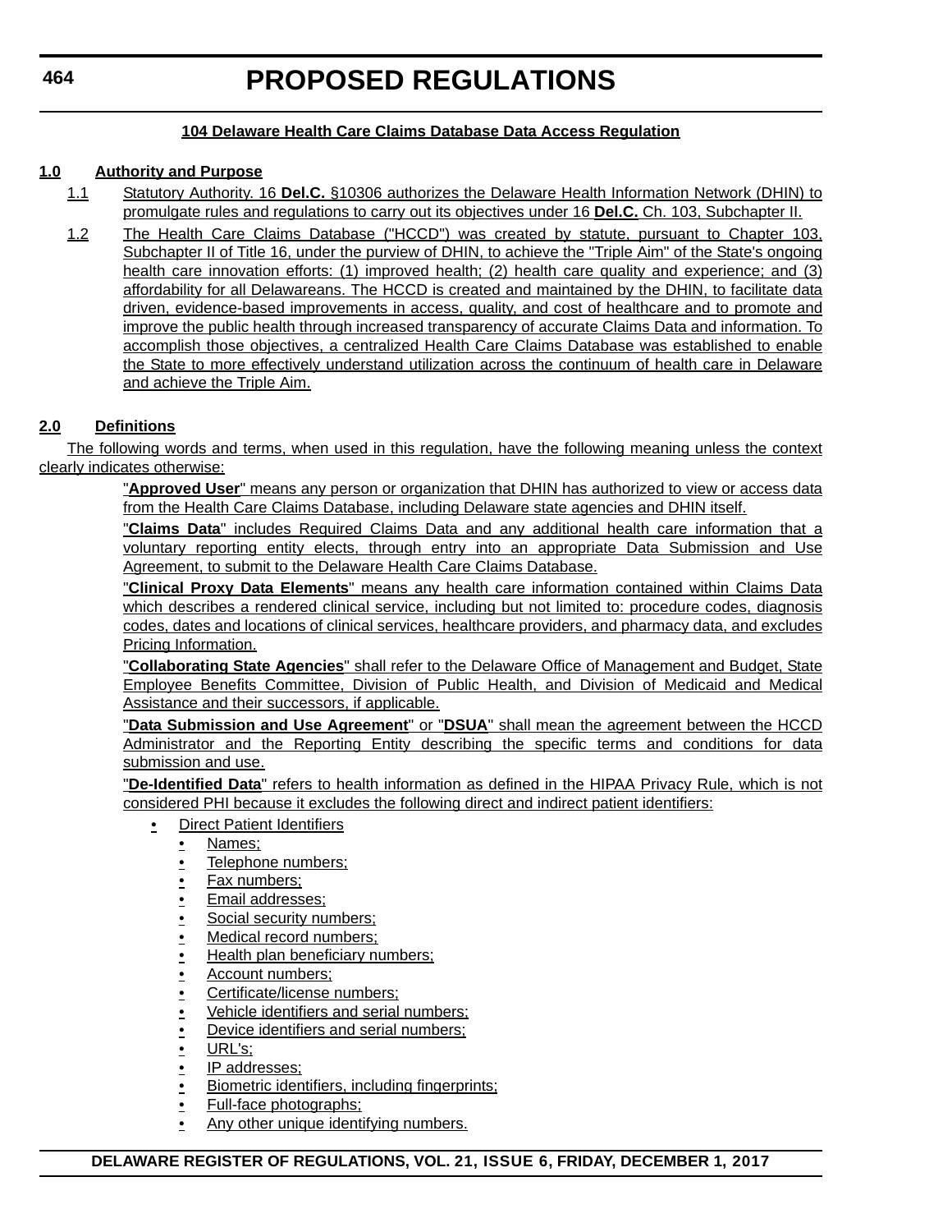# PROPOSED REGULATIONS

## 104 Delaware Health Care Claims Database Data Access Regulation

### 1.0 Authority and Purpose

1.1 Statutory Authority. 16 **Del.C.** §10306 authorizes the Delaware Health Information Network (DHIN) to promulgate rules and regulations to carry out its objectives under 16 **Del.C.** Ch. 103, Subchapter II.

1.2 The Health Care Claims Database ("HCCD") was created by statute, pursuant to Chapter 103, Subchapter II of Title 16, under the purview of DHIN, to achieve the "Triple Aim" of the State's ongoing health care innovation efforts: (1) improved health; (2) health care quality and experience; and (3) affordability for all Delawareans. The HCCD is created and maintained by the DHIN, to facilitate data driven, evidence-based improvements in access, quality, and cost of healthcare and to promote and improve the public health through increased transparency of accurate Claims Data and information. To accomplish those objectives, a centralized Health Care Claims Database was established to enable the State to more effectively understand utilization across the continuum of health care in Delaware and achieve the Triple Aim.

### 2.0 Definitions

The following words and terms, when used in this regulation, have the following meaning unless the context clearly indicates otherwise:

"**Approved User**" means any person or organization that DHIN has authorized to view or access data from the Health Care Claims Database, including Delaware state agencies and DHIN itself.

"**Claims Data**" includes Required Claims Data and any additional health care information that a voluntary reporting entity elects, through entry into an appropriate Data Submission and Use Agreement, to submit to the Delaware Health Care Claims Database.

"**Clinical Proxy Data Elements**" means any health care information contained within Claims Data which describes a rendered clinical service, including but not limited to: procedure codes, diagnosis codes, dates and locations of clinical services, healthcare providers, and pharmacy data, and excludes Pricing Information.

"**Collaborating State Agencies**" shall refer to the Delaware Office of Management and Budget, State Employee Benefits Committee, Division of Public Health, and Division of Medicaid and Medical Assistance and their successors, if applicable.

"**Data Submission and Use Agreement**" or "**DSUA**" shall mean the agreement between the HCCD Administrator and the Reporting Entity describing the specific terms and conditions for data submission and use.

"**De-Identified Data**" refers to health information as defined in the HIPAA Privacy Rule, which is not considered PHI because it excludes the following direct and indirect patient identifiers:

- Direct Patient Identifiers
  - Names;
  - Telephone numbers;
  - Fax numbers;
  - Email addresses;
  - Social security numbers;
  - Medical record numbers;
  - Health plan beneficiary numbers;
  - Account numbers;
  - Certificate/license numbers;
  - Vehicle identifiers and serial numbers;
  - Device identifiers and serial numbers;
  - URL's;
  - IP addresses;
  - Biometric identifiers, including fingerprints;
  - Full-face photographs;
  - Any other unique identifying numbers.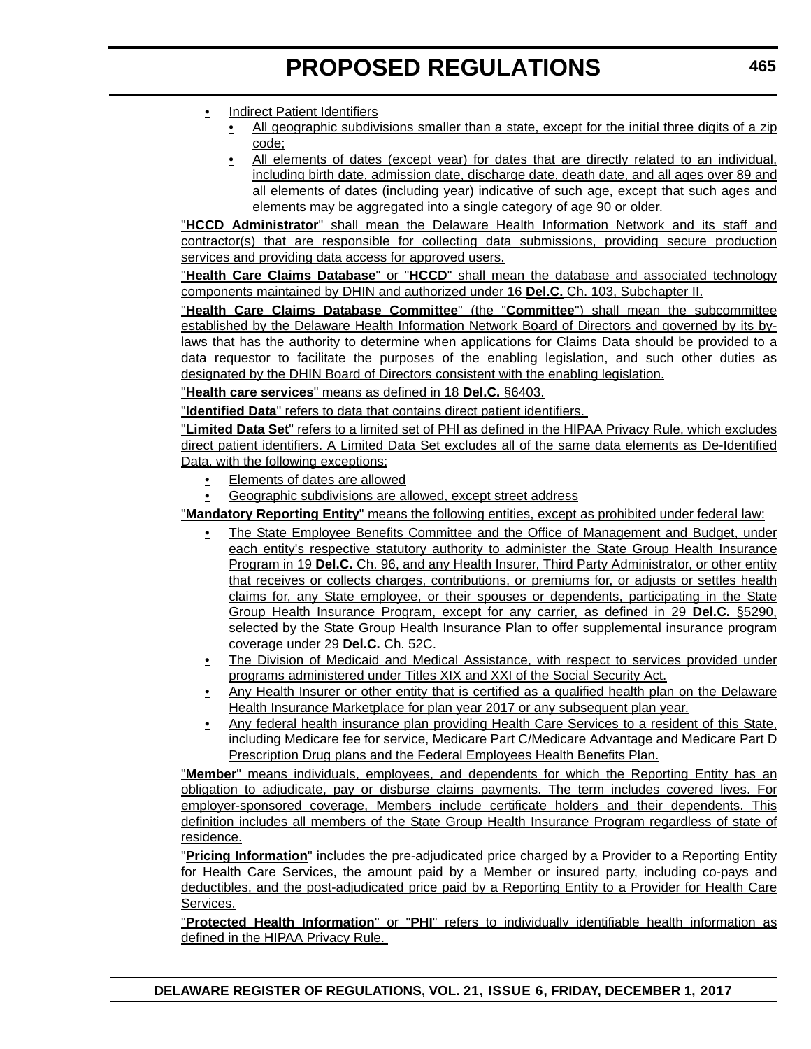- Indirect Patient Identifiers
    - All geographic subdivisions smaller than a state, except for the initial three digits of a zip code;
    - All elements of dates (except year) for dates that are directly related to an individual, including birth date, admission date, discharge date, death date, and all ages over 89 and all elements of dates (including year) indicative of such age, except that such ages and elements may be aggregated into a single category of age 90 or older.

"**HCCD Administrator**" shall mean the Delaware Health Information Network and its staff and contractor(s) that are responsible for collecting data submissions, providing secure production services and providing data access for approved users.

"**Health Care Claims Database**" or "**HCCD**" shall mean the database and associated technology components maintained by DHIN and authorized under 16 **Del.C.** Ch. 103, Subchapter II.

"**Health Care Claims Database Committee**" (the "**Committee**") shall mean the subcommittee established by the Delaware Health Information Network Board of Directors and governed by its by-laws that has the authority to determine when applications for Claims Data should be provided to a data requestor to facilitate the purposes of the enabling legislation, and such other duties as designated by the DHIN Board of Directors consistent with the enabling legislation.

"**Health care services**" means as defined in 18 **Del.C.** §6403.

"**Identified Data**" refers to data that contains direct patient identifiers.

"**Limited Data Set**" refers to a limited set of PHI as defined in the HIPAA Privacy Rule, which excludes direct patient identifiers. A Limited Data Set excludes all of the same data elements as De-Identified Data, with the following exceptions:

- Elements of dates are allowed
- Geographic subdivisions are allowed, except street address

"**Mandatory Reporting Entity**" means the following entities, except as prohibited under federal law:

- The State Employee Benefits Committee and the Office of Management and Budget, under each entity's respective statutory authority to administer the State Group Health Insurance Program in 19 **Del.C.** Ch. 96, and any Health Insurer, Third Party Administrator, or other entity that receives or collects charges, contributions, or premiums for, or adjusts or settles health claims for, any State employee, or their spouses or dependents, participating in the State Group Health Insurance Program, except for any carrier, as defined in 29 **Del.C.** §5290, selected by the State Group Health Insurance Plan to offer supplemental insurance program coverage under 29 **Del.C.** Ch. 52C.
- The Division of Medicaid and Medical Assistance, with respect to services provided under programs administered under Titles XIX and XXI of the Social Security Act.
- Any Health Insurer or other entity that is certified as a qualified health plan on the Delaware Health Insurance Marketplace for plan year 2017 or any subsequent plan year.
- Any federal health insurance plan providing Health Care Services to a resident of this State, including Medicare fee for service, Medicare Part C/Medicare Advantage and Medicare Part D Prescription Drug plans and the Federal Employees Health Benefits Plan.

"**Member**" means individuals, employees, and dependents for which the Reporting Entity has an obligation to adjudicate, pay or disburse claims payments. The term includes covered lives. For employer-sponsored coverage, Members include certificate holders and their dependents. This definition includes all members of the State Group Health Insurance Program regardless of state of residence.

"**Pricing Information**" includes the pre-adjudicated price charged by a Provider to a Reporting Entity for Health Care Services, the amount paid by a Member or insured party, including co-pays and deductibles, and the post-adjudicated price paid by a Reporting Entity to a Provider for Health Care Services.

"**Protected Health Information**" or "**PHI**" refers to individually identifiable health information as defined in the HIPAA Privacy Rule.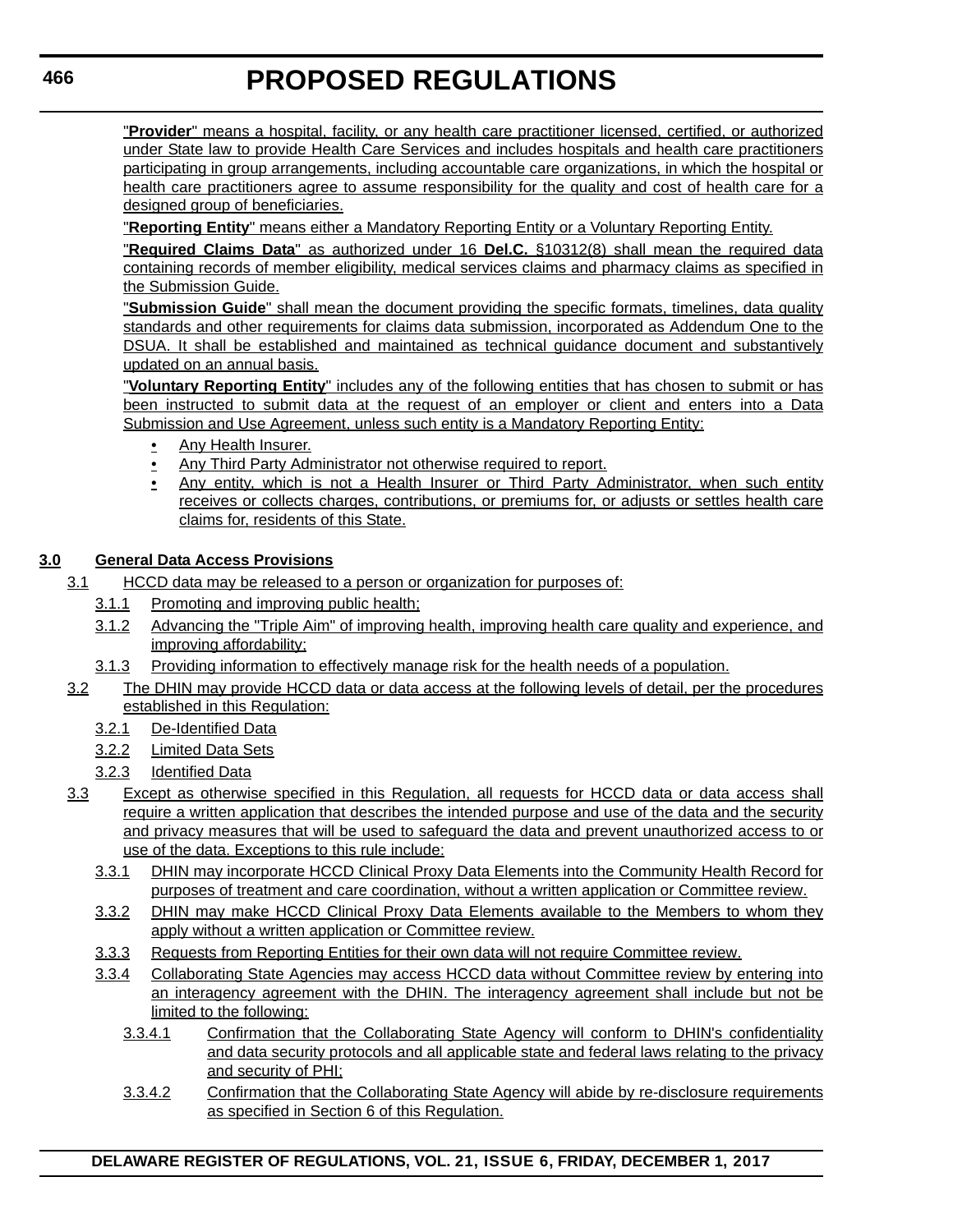"**Provider**" means a hospital, facility, or any health care practitioner licensed, certified, or authorized under State law to provide Health Care Services and includes hospitals and health care practitioners participating in group arrangements, including accountable care organizations, in which the hospital or health care practitioners agree to assume responsibility for the quality and cost of health care for a designed group of beneficiaries.

"**Reporting Entity**" means either a Mandatory Reporting Entity or a Voluntary Reporting Entity.

"**Required Claims Data**" as authorized under 16 **Del.C.** §10312(8) shall mean the required data containing records of member eligibility, medical services claims and pharmacy claims as specified in the Submission Guide.

"**Submission Guide**" shall mean the document providing the specific formats, timelines, data quality standards and other requirements for claims data submission, incorporated as Addendum One to the DSUA. It shall be established and maintained as technical guidance document and substantively updated on an annual basis.

"**Voluntary Reporting Entity**" includes any of the following entities that has chosen to submit or has been instructed to submit data at the request of an employer or client and enters into a Data Submission and Use Agreement, unless such entity is a Mandatory Reporting Entity:

- Any Health Insurer.
- Any Third Party Administrator not otherwise required to report.
- Any entity, which is not a Health Insurer or Third Party Administrator, when such entity receives or collects charges, contributions, or premiums for, or adjusts or settles health care claims for, residents of this State.

**3.0 General Data Access Provisions**

3.1 HCCD data may be released to a person or organization for purposes of:

3.1.1 Promoting and improving public health;

3.1.2 Advancing the "Triple Aim" of improving health, improving health care quality and experience, and improving affordability;

3.1.3 Providing information to effectively manage risk for the health needs of a population.

3.2 The DHIN may provide HCCD data or data access at the following levels of detail, per the procedures established in this Regulation:

3.2.1 De-Identified Data

3.2.2 Limited Data Sets

3.2.3 Identified Data

3.3 Except as otherwise specified in this Regulation, all requests for HCCD data or data access shall require a written application that describes the intended purpose and use of the data and the security and privacy measures that will be used to safeguard the data and prevent unauthorized access to or use of the data. Exceptions to this rule include:

3.3.1 DHIN may incorporate HCCD Clinical Proxy Data Elements into the Community Health Record for purposes of treatment and care coordination, without a written application or Committee review.

3.3.2 DHIN may make HCCD Clinical Proxy Data Elements available to the Members to whom they apply without a written application or Committee review.

3.3.3 Requests from Reporting Entities for their own data will not require Committee review.

3.3.4 Collaborating State Agencies may access HCCD data without Committee review by entering into an interagency agreement with the DHIN. The interagency agreement shall include but not be limited to the following:

3.3.4.1 Confirmation that the Collaborating State Agency will conform to DHIN's confidentiality and data security protocols and all applicable state and federal laws relating to the privacy and security of PHI;

3.3.4.2 Confirmation that the Collaborating State Agency will abide by re-disclosure requirements as specified in Section 6 of this Regulation.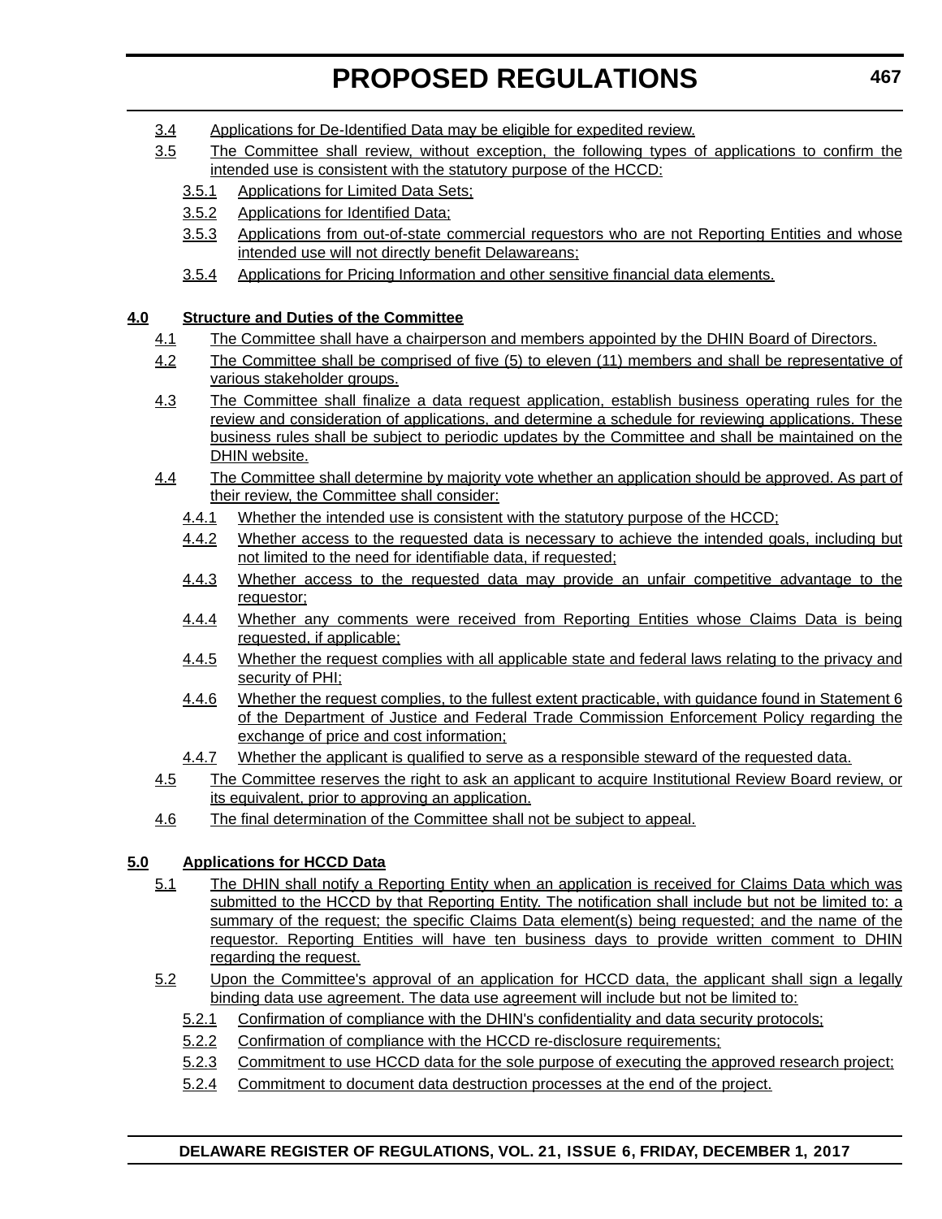3.4 Applications for De-Identified Data may be eligible for expedited review.

3.5 The Committee shall review, without exception, the following types of applications to confirm the intended use is consistent with the statutory purpose of the HCCD:

- 3.5.1 Applications for Limited Data Sets;
- 3.5.2 Applications for Identified Data;
- 3.5.3 Applications from out-of-state commercial requestors who are not Reporting Entities and whose intended use will not directly benefit Delawareans;
- 3.5.4 Applications for Pricing Information and other sensitive financial data elements.

**4.0 Structure and Duties of the Committee**

4.1 The Committee shall have a chairperson and members appointed by the DHIN Board of Directors.

4.2 The Committee shall be comprised of five (5) to eleven (11) members and shall be representative of various stakeholder groups.

4.3 The Committee shall finalize a data request application, establish business operating rules for the review and consideration of applications, and determine a schedule for reviewing applications. These business rules shall be subject to periodic updates by the Committee and shall be maintained on the DHIN website.

4.4 The Committee shall determine by majority vote whether an application should be approved. As part of their review, the Committee shall consider:

- 4.4.1 Whether the intended use is consistent with the statutory purpose of the HCCD;
- 4.4.2 Whether access to the requested data is necessary to achieve the intended goals, including but not limited to the need for identifiable data, if requested;
- 4.4.3 Whether access to the requested data may provide an unfair competitive advantage to the requestor;
- 4.4.4 Whether any comments were received from Reporting Entities whose Claims Data is being requested, if applicable;
- 4.4.5 Whether the request complies with all applicable state and federal laws relating to the privacy and security of PHI;
- 4.4.6 Whether the request complies, to the fullest extent practicable, with guidance found in Statement 6 of the Department of Justice and Federal Trade Commission Enforcement Policy regarding the exchange of price and cost information;
- 4.4.7 Whether the applicant is qualified to serve as a responsible steward of the requested data.

4.5 The Committee reserves the right to ask an applicant to acquire Institutional Review Board review, or its equivalent, prior to approving an application.

4.6 The final determination of the Committee shall not be subject to appeal.

**5.0 Applications for HCCD Data**

5.1 The DHIN shall notify a Reporting Entity when an application is received for Claims Data which was submitted to the HCCD by that Reporting Entity. The notification shall include but not be limited to: a summary of the request; the specific Claims Data element(s) being requested; and the name of the requestor. Reporting Entities will have ten business days to provide written comment to DHIN regarding the request.

5.2 Upon the Committee's approval of an application for HCCD data, the applicant shall sign a legally binding data use agreement. The data use agreement will include but not be limited to:

- 5.2.1 Confirmation of compliance with the DHIN's confidentiality and data security protocols;
- 5.2.2 Confirmation of compliance with the HCCD re-disclosure requirements;
- 5.2.3 Commitment to use HCCD data for the sole purpose of executing the approved research project;
- 5.2.4 Commitment to document data destruction processes at the end of the project.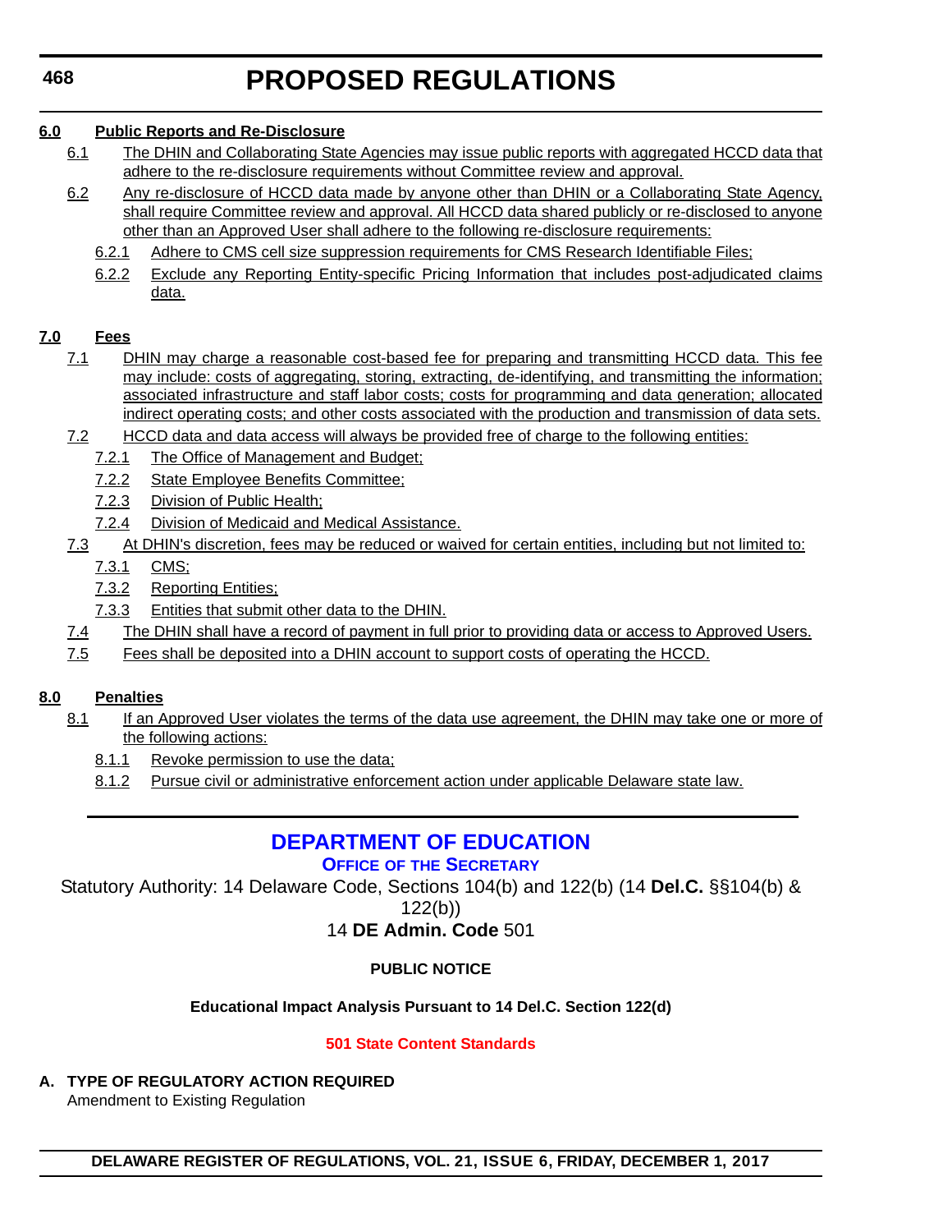**6.0 Public Reports and Re-Disclosure**

6.1 The DHIN and Collaborating State Agencies may issue public reports with aggregated HCCD data that adhere to the re-disclosure requirements without Committee review and approval.

6.2 Any re-disclosure of HCCD data made by anyone other than DHIN or a Collaborating State Agency, shall require Committee review and approval. All HCCD data shared publicly or re-disclosed to anyone other than an Approved User shall adhere to the following re-disclosure requirements:

6.2.1 Adhere to CMS cell size suppression requirements for CMS Research Identifiable Files;

6.2.2 Exclude any Reporting Entity-specific Pricing Information that includes post-adjudicated claims data.

**7.0 Fees**

7.1 DHIN may charge a reasonable cost-based fee for preparing and transmitting HCCD data. This fee may include: costs of aggregating, storing, extracting, de-identifying, and transmitting the information; associated infrastructure and staff labor costs; costs for programming and data generation; allocated indirect operating costs; and other costs associated with the production and transmission of data sets.

7.2 HCCD data and data access will always be provided free of charge to the following entities:

7.2.1 The Office of Management and Budget;

7.2.2 State Employee Benefits Committee;

7.2.3 Division of Public Health;

7.2.4 Division of Medicaid and Medical Assistance.

7.3 At DHIN's discretion, fees may be reduced or waived for certain entities, including but not limited to:

7.3.1 CMS;

7.3.2 Reporting Entities;

7.3.3 Entities that submit other data to the DHIN.

7.4 The DHIN shall have a record of payment in full prior to providing data or access to Approved Users.

7.5 Fees shall be deposited into a DHIN account to support costs of operating the HCCD.

**8.0 Penalties**

8.1 If an Approved User violates the terms of the data use agreement, the DHIN may take one or more of the following actions:

8.1.1 Revoke permission to use the data;

8.1.2 Pursue civil or administrative enforcement action under applicable Delaware state law.

---

# DEPARTMENT OF EDUCATION

## OFFICE OF THE SECRETARY

Statutory Authority: 14 Delaware Code, Sections 104(b) and 122(b) (14 **Del.C.** §§104(b) & 122(b))

14 **DE Admin. Code** 501

**PUBLIC NOTICE**

**Educational Impact Analysis Pursuant to 14 Del.C. Section 122(d)**

**501 State Content Standards**

**A. TYPE OF REGULATORY ACTION REQUIRED**

Amendment to Existing Regulation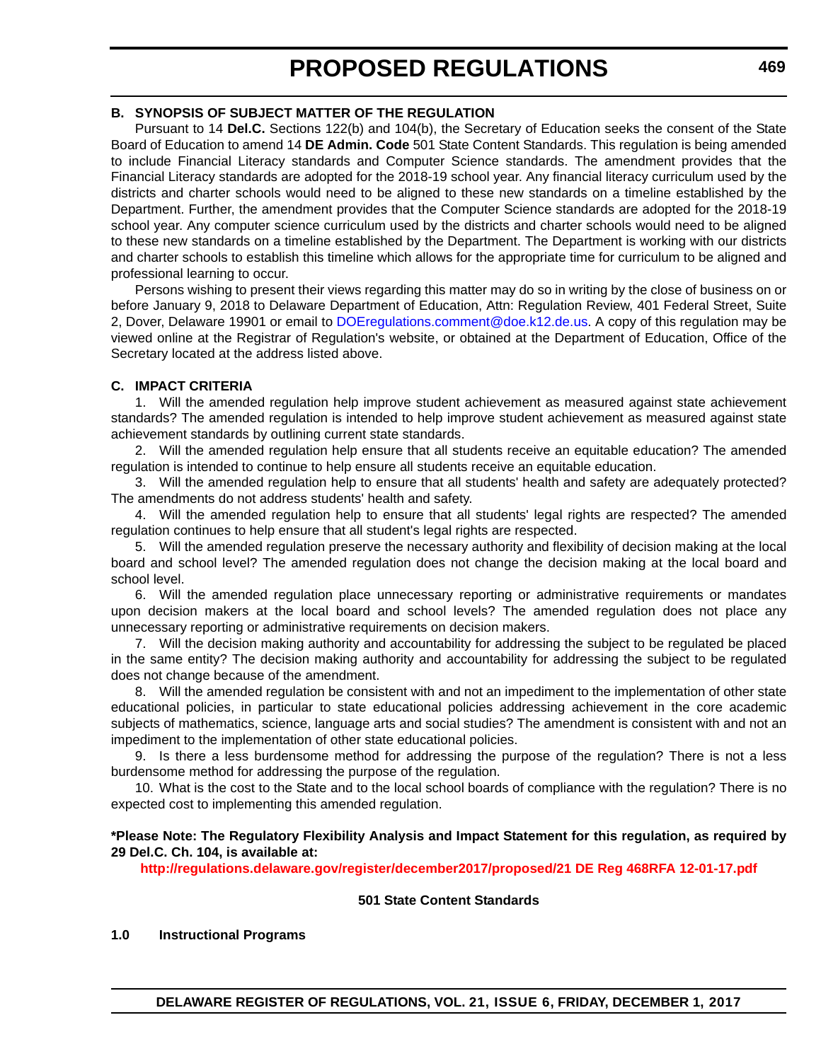### B. SYNOPSIS OF SUBJECT MATTER OF THE REGULATION

Pursuant to 14 **Del.C.** Sections 122(b) and 104(b), the Secretary of Education seeks the consent of the State Board of Education to amend 14 **DE Admin. Code** 501 State Content Standards. This regulation is being amended to include Financial Literacy standards and Computer Science standards. The amendment provides that the Financial Literacy standards are adopted for the 2018-19 school year. Any financial literacy curriculum used by the districts and charter schools would need to be aligned to these new standards on a timeline established by the Department. Further, the amendment provides that the Computer Science standards are adopted for the 2018-19 school year. Any computer science curriculum used by the districts and charter schools would need to be aligned to these new standards on a timeline established by the Department. The Department is working with our districts and charter schools to establish this timeline which allows for the appropriate time for curriculum to be aligned and professional learning to occur.

Persons wishing to present their views regarding this matter may do so in writing by the close of business on or before January 9, 2018 to Delaware Department of Education, Attn: Regulation Review, 401 Federal Street, Suite 2, Dover, Delaware 19901 or email to DOEregulations.comment@doe.k12.de.us. A copy of this regulation may be viewed online at the Registrar of Regulation's website, or obtained at the Department of Education, Office of the Secretary located at the address listed above.

### C. IMPACT CRITERIA

1. Will the amended regulation help improve student achievement as measured against state achievement standards? The amended regulation is intended to help improve student achievement as measured against state achievement standards by outlining current state standards.

2. Will the amended regulation help ensure that all students receive an equitable education? The amended regulation is intended to continue to help ensure all students receive an equitable education.

3. Will the amended regulation help to ensure that all students' health and safety are adequately protected? The amendments do not address students' health and safety.

4. Will the amended regulation help to ensure that all students' legal rights are respected? The amended regulation continues to help ensure that all student's legal rights are respected.

5. Will the amended regulation preserve the necessary authority and flexibility of decision making at the local board and school level? The amended regulation does not change the decision making at the local board and school level.

6. Will the amended regulation place unnecessary reporting or administrative requirements or mandates upon decision makers at the local board and school levels? The amended regulation does not place any unnecessary reporting or administrative requirements on decision makers.

7. Will the decision making authority and accountability for addressing the subject to be regulated be placed in the same entity? The decision making authority and accountability for addressing the subject to be regulated does not change because of the amendment.

8. Will the amended regulation be consistent with and not an impediment to the implementation of other state educational policies, in particular to state educational policies addressing achievement in the core academic subjects of mathematics, science, language arts and social studies? The amendment is consistent with and not an impediment to the implementation of other state educational policies.

9. Is there a less burdensome method for addressing the purpose of the regulation? There is not a less burdensome method for addressing the purpose of the regulation.

10. What is the cost to the State and to the local school boards of compliance with the regulation? There is no expected cost to implementing this amended regulation.

**\*Please Note: The Regulatory Flexibility Analysis and Impact Statement for this regulation, as required by 29 Del.C. Ch. 104, is available at:**

**http://regulations.delaware.gov/register/december2017/proposed/21 DE Reg 468RFA 12-01-17.pdf**

**501 State Content Standards**

**1.0 Instructional Programs**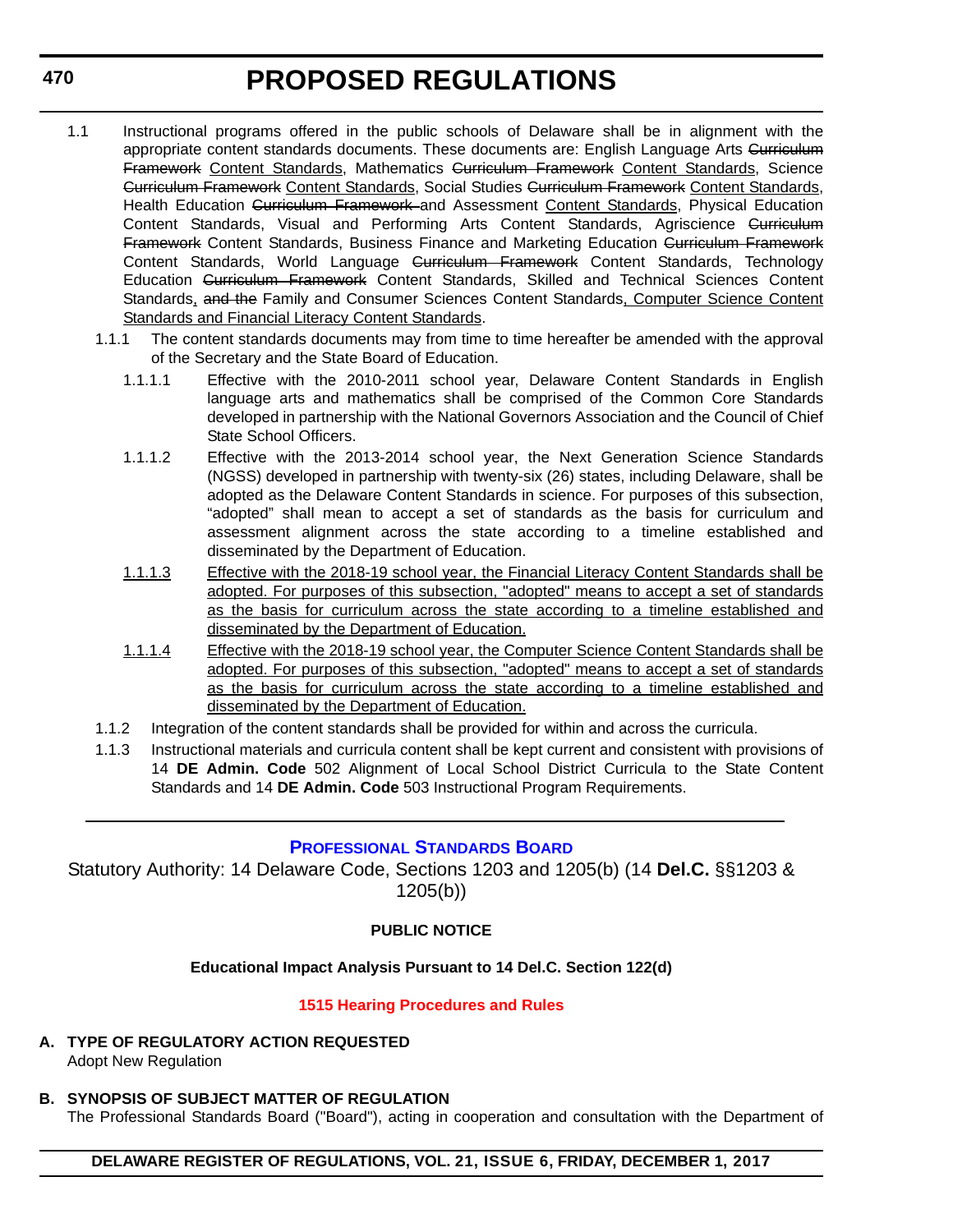1.1 Instructional programs offered in the public schools of Delaware shall be in alignment with the appropriate content standards documents. These documents are: English Language Arts ~~Curriculum Framework~~ Content Standards, Mathematics ~~Curriculum Framework~~ Content Standards, Science ~~Curriculum Framework~~ Content Standards, Social Studies ~~Curriculum Framework~~ Content Standards, Health Education ~~Curriculum Framework~~ and Assessment Content Standards, Physical Education Content Standards, Visual and Performing Arts Content Standards, Agriscience ~~Curriculum Framework~~ Content Standards, Business Finance and Marketing Education ~~Curriculum Framework~~ Content Standards, World Language ~~Curriculum Framework~~ Content Standards, Technology Education ~~Curriculum Framework~~ Content Standards, Skilled and Technical Sciences Content Standards, ~~and the~~ Family and Consumer Sciences Content Standards, Computer Science Content Standards and Financial Literacy Content Standards.

1.1.1 The content standards documents may from time to time hereafter be amended with the approval of the Secretary and the State Board of Education.

1.1.1.1 Effective with the 2010-2011 school year, Delaware Content Standards in English language arts and mathematics shall be comprised of the Common Core Standards developed in partnership with the National Governors Association and the Council of Chief State School Officers.

1.1.1.2 Effective with the 2013-2014 school year, the Next Generation Science Standards (NGSS) developed in partnership with twenty-six (26) states, including Delaware, shall be adopted as the Delaware Content Standards in science. For purposes of this subsection, "adopted" shall mean to accept a set of standards as the basis for curriculum and assessment alignment across the state according to a timeline established and disseminated by the Department of Education.

1.1.1.3 Effective with the 2018-19 school year, the Financial Literacy Content Standards shall be adopted. For purposes of this subsection, "adopted" means to accept a set of standards as the basis for curriculum across the state according to a timeline established and disseminated by the Department of Education.

1.1.1.4 Effective with the 2018-19 school year, the Computer Science Content Standards shall be adopted. For purposes of this subsection, "adopted" means to accept a set of standards as the basis for curriculum across the state according to a timeline established and disseminated by the Department of Education.

1.1.2 Integration of the content standards shall be provided for within and across the curricula.

1.1.3 Instructional materials and curricula content shall be kept current and consistent with provisions of 14 **DE Admin. Code** 502 Alignment of Local School District Curricula to the State Content Standards and 14 **DE Admin. Code** 503 Instructional Program Requirements.

---

## PROFESSIONAL STANDARDS BOARD

Statutory Authority: 14 Delaware Code, Sections 1203 and 1205(b) (14 **Del.C.** §§1203 & 1205(b))

**PUBLIC NOTICE**

**Educational Impact Analysis Pursuant to 14 Del.C. Section 122(d)**

### 1515 Hearing Procedures and Rules

**A. TYPE OF REGULATORY ACTION REQUESTED**

Adopt New Regulation

**B. SYNOPSIS OF SUBJECT MATTER OF REGULATION**

The Professional Standards Board ("Board"), acting in cooperation and consultation with the Department of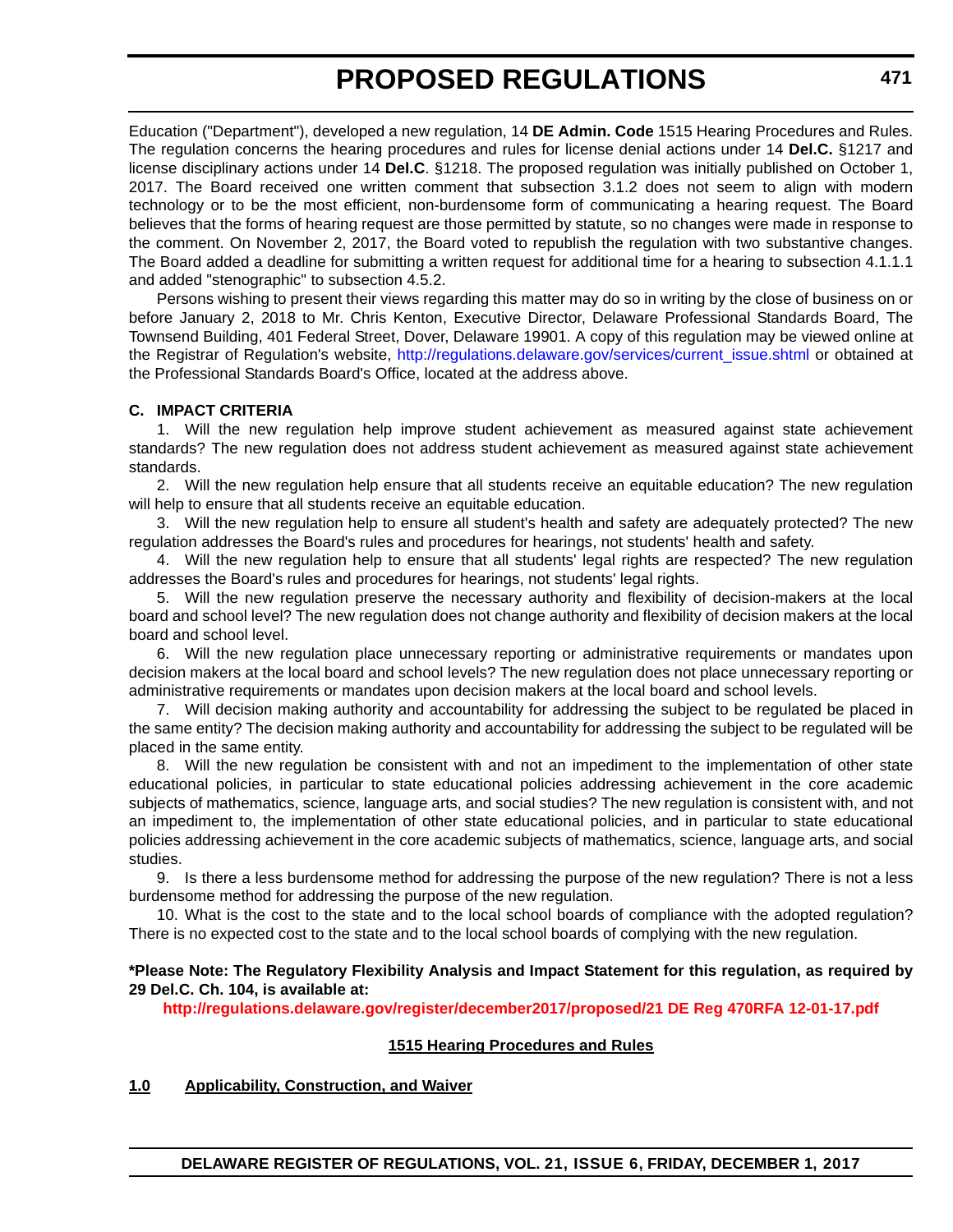Education ("Department"), developed a new regulation, 14 **DE Admin. Code** 1515 Hearing Procedures and Rules. The regulation concerns the hearing procedures and rules for license denial actions under 14 **Del.C.** §1217 and license disciplinary actions under 14 **Del.C**. §1218. The proposed regulation was initially published on October 1, 2017. The Board received one written comment that subsection 3.1.2 does not seem to align with modern technology or to be the most efficient, non-burdensome form of communicating a hearing request. The Board believes that the forms of hearing request are those permitted by statute, so no changes were made in response to the comment. On November 2, 2017, the Board voted to republish the regulation with two substantive changes. The Board added a deadline for submitting a written request for additional time for a hearing to subsection 4.1.1.1 and added "stenographic" to subsection 4.5.2.

Persons wishing to present their views regarding this matter may do so in writing by the close of business on or before January 2, 2018 to Mr. Chris Kenton, Executive Director, Delaware Professional Standards Board, The Townsend Building, 401 Federal Street, Dover, Delaware 19901. A copy of this regulation may be viewed online at the Registrar of Regulation's website, http://regulations.delaware.gov/services/current_issue.shtml or obtained at the Professional Standards Board's Office, located at the address above.

**C. IMPACT CRITERIA**

1. Will the new regulation help improve student achievement as measured against state achievement standards? The new regulation does not address student achievement as measured against state achievement standards.

2. Will the new regulation help ensure that all students receive an equitable education? The new regulation will help to ensure that all students receive an equitable education.

3. Will the new regulation help to ensure all student's health and safety are adequately protected? The new regulation addresses the Board's rules and procedures for hearings, not students' health and safety.

4. Will the new regulation help to ensure that all students' legal rights are respected? The new regulation addresses the Board's rules and procedures for hearings, not students' legal rights.

5. Will the new regulation preserve the necessary authority and flexibility of decision-makers at the local board and school level? The new regulation does not change authority and flexibility of decision makers at the local board and school level.

6. Will the new regulation place unnecessary reporting or administrative requirements or mandates upon decision makers at the local board and school levels? The new regulation does not place unnecessary reporting or administrative requirements or mandates upon decision makers at the local board and school levels.

7. Will decision making authority and accountability for addressing the subject to be regulated be placed in the same entity? The decision making authority and accountability for addressing the subject to be regulated will be placed in the same entity.

8. Will the new regulation be consistent with and not an impediment to the implementation of other state educational policies, in particular to state educational policies addressing achievement in the core academic subjects of mathematics, science, language arts, and social studies? The new regulation is consistent with, and not an impediment to, the implementation of other state educational policies, and in particular to state educational policies addressing achievement in the core academic subjects of mathematics, science, language arts, and social studies.

9. Is there a less burdensome method for addressing the purpose of the new regulation? There is not a less burdensome method for addressing the purpose of the new regulation.

10. What is the cost to the state and to the local school boards of compliance with the adopted regulation? There is no expected cost to the state and to the local school boards of complying with the new regulation.

**\*Please Note: The Regulatory Flexibility Analysis and Impact Statement for this regulation, as required by 29 Del.C. Ch. 104, is available at:**

**http://regulations.delaware.gov/register/december2017/proposed/21 DE Reg 470RFA 12-01-17.pdf**

**1515 Hearing Procedures and Rules**

**1.0 Applicability, Construction, and Waiver**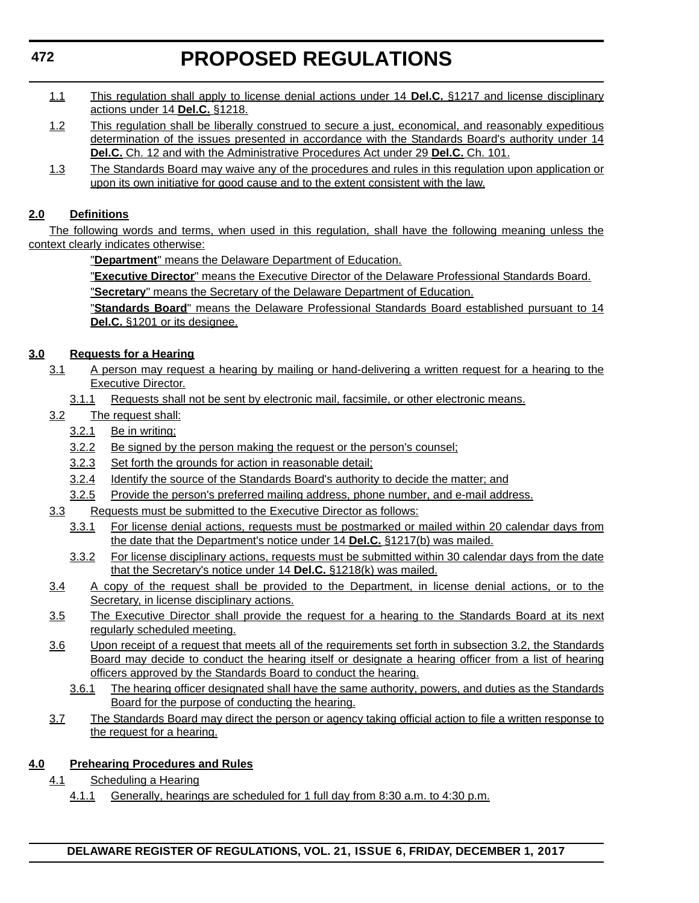1.1 This regulation shall apply to license denial actions under 14 **Del.C.** §1217 and license disciplinary actions under 14 **Del.C.** §1218.

1.2 This regulation shall be liberally construed to secure a just, economical, and reasonably expeditious determination of the issues presented in accordance with the Standards Board's authority under 14 **Del.C.** Ch. 12 and with the Administrative Procedures Act under 29 **Del.C.** Ch. 101.

1.3 The Standards Board may waive any of the procedures and rules in this regulation upon application or upon its own initiative for good cause and to the extent consistent with the law.

**2.0 Definitions**

The following words and terms, when used in this regulation, shall have the following meaning unless the context clearly indicates otherwise:

"**Department**" means the Delaware Department of Education.

"**Executive Director**" means the Executive Director of the Delaware Professional Standards Board.

"**Secretary**" means the Secretary of the Delaware Department of Education.

"**Standards Board**" means the Delaware Professional Standards Board established pursuant to 14 **Del.C.** §1201 or its designee.

**3.0 Requests for a Hearing**

3.1 A person may request a hearing by mailing or hand-delivering a written request for a hearing to the Executive Director.

3.1.1 Requests shall not be sent by electronic mail, facsimile, or other electronic means.

3.2 The request shall:

3.2.1 Be in writing;

3.2.2 Be signed by the person making the request or the person's counsel;

3.2.3 Set forth the grounds for action in reasonable detail;

3.2.4 Identify the source of the Standards Board's authority to decide the matter; and

3.2.5 Provide the person's preferred mailing address, phone number, and e-mail address.

3.3 Requests must be submitted to the Executive Director as follows:

3.3.1 For license denial actions, requests must be postmarked or mailed within 20 calendar days from the date that the Department's notice under 14 **Del.C.** §1217(b) was mailed.

3.3.2 For license disciplinary actions, requests must be submitted within 30 calendar days from the date that the Secretary's notice under 14 **Del.C.** §1218(k) was mailed.

3.4 A copy of the request shall be provided to the Department, in license denial actions, or to the Secretary, in license disciplinary actions.

3.5 The Executive Director shall provide the request for a hearing to the Standards Board at its next regularly scheduled meeting.

3.6 Upon receipt of a request that meets all of the requirements set forth in subsection 3.2, the Standards Board may decide to conduct the hearing itself or designate a hearing officer from a list of hearing officers approved by the Standards Board to conduct the hearing.

3.6.1 The hearing officer designated shall have the same authority, powers, and duties as the Standards Board for the purpose of conducting the hearing.

3.7 The Standards Board may direct the person or agency taking official action to file a written response to the request for a hearing.

**4.0 Prehearing Procedures and Rules**

4.1 Scheduling a Hearing

4.1.1 Generally, hearings are scheduled for 1 full day from 8:30 a.m. to 4:30 p.m.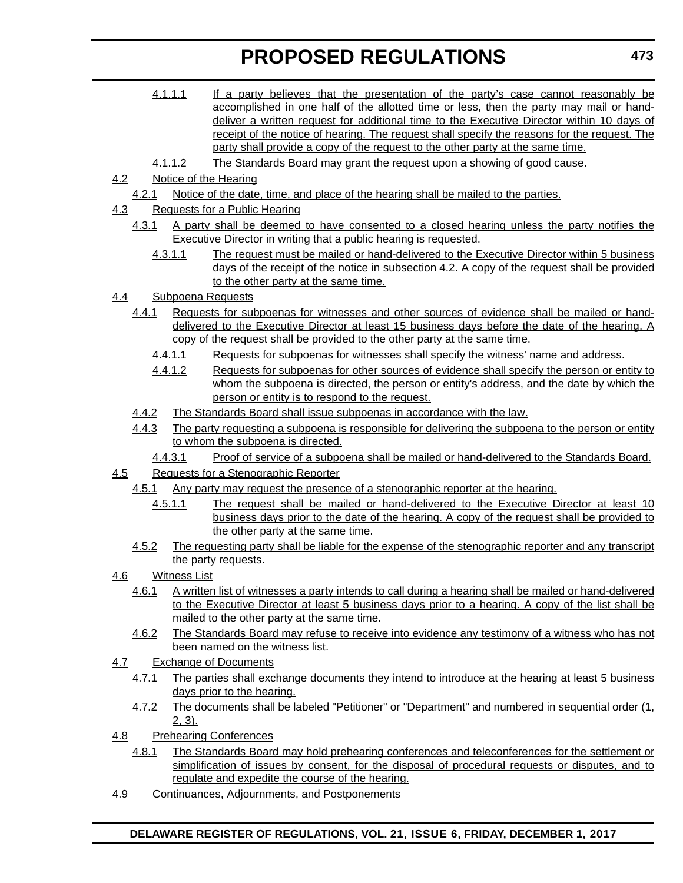4.1.1.1 If a party believes that the presentation of the party's case cannot reasonably be accomplished in one half of the allotted time or less, then the party may mail or hand-deliver a written request for additional time to the Executive Director within 10 days of receipt of the notice of hearing. The request shall specify the reasons for the request. The party shall provide a copy of the request to the other party at the same time.

4.1.1.2 The Standards Board may grant the request upon a showing of good cause.

4.2 Notice of the Hearing

4.2.1 Notice of the date, time, and place of the hearing shall be mailed to the parties.

4.3 Requests for a Public Hearing

4.3.1 A party shall be deemed to have consented to a closed hearing unless the party notifies the Executive Director in writing that a public hearing is requested.

4.3.1.1 The request must be mailed or hand-delivered to the Executive Director within 5 business days of the receipt of the notice in subsection 4.2. A copy of the request shall be provided to the other party at the same time.

4.4 Subpoena Requests

4.4.1 Requests for subpoenas for witnesses and other sources of evidence shall be mailed or hand-delivered to the Executive Director at least 15 business days before the date of the hearing. A copy of the request shall be provided to the other party at the same time.

4.4.1.1 Requests for subpoenas for witnesses shall specify the witness' name and address.

4.4.1.2 Requests for subpoenas for other sources of evidence shall specify the person or entity to whom the subpoena is directed, the person or entity's address, and the date by which the person or entity is to respond to the request.

4.4.2 The Standards Board shall issue subpoenas in accordance with the law.

4.4.3 The party requesting a subpoena is responsible for delivering the subpoena to the person or entity to whom the subpoena is directed.

4.4.3.1 Proof of service of a subpoena shall be mailed or hand-delivered to the Standards Board.

4.5 Requests for a Stenographic Reporter

4.5.1 Any party may request the presence of a stenographic reporter at the hearing.

4.5.1.1 The request shall be mailed or hand-delivered to the Executive Director at least 10 business days prior to the date of the hearing. A copy of the request shall be provided to the other party at the same time.

4.5.2 The requesting party shall be liable for the expense of the stenographic reporter and any transcript the party requests.

4.6 Witness List

4.6.1 A written list of witnesses a party intends to call during a hearing shall be mailed or hand-delivered to the Executive Director at least 5 business days prior to a hearing. A copy of the list shall be mailed to the other party at the same time.

4.6.2 The Standards Board may refuse to receive into evidence any testimony of a witness who has not been named on the witness list.

4.7 Exchange of Documents

4.7.1 The parties shall exchange documents they intend to introduce at the hearing at least 5 business days prior to the hearing.

4.7.2 The documents shall be labeled "Petitioner" or "Department" and numbered in sequential order (1, 2, 3).

4.8 Prehearing Conferences

4.8.1 The Standards Board may hold prehearing conferences and teleconferences for the settlement or simplification of issues by consent, for the disposal of procedural requests or disputes, and to regulate and expedite the course of the hearing.

4.9 Continuances, Adjournments, and Postponements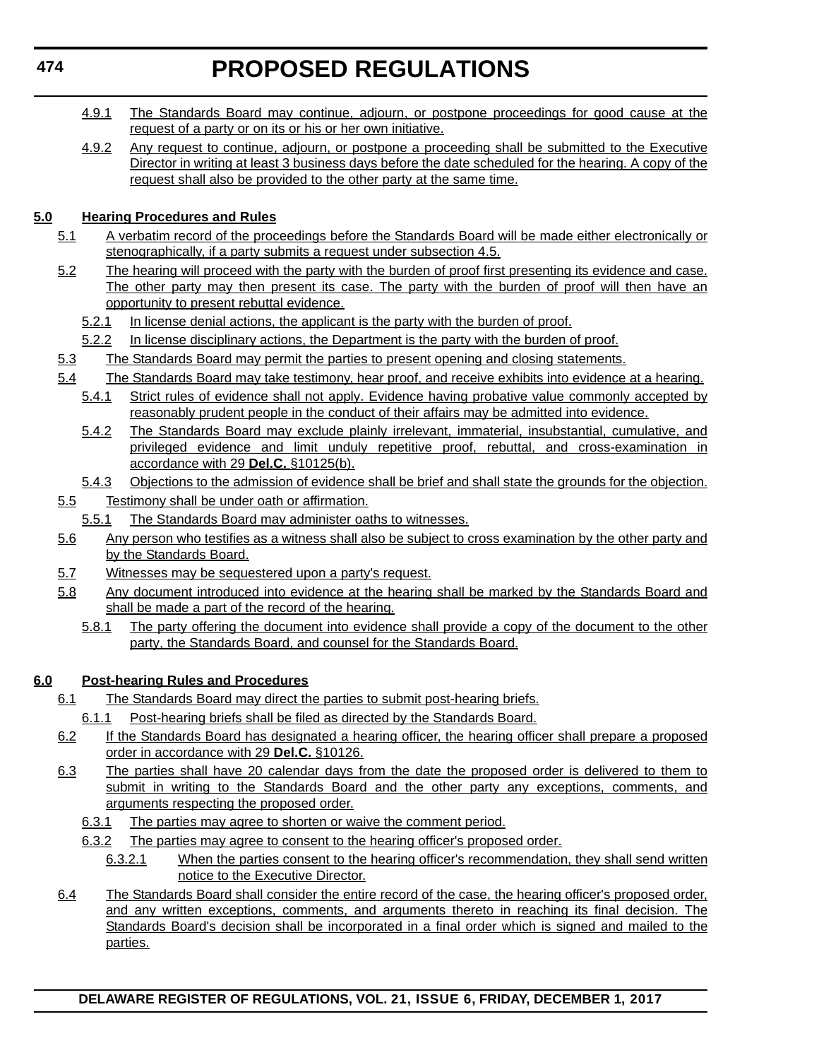4.9.1 The Standards Board may continue, adjourn, or postpone proceedings for good cause at the request of a party or on its or his or her own initiative.

4.9.2 Any request to continue, adjourn, or postpone a proceeding shall be submitted to the Executive Director in writing at least 3 business days before the date scheduled for the hearing. A copy of the request shall also be provided to the other party at the same time.

**5.0 Hearing Procedures and Rules**

5.1 A verbatim record of the proceedings before the Standards Board will be made either electronically or stenographically, if a party submits a request under subsection 4.5.

5.2 The hearing will proceed with the party with the burden of proof first presenting its evidence and case. The other party may then present its case. The party with the burden of proof will then have an opportunity to present rebuttal evidence.

5.2.1 In license denial actions, the applicant is the party with the burden of proof.

5.2.2 In license disciplinary actions, the Department is the party with the burden of proof.

5.3 The Standards Board may permit the parties to present opening and closing statements.

5.4 The Standards Board may take testimony, hear proof, and receive exhibits into evidence at a hearing.

5.4.1 Strict rules of evidence shall not apply. Evidence having probative value commonly accepted by reasonably prudent people in the conduct of their affairs may be admitted into evidence.

5.4.2 The Standards Board may exclude plainly irrelevant, immaterial, insubstantial, cumulative, and privileged evidence and limit unduly repetitive proof, rebuttal, and cross-examination in accordance with 29 **Del.C.** §10125(b).

5.4.3 Objections to the admission of evidence shall be brief and shall state the grounds for the objection.

5.5 Testimony shall be under oath or affirmation.

5.5.1 The Standards Board may administer oaths to witnesses.

5.6 Any person who testifies as a witness shall also be subject to cross examination by the other party and by the Standards Board.

5.7 Witnesses may be sequestered upon a party's request.

5.8 Any document introduced into evidence at the hearing shall be marked by the Standards Board and shall be made a part of the record of the hearing.

5.8.1 The party offering the document into evidence shall provide a copy of the document to the other party, the Standards Board, and counsel for the Standards Board.

**6.0 Post-hearing Rules and Procedures**

6.1 The Standards Board may direct the parties to submit post-hearing briefs.

6.1.1 Post-hearing briefs shall be filed as directed by the Standards Board.

6.2 If the Standards Board has designated a hearing officer, the hearing officer shall prepare a proposed order in accordance with 29 **Del.C.** §10126.

6.3 The parties shall have 20 calendar days from the date the proposed order is delivered to them to submit in writing to the Standards Board and the other party any exceptions, comments, and arguments respecting the proposed order.

6.3.1 The parties may agree to shorten or waive the comment period.

6.3.2 The parties may agree to consent to the hearing officer's proposed order.

6.3.2.1 When the parties consent to the hearing officer's recommendation, they shall send written notice to the Executive Director.

6.4 The Standards Board shall consider the entire record of the case, the hearing officer's proposed order, and any written exceptions, comments, and arguments thereto in reaching its final decision. The Standards Board's decision shall be incorporated in a final order which is signed and mailed to the parties.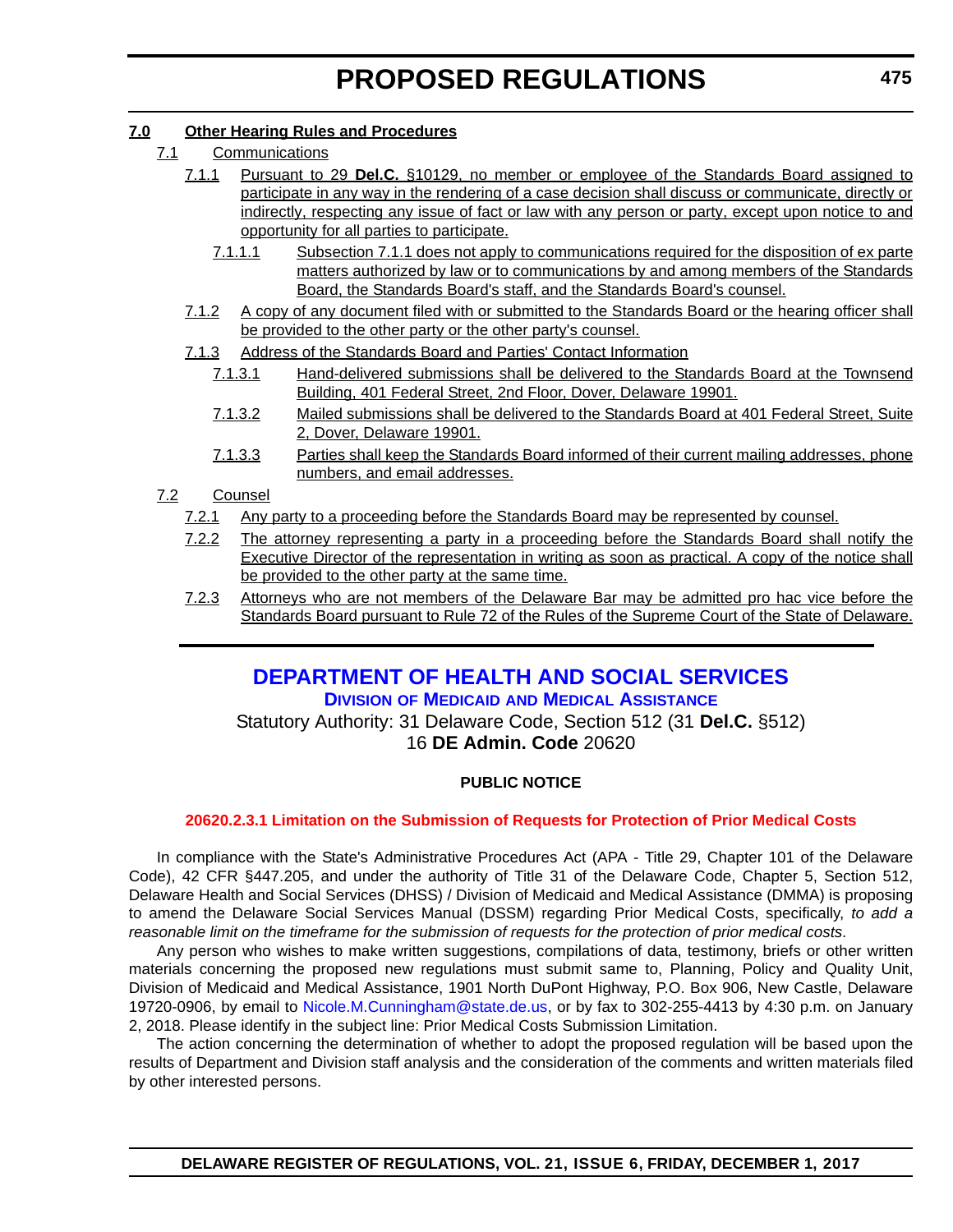**7.0 Other Hearing Rules and Procedures**

7.1 Communications

7.1.1 Pursuant to 29 **Del.C.** §10129, no member or employee of the Standards Board assigned to participate in any way in the rendering of a case decision shall discuss or communicate, directly or indirectly, respecting any issue of fact or law with any person or party, except upon notice to and opportunity for all parties to participate.

7.1.1.1 Subsection 7.1.1 does not apply to communications required for the disposition of ex parte matters authorized by law or to communications by and among members of the Standards Board, the Standards Board's staff, and the Standards Board's counsel.

7.1.2 A copy of any document filed with or submitted to the Standards Board or the hearing officer shall be provided to the other party or the other party's counsel.

7.1.3 Address of the Standards Board and Parties' Contact Information

7.1.3.1 Hand-delivered submissions shall be delivered to the Standards Board at the Townsend Building, 401 Federal Street, 2nd Floor, Dover, Delaware 19901.

7.1.3.2 Mailed submissions shall be delivered to the Standards Board at 401 Federal Street, Suite 2, Dover, Delaware 19901.

7.1.3.3 Parties shall keep the Standards Board informed of their current mailing addresses, phone numbers, and email addresses.

7.2 Counsel

7.2.1 Any party to a proceeding before the Standards Board may be represented by counsel.

7.2.2 The attorney representing a party in a proceeding before the Standards Board shall notify the Executive Director of the representation in writing as soon as practical. A copy of the notice shall be provided to the other party at the same time.

7.2.3 Attorneys who are not members of the Delaware Bar may be admitted pro hac vice before the Standards Board pursuant to Rule 72 of the Rules of the Supreme Court of the State of Delaware.

# DEPARTMENT OF HEALTH AND SOCIAL SERVICES

## DIVISION OF MEDICAID AND MEDICAL ASSISTANCE

Statutory Authority: 31 Delaware Code, Section 512 (31 **Del.C.** §512)
16 **DE Admin. Code** 20620

### PUBLIC NOTICE

### 20620.2.3.1 Limitation on the Submission of Requests for Protection of Prior Medical Costs

In compliance with the State's Administrative Procedures Act (APA - Title 29, Chapter 101 of the Delaware Code), 42 CFR §447.205, and under the authority of Title 31 of the Delaware Code, Chapter 5, Section 512, Delaware Health and Social Services (DHSS) / Division of Medicaid and Medical Assistance (DMMA) is proposing to amend the Delaware Social Services Manual (DSSM) regarding Prior Medical Costs, specifically, *to add a reasonable limit on the timeframe for the submission of requests for the protection of prior medical costs*.

Any person who wishes to make written suggestions, compilations of data, testimony, briefs or other written materials concerning the proposed new regulations must submit same to, Planning, Policy and Quality Unit, Division of Medicaid and Medical Assistance, 1901 North DuPont Highway, P.O. Box 906, New Castle, Delaware 19720-0906, by email to Nicole.M.Cunningham@state.de.us, or by fax to 302-255-4413 by 4:30 p.m. on January 2, 2018. Please identify in the subject line: Prior Medical Costs Submission Limitation.

The action concerning the determination of whether to adopt the proposed regulation will be based upon the results of Department and Division staff analysis and the consideration of the comments and written materials filed by other interested persons.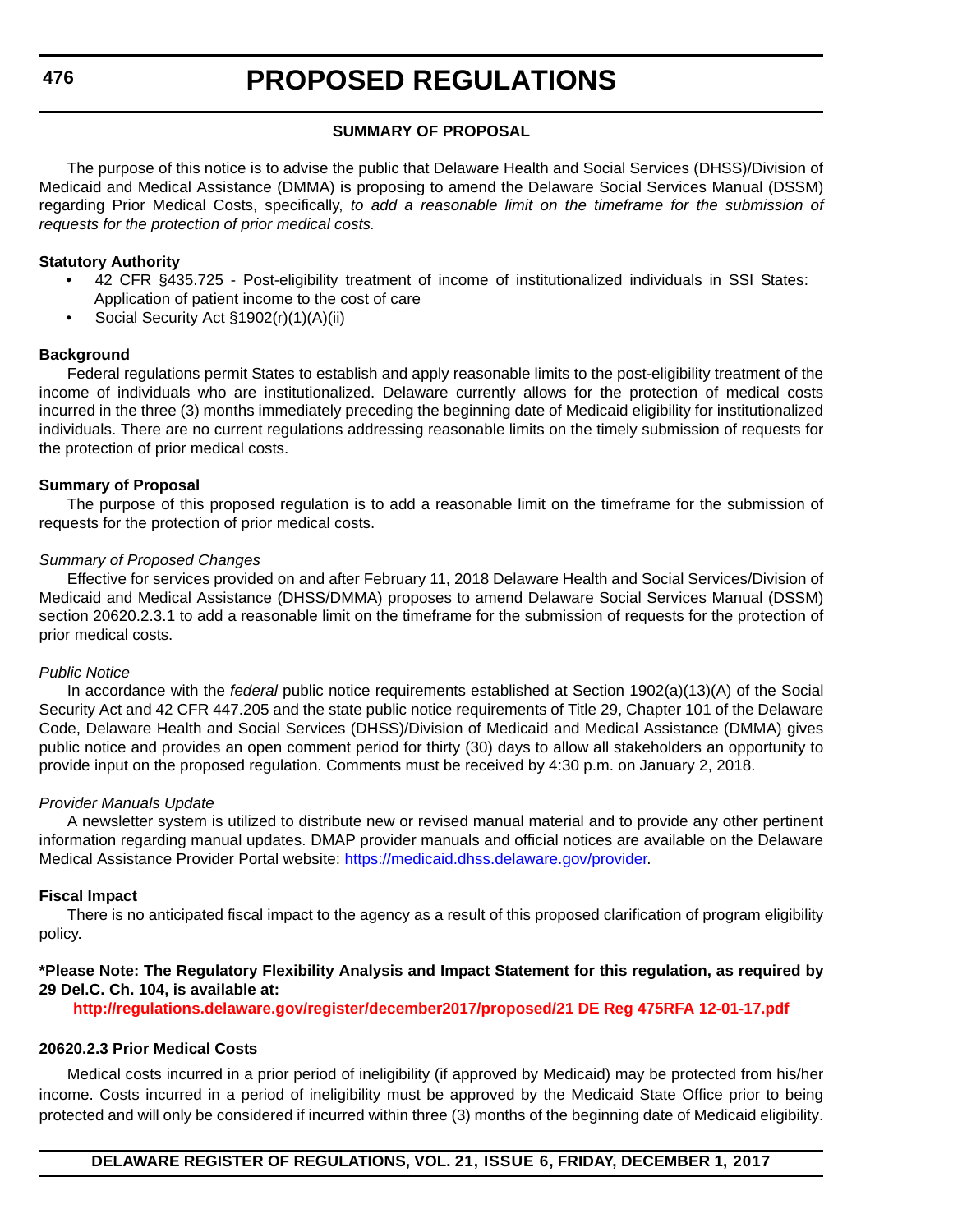## SUMMARY OF PROPOSAL

The purpose of this notice is to advise the public that Delaware Health and Social Services (DHSS)/Division of Medicaid and Medical Assistance (DMMA) is proposing to amend the Delaware Social Services Manual (DSSM) regarding Prior Medical Costs, specifically, *to add a reasonable limit on the timeframe for the submission of requests for the protection of prior medical costs.*

**Statutory Authority**

- 42 CFR §435.725 - Post-eligibility treatment of income of institutionalized individuals in SSI States: Application of patient income to the cost of care
- Social Security Act §1902(r)(1)(A)(ii)

**Background**

Federal regulations permit States to establish and apply reasonable limits to the post-eligibility treatment of the income of individuals who are institutionalized. Delaware currently allows for the protection of medical costs incurred in the three (3) months immediately preceding the beginning date of Medicaid eligibility for institutionalized individuals. There are no current regulations addressing reasonable limits on the timely submission of requests for the protection of prior medical costs.

**Summary of Proposal**

The purpose of this proposed regulation is to add a reasonable limit on the timeframe for the submission of requests for the protection of prior medical costs.

*Summary of Proposed Changes*

Effective for services provided on and after February 11, 2018 Delaware Health and Social Services/Division of Medicaid and Medical Assistance (DHSS/DMMA) proposes to amend Delaware Social Services Manual (DSSM) section 20620.2.3.1 to add a reasonable limit on the timeframe for the submission of requests for the protection of prior medical costs.

*Public Notice*

In accordance with the *federal* public notice requirements established at Section 1902(a)(13)(A) of the Social Security Act and 42 CFR 447.205 and the state public notice requirements of Title 29, Chapter 101 of the Delaware Code, Delaware Health and Social Services (DHSS)/Division of Medicaid and Medical Assistance (DMMA) gives public notice and provides an open comment period for thirty (30) days to allow all stakeholders an opportunity to provide input on the proposed regulation. Comments must be received by 4:30 p.m. on January 2, 2018.

*Provider Manuals Update*

A newsletter system is utilized to distribute new or revised manual material and to provide any other pertinent information regarding manual updates. DMAP provider manuals and official notices are available on the Delaware Medical Assistance Provider Portal website: https://medicaid.dhss.delaware.gov/provider.

**Fiscal Impact**

There is no anticipated fiscal impact to the agency as a result of this proposed clarification of program eligibility policy.

**\*Please Note: The Regulatory Flexibility Analysis and Impact Statement for this regulation, as required by 29 Del.C. Ch. 104, is available at:**

**http://regulations.delaware.gov/register/december2017/proposed/21 DE Reg 475RFA 12-01-17.pdf**

**20620.2.3 Prior Medical Costs**

Medical costs incurred in a prior period of ineligibility (if approved by Medicaid) may be protected from his/her income. Costs incurred in a period of ineligibility must be approved by the Medicaid State Office prior to being protected and will only be considered if incurred within three (3) months of the beginning date of Medicaid eligibility.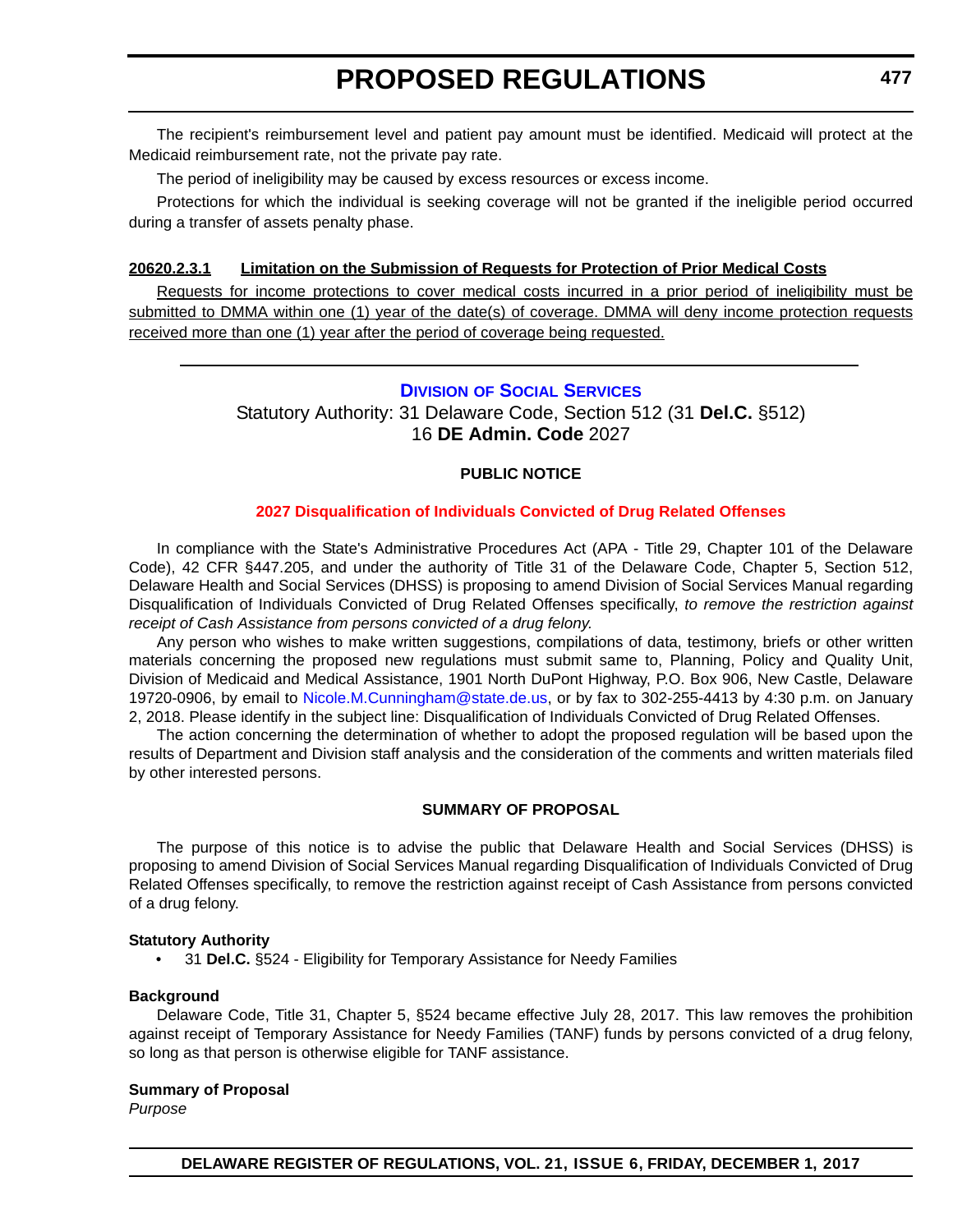The recipient's reimbursement level and patient pay amount must be identified. Medicaid will protect at the Medicaid reimbursement rate, not the private pay rate.

The period of ineligibility may be caused by excess resources or excess income.

Protections for which the individual is seeking coverage will not be granted if the ineligible period occurred during a transfer of assets penalty phase.

<u>**20620.2.3.1 Limitation on the Submission of Requests for Protection of Prior Medical Costs**</u>

<u>Requests for income protections to cover medical costs incurred in a prior period of ineligibility must be submitted to DMMA within one (1) year of the date(s) of coverage. DMMA will deny income protection requests received more than one (1) year after the period of coverage being requested.</u>

---

## DIVISION OF SOCIAL SERVICES

Statutory Authority: 31 Delaware Code, Section 512 (31 **Del.C.** §512)
16 **DE Admin. Code** 2027

**PUBLIC NOTICE**

**2027 Disqualification of Individuals Convicted of Drug Related Offenses**

In compliance with the State's Administrative Procedures Act (APA - Title 29, Chapter 101 of the Delaware Code), 42 CFR §447.205, and under the authority of Title 31 of the Delaware Code, Chapter 5, Section 512, Delaware Health and Social Services (DHSS) is proposing to amend Division of Social Services Manual regarding Disqualification of Individuals Convicted of Drug Related Offenses specifically, *to remove the restriction against receipt of Cash Assistance from persons convicted of a drug felony.*

Any person who wishes to make written suggestions, compilations of data, testimony, briefs or other written materials concerning the proposed new regulations must submit same to, Planning, Policy and Quality Unit, Division of Medicaid and Medical Assistance, 1901 North DuPont Highway, P.O. Box 906, New Castle, Delaware 19720-0906, by email to Nicole.M.Cunningham@state.de.us, or by fax to 302-255-4413 by 4:30 p.m. on January 2, 2018. Please identify in the subject line: Disqualification of Individuals Convicted of Drug Related Offenses.

The action concerning the determination of whether to adopt the proposed regulation will be based upon the results of Department and Division staff analysis and the consideration of the comments and written materials filed by other interested persons.

**SUMMARY OF PROPOSAL**

The purpose of this notice is to advise the public that Delaware Health and Social Services (DHSS) is proposing to amend Division of Social Services Manual regarding Disqualification of Individuals Convicted of Drug Related Offenses specifically, to remove the restriction against receipt of Cash Assistance from persons convicted of a drug felony.

**Statutory Authority**

- 31 **Del.C.** §524 - Eligibility for Temporary Assistance for Needy Families

**Background**

Delaware Code, Title 31, Chapter 5, §524 became effective July 28, 2017. This law removes the prohibition against receipt of Temporary Assistance for Needy Families (TANF) funds by persons convicted of a drug felony, so long as that person is otherwise eligible for TANF assistance.

**Summary of Proposal**

*Purpose*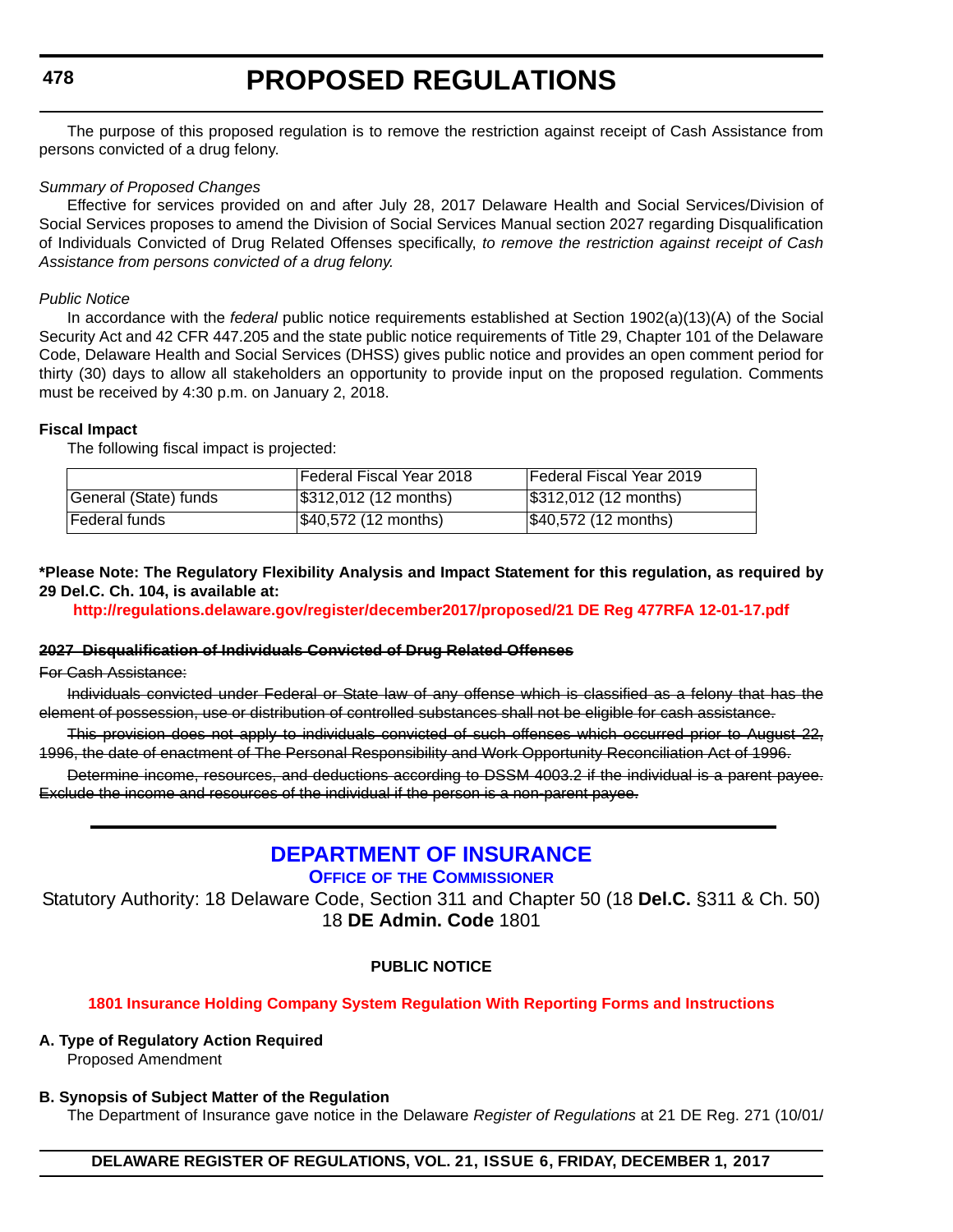The purpose of this proposed regulation is to remove the restriction against receipt of Cash Assistance from persons convicted of a drug felony.

*Summary of Proposed Changes*

Effective for services provided on and after July 28, 2017 Delaware Health and Social Services/Division of Social Services proposes to amend the Division of Social Services Manual section 2027 regarding Disqualification of Individuals Convicted of Drug Related Offenses specifically, *to remove the restriction against receipt of Cash Assistance from persons convicted of a drug felony.*

*Public Notice*

In accordance with the *federal* public notice requirements established at Section 1902(a)(13)(A) of the Social Security Act and 42 CFR 447.205 and the state public notice requirements of Title 29, Chapter 101 of the Delaware Code, Delaware Health and Social Services (DHSS) gives public notice and provides an open comment period for thirty (30) days to allow all stakeholders an opportunity to provide input on the proposed regulation. Comments must be received by 4:30 p.m. on January 2, 2018.

**Fiscal Impact**

The following fiscal impact is projected:

| | Federal Fiscal Year 2018 | Federal Fiscal Year 2019 |
|---|---|---|
| General (State) funds | $312,012 (12 months) | $312,012 (12 months) |
| Federal funds | $40,572 (12 months) | $40,572 (12 months) |

**\*Please Note: The Regulatory Flexibility Analysis and Impact Statement for this regulation, as required by 29 Del.C. Ch. 104, is available at:**

**http://regulations.delaware.gov/register/december2017/proposed/21 DE Reg 477RFA 12-01-17.pdf**

~~**2027 Disqualification of Individuals Convicted of Drug Related Offenses**~~

~~For Cash Assistance:~~

~~Individuals convicted under Federal or State law of any offense which is classified as a felony that has the element of possession, use or distribution of controlled substances shall not be eligible for cash assistance.~~

~~This provision does not apply to individuals convicted of such offenses which occurred prior to August 22, 1996, the date of enactment of The Personal Responsibility and Work Opportunity Reconciliation Act of 1996.~~

~~Determine income, resources, and deductions according to DSSM 4003.2 if the individual is a parent payee. Exclude the income and resources of the individual if the person is a non-parent payee.~~

---

## DEPARTMENT OF INSURANCE

### OFFICE OF THE COMMISSIONER

Statutory Authority: 18 Delaware Code, Section 311 and Chapter 50 (18 **Del.C.** §311 & Ch. 50)
18 **DE Admin. Code** 1801

**PUBLIC NOTICE**

**1801 Insurance Holding Company System Regulation With Reporting Forms and Instructions**

**A. Type of Regulatory Action Required**

Proposed Amendment

**B. Synopsis of Subject Matter of the Regulation**

The Department of Insurance gave notice in the Delaware *Register of Regulations* at 21 DE Reg. 271 (10/01/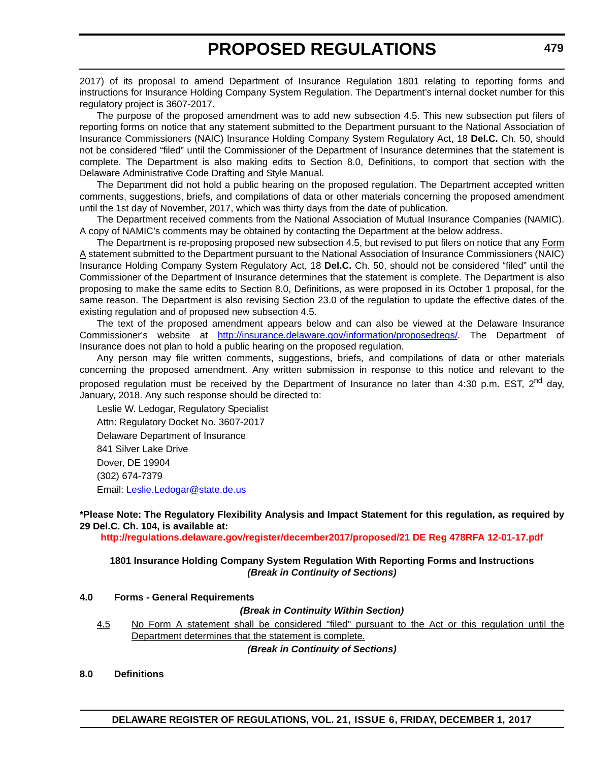2017) of its proposal to amend Department of Insurance Regulation 1801 relating to reporting forms and instructions for Insurance Holding Company System Regulation. The Department's internal docket number for this regulatory project is 3607-2017.

The purpose of the proposed amendment was to add new subsection 4.5. This new subsection put filers of reporting forms on notice that any statement submitted to the Department pursuant to the National Association of Insurance Commissioners (NAIC) Insurance Holding Company System Regulatory Act, 18 **Del.C.** Ch. 50, should not be considered "filed" until the Commissioner of the Department of Insurance determines that the statement is complete. The Department is also making edits to Section 8.0, Definitions, to comport that section with the Delaware Administrative Code Drafting and Style Manual.

The Department did not hold a public hearing on the proposed regulation. The Department accepted written comments, suggestions, briefs, and compilations of data or other materials concerning the proposed amendment until the 1st day of November, 2017, which was thirty days from the date of publication.

The Department received comments from the National Association of Mutual Insurance Companies (NAMIC). A copy of NAMIC's comments may be obtained by contacting the Department at the below address.

The Department is re-proposing proposed new subsection 4.5, but revised to put filers on notice that any <u>Form A</u> statement submitted to the Department pursuant to the National Association of Insurance Commissioners (NAIC) Insurance Holding Company System Regulatory Act, 18 **Del.C.** Ch. 50, should not be considered "filed" until the Commissioner of the Department of Insurance determines that the statement is complete. The Department is also proposing to make the same edits to Section 8.0, Definitions, as were proposed in its October 1 proposal, for the same reason. The Department is also revising Section 23.0 of the regulation to update the effective dates of the existing regulation and of proposed new subsection 4.5.

The text of the proposed amendment appears below and can also be viewed at the Delaware Insurance Commissioner's website at http://insurance.delaware.gov/information/proposedregs/. The Department of Insurance does not plan to hold a public hearing on the proposed regulation.

Any person may file written comments, suggestions, briefs, and compilations of data or other materials concerning the proposed amendment. Any written submission in response to this notice and relevant to the proposed regulation must be received by the Department of Insurance no later than 4:30 p.m. EST, 2nd day, January, 2018. Any such response should be directed to:

Leslie W. Ledogar, Regulatory Specialist
Attn: Regulatory Docket No. 3607-2017
Delaware Department of Insurance
841 Silver Lake Drive
Dover, DE 19904
(302) 674-7379
Email: Leslie.Ledogar@state.de.us

**\*Please Note: The Regulatory Flexibility Analysis and Impact Statement for this regulation, as required by 29 Del.C. Ch. 104, is available at:**

**http://regulations.delaware.gov/register/december2017/proposed/21 DE Reg 478RFA 12-01-17.pdf**

**1801 Insurance Holding Company System Regulation With Reporting Forms and Instructions**
***(Break in Continuity of Sections)***

**4.0 Forms - General Requirements**

***(Break in Continuity Within Section)***

<u>4.5</u> <u>No Form A statement shall be considered "filed" pursuant to the Act or this regulation until the Department determines that the statement is complete.</u>

***(Break in Continuity of Sections)***

**8.0 Definitions**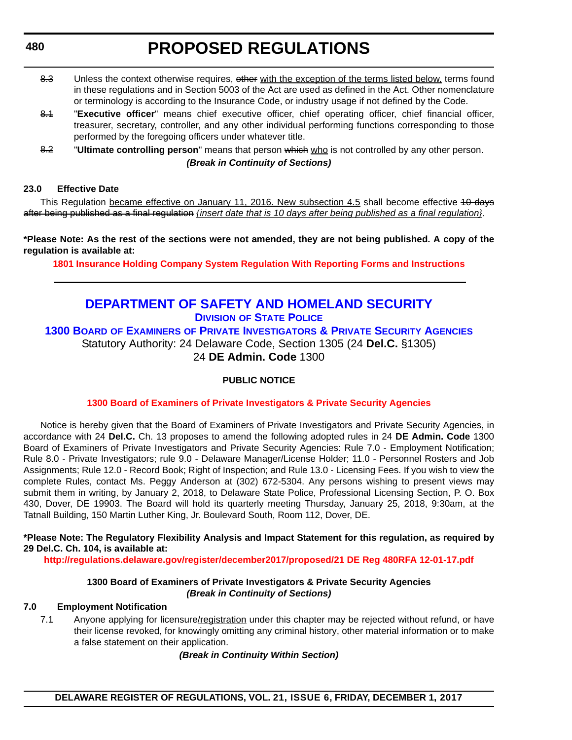~~8.3~~ Unless the context otherwise requires, ~~other~~ with the exception of the terms listed below, terms found in these regulations and in Section 5003 of the Act are used as defined in the Act. Other nomenclature or terminology is according to the Insurance Code, or industry usage if not defined by the Code.

~~8.1~~ "**Executive officer**" means chief executive officer, chief operating officer, chief financial officer, treasurer, secretary, controller, and any other individual performing functions corresponding to those performed by the foregoing officers under whatever title.

~~8.2~~ "**Ultimate controlling person**" means that person ~~which~~ who is not controlled by any other person.

***(Break in Continuity of Sections)***

**23.0 Effective Date**

This Regulation became effective on January 11, 2016. New subsection 4.5 shall become effective ~~10 days after being published as a final regulation~~ *{insert date that is 10 days after being published as a final regulation}*.

**\*Please Note: As the rest of the sections were not amended, they are not being published. A copy of the regulation is available at:**

**1801 Insurance Holding Company System Regulation With Reporting Forms and Instructions**

---

# DEPARTMENT OF SAFETY AND HOMELAND SECURITY

## DIVISION OF STATE POLICE

## 1300 BOARD OF EXAMINERS OF PRIVATE INVESTIGATORS & PRIVATE SECURITY AGENCIES

Statutory Authority: 24 Delaware Code, Section 1305 (24 **Del.C.** §1305)
24 **DE Admin. Code** 1300

**PUBLIC NOTICE**

**1300 Board of Examiners of Private Investigators & Private Security Agencies**

Notice is hereby given that the Board of Examiners of Private Investigators and Private Security Agencies, in accordance with 24 **Del.C.** Ch. 13 proposes to amend the following adopted rules in 24 **DE Admin. Code** 1300 Board of Examiners of Private Investigators and Private Security Agencies: Rule 7.0 - Employment Notification; Rule 8.0 - Private Investigators; rule 9.0 - Delaware Manager/License Holder; 11.0 - Personnel Rosters and Job Assignments; Rule 12.0 - Record Book; Right of Inspection; and Rule 13.0 - Licensing Fees. If you wish to view the complete Rules, contact Ms. Peggy Anderson at (302) 672-5304. Any persons wishing to present views may submit them in writing, by January 2, 2018, to Delaware State Police, Professional Licensing Section, P. O. Box 430, Dover, DE 19903. The Board will hold its quarterly meeting Thursday, January 25, 2018, 9:30am, at the Tatnall Building, 150 Martin Luther King, Jr. Boulevard South, Room 112, Dover, DE.

**\*Please Note: The Regulatory Flexibility Analysis and Impact Statement for this regulation, as required by 29 Del.C. Ch. 104, is available at:**

**http://regulations.delaware.gov/register/december2017/proposed/21 DE Reg 480RFA 12-01-17.pdf**

**1300 Board of Examiners of Private Investigators & Private Security Agencies**
***(Break in Continuity of Sections)***

**7.0 Employment Notification**

7.1 Anyone applying for licensure/registration under this chapter may be rejected without refund, or have their license revoked, for knowingly omitting any criminal history, other material information or to make a false statement on their application.

***(Break in Continuity Within Section)***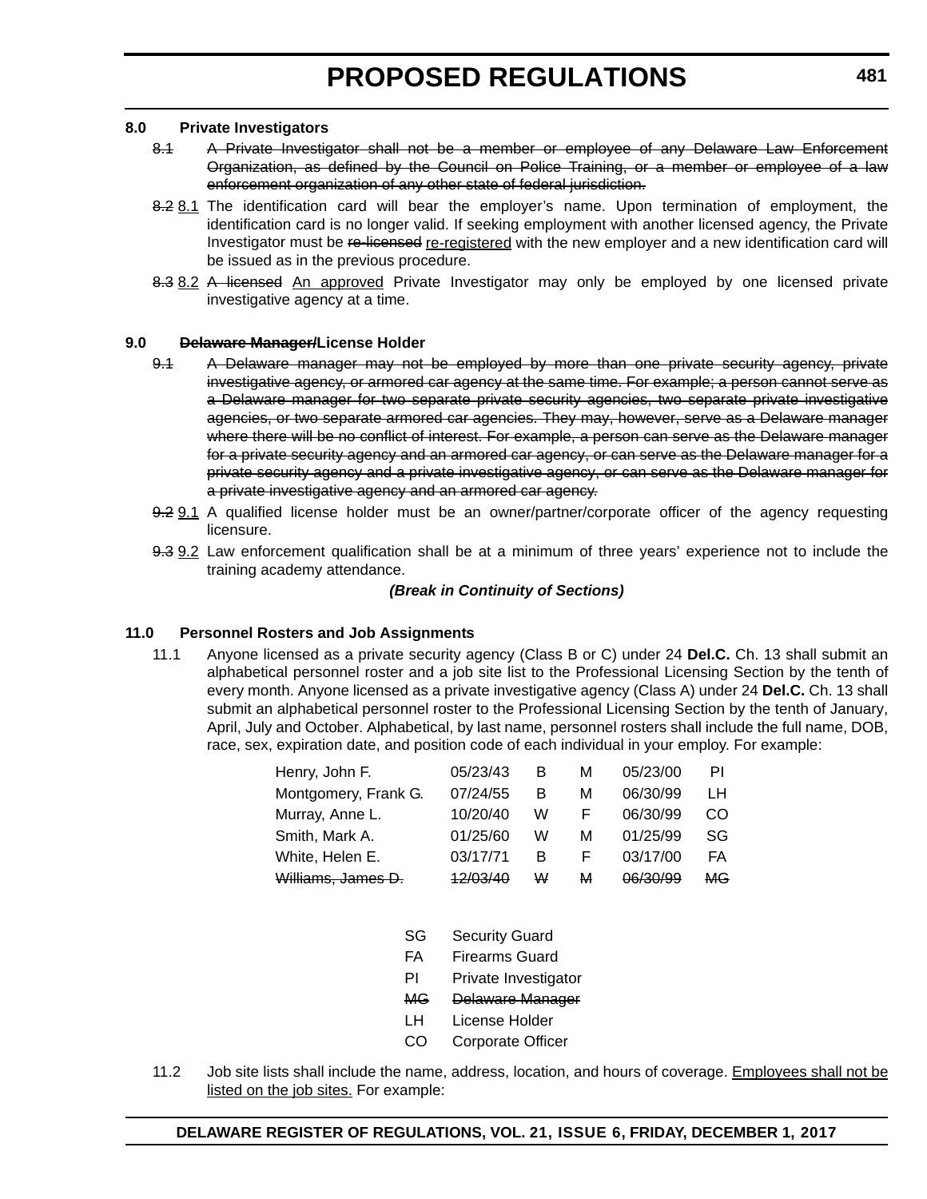**8.0 Private Investigators**

~~8.1~~ ~~A Private Investigator shall not be a member or employee of any Delaware Law Enforcement Organization, as defined by the Council on Police Training, or a member or employee of a law enforcement organization of any other state of federal jurisdiction.~~

~~8.2~~ <u>8.1</u> The identification card will bear the employer's name. Upon termination of employment, the identification card is no longer valid. If seeking employment with another licensed agency, the Private Investigator must be ~~re-licensed~~ <u>re-registered</u> with the new employer and a new identification card will be issued as in the previous procedure.

~~8.3~~ <u>8.2</u> ~~A licensed~~ <u>An approved</u> Private Investigator may only be employed by one licensed private investigative agency at a time.

**9.0 ~~Delaware Manager/~~License Holder**

~~9.1~~ ~~A Delaware manager may not be employed by more than one private security agency, private investigative agency, or armored car agency at the same time. For example; a person cannot serve as a Delaware manager for two separate private security agencies, two separate private investigative agencies, or two separate armored car agencies. They may, however, serve as a Delaware manager where there will be no conflict of interest. For example, a person can serve as the Delaware manager for a private security agency and an armored car agency, or can serve as the Delaware manager for a private security agency and a private investigative agency, or can serve as the Delaware manager for a private investigative agency and an armored car agency.~~

~~9.2~~ <u>9.1</u> A qualified license holder must be an owner/partner/corporate officer of the agency requesting licensure.

~~9.3~~ <u>9.2</u> Law enforcement qualification shall be at a minimum of three years' experience not to include the training academy attendance.

***(Break in Continuity of Sections)***

**11.0 Personnel Rosters and Job Assignments**

11.1 Anyone licensed as a private security agency (Class B or C) under 24 **Del.C.** Ch. 13 shall submit an alphabetical personnel roster and a job site list to the Professional Licensing Section by the tenth of every month. Anyone licensed as a private investigative agency (Class A) under 24 **Del.C.** Ch. 13 shall submit an alphabetical personnel roster to the Professional Licensing Section by the tenth of January, April, July and October. Alphabetical, by last name, personnel rosters shall include the full name, DOB, race, sex, expiration date, and position code of each individual in your employ. For example:

| | | | | | |
|---|---|---|---|---|---|
| Henry, John F. | 05/23/43 | B | M | 05/23/00 | PI |
| Montgomery, Frank G. | 07/24/55 | B | M | 06/30/99 | LH |
| Murray, Anne L. | 10/20/40 | W | F | 06/30/99 | CO |
| Smith, Mark A. | 01/25/60 | W | M | 01/25/99 | SG |
| White, Helen E. | 03/17/71 | B | F | 03/17/00 | FA |
| ~~Williams, James D.~~ | ~~12/03/40~~ | ~~W~~ | ~~M~~ | ~~06/30/99~~ | ~~MG~~ |

| | |
|---|---|
| SG | Security Guard |
| FA | Firearms Guard |
| PI | Private Investigator |
| ~~MG~~ | ~~Delaware Manager~~ |
| LH | License Holder |
| CO | Corporate Officer |

11.2 Job site lists shall include the name, address, location, and hours of coverage. <u>Employees shall not be listed on the job sites.</u> For example: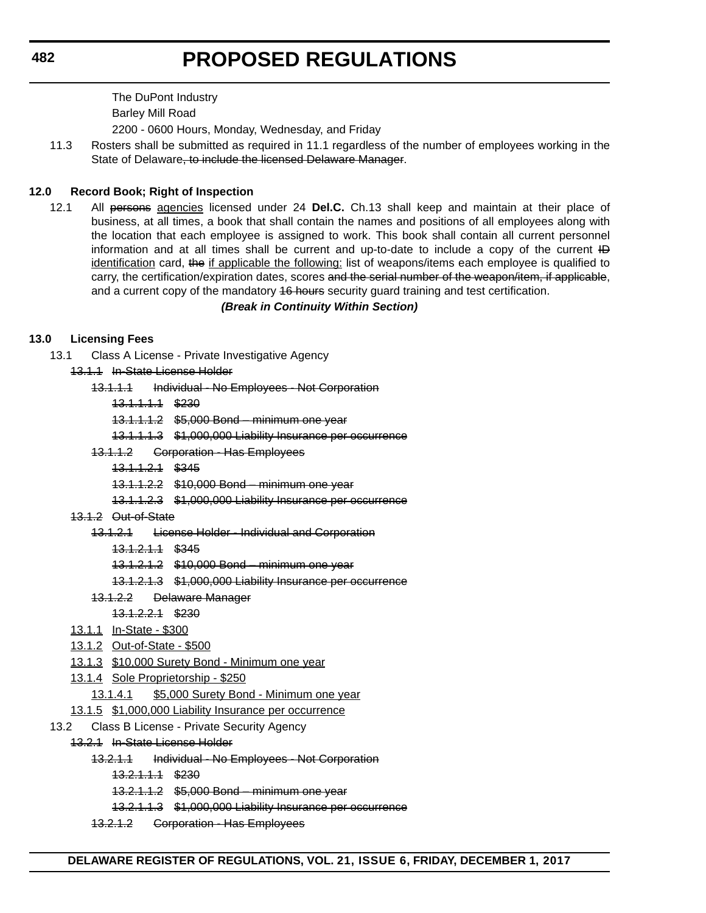The DuPont Industry

Barley Mill Road

2200 - 0600 Hours, Monday, Wednesday, and Friday

11.3 Rosters shall be submitted as required in 11.1 regardless of the number of employees working in the State of Delaware~~, to include the licensed Delaware Manager~~.

**12.0 Record Book; Right of Inspection**

12.1 All ~~persons~~ <u>agencies</u> licensed under 24 **Del.C.** Ch.13 shall keep and maintain at their place of business, at all times, a book that shall contain the names and positions of all employees along with the location that each employee is assigned to work. This book shall contain all current personnel information and at all times shall be current and up-to-date to include a copy of the current ~~ID~~ <u>identification</u> card, ~~the~~ <u>if applicable the following:</u> list of weapons/items each employee is qualified to carry, the certification/expiration dates, scores ~~and the serial number of the weapon/item, if applicable~~, and a current copy of the mandatory ~~16 hours~~ security guard training and test certification.

***(Break in Continuity Within Section)***

**13.0 Licensing Fees**

13.1 Class A License - Private Investigative Agency

~~13.1.1 In-State License Holder~~

~~13.1.1.1 Individual - No Employees - Not Corporation~~

~~13.1.1.1.1 $230~~

~~13.1.1.1.2 $5,000 Bond – minimum one year~~

~~13.1.1.1.3 $1,000,000 Liability Insurance per occurrence~~

~~13.1.1.2 Corporation - Has Employees~~

~~13.1.1.2.1 $345~~

~~13.1.1.2.2 $10,000 Bond – minimum one year~~

~~13.1.1.2.3 $1,000,000 Liability Insurance per occurrence~~

~~13.1.2 Out-of-State~~

~~13.1.2.1 License Holder - Individual and Corporation~~

~~13.1.2.1.1 $345~~

~~13.1.2.1.2 $10,000 Bond – minimum one year~~

~~13.1.2.1.3 $1,000,000 Liability Insurance per occurrence~~

~~13.1.2.2 Delaware Manager~~

~~13.1.2.2.1 $230~~

<u>13.1.1 In-State - $300</u>

<u>13.1.2 Out-of-State - $500</u>

<u>13.1.3 $10,000 Surety Bond - Minimum one year</u>

<u>13.1.4 Sole Proprietorship - $250</u>

<u>13.1.4.1 $5,000 Surety Bond - Minimum one year</u>

<u>13.1.5 $1,000,000 Liability Insurance per occurrence</u>

13.2 Class B License - Private Security Agency

~~13.2.1 In-State License Holder~~

~~13.2.1.1 Individual - No Employees - Not Corporation~~

~~13.2.1.1.1 $230~~

~~13.2.1.1.2 $5,000 Bond – minimum one year~~

~~13.2.1.1.3 $1,000,000 Liability Insurance per occurrence~~

~~13.2.1.2 Corporation - Has Employees~~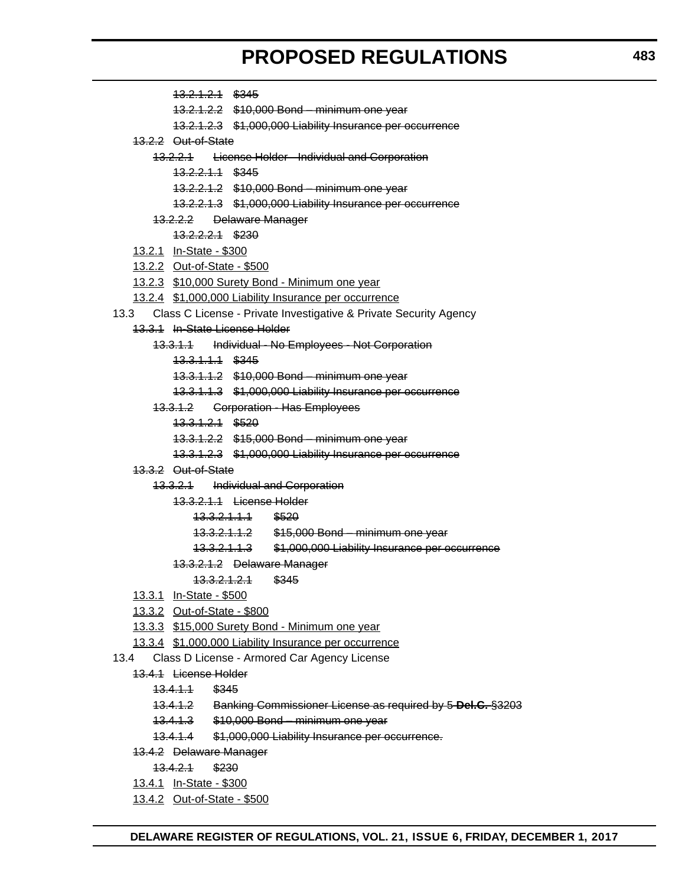~~13.2.1.2.1 $345~~

~~13.2.1.2.2 $10,000 Bond – minimum one year~~

~~13.2.1.2.3 $1,000,000 Liability Insurance per occurrence~~

~~13.2.2 Out-of-State~~

~~13.2.2.1 License Holder - Individual and Corporation~~

~~13.2.2.1.1 $345~~

~~13.2.2.1.2 $10,000 Bond – minimum one year~~

~~13.2.2.1.3 $1,000,000 Liability Insurance per occurrence~~

~~13.2.2.2 Delaware Manager~~

~~13.2.2.2.1 $230~~

<u>13.2.1 In-State - $300</u>

<u>13.2.2 Out-of-State - $500</u>

<u>13.2.3 $10,000 Surety Bond - Minimum one year</u>

<u>13.2.4 $1,000,000 Liability Insurance per occurrence</u>

13.3 Class C License - Private Investigative & Private Security Agency

~~13.3.1 In-State License Holder~~

~~13.3.1.1 Individual - No Employees - Not Corporation~~

~~13.3.1.1.1 $345~~

~~13.3.1.1.2 $10,000 Bond – minimum one year~~

~~13.3.1.1.3 $1,000,000 Liability Insurance per occurrence~~

~~13.3.1.2 Corporation - Has Employees~~

~~13.3.1.2.1 $520~~

~~13.3.1.2.2 $15,000 Bond – minimum one year~~

~~13.3.1.2.3 $1,000,000 Liability Insurance per occurrence~~

~~13.3.2 Out-of-State~~

~~13.3.2.1 Individual and Corporation~~

~~13.3.2.1.1 License Holder~~

~~13.3.2.1.1.1 $520~~

~~13.3.2.1.1.2 $15,000 Bond – minimum one year~~

~~13.3.2.1.1.3 $1,000,000 Liability Insurance per occurrence~~

~~13.3.2.1.2 Delaware Manager~~

~~13.3.2.1.2.1 $345~~

<u>13.3.1 In-State - $500</u>

<u>13.3.2 Out-of-State - $800</u>

<u>13.3.3 $15,000 Surety Bond - Minimum one year</u>

<u>13.3.4 $1,000,000 Liability Insurance per occurrence</u>

13.4 Class D License - Armored Car Agency License

~~13.4.1 License Holder~~

~~13.4.1.1 $345~~

~~13.4.1.2 Banking Commissioner License as required by 5 **Del.C.** §3203~~

~~13.4.1.3 $10,000 Bond – minimum one year~~

~~13.4.1.4 $1,000,000 Liability Insurance per occurrence.~~

~~13.4.2 Delaware Manager~~

~~13.4.2.1 $230~~

<u>13.4.1 In-State - $300</u>

<u>13.4.2 Out-of-State - $500</u>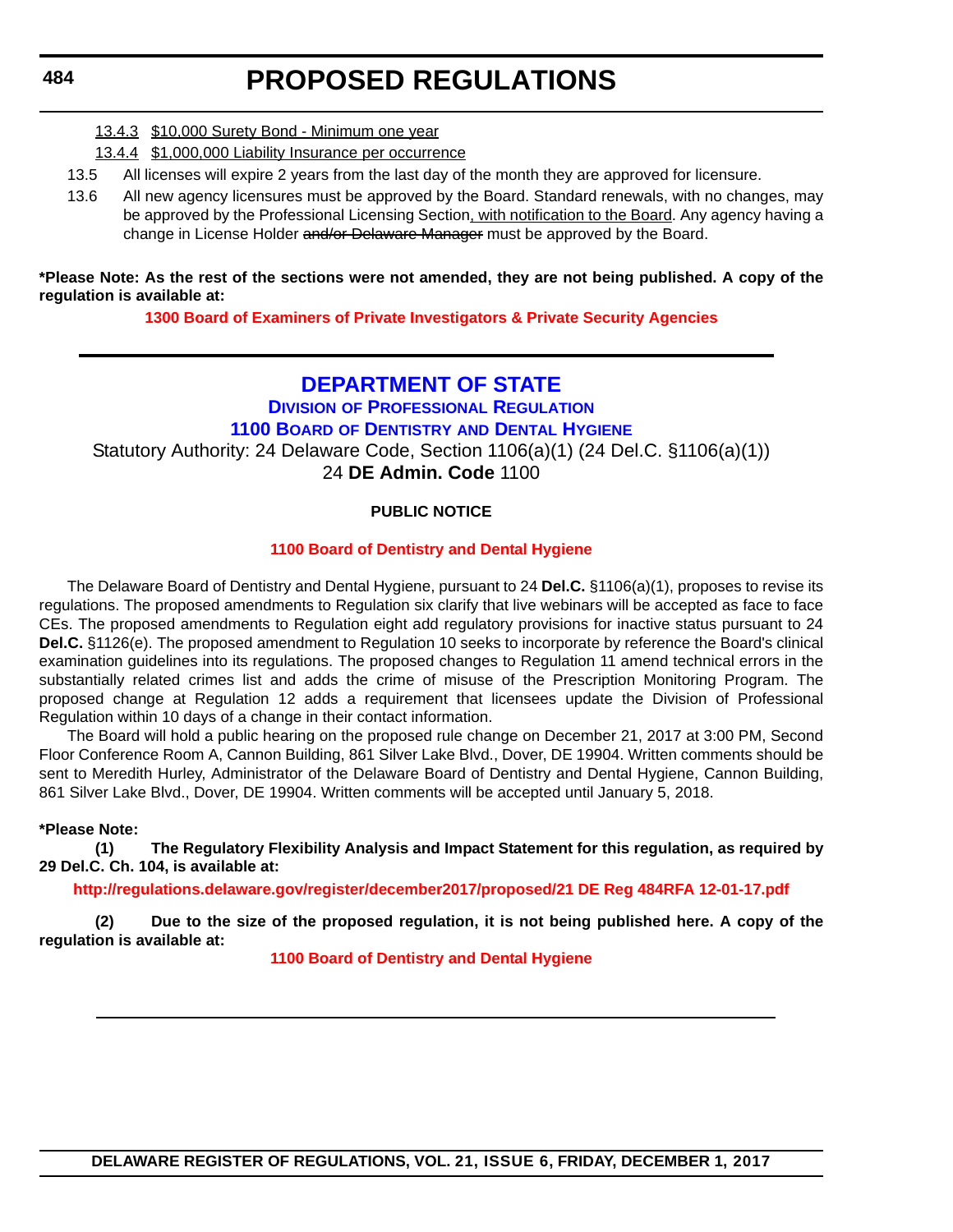13.4.3 $10,000 Surety Bond - Minimum one year

13.4.4 $1,000,000 Liability Insurance per occurrence

13.5 All licenses will expire 2 years from the last day of the month they are approved for licensure.

13.6 All new agency licensures must be approved by the Board. Standard renewals, with no changes, may be approved by the Professional Licensing Section, with notification to the Board. Any agency having a change in License Holder ~~and/or Delaware Manager~~ must be approved by the Board.

**\*Please Note: As the rest of the sections were not amended, they are not being published. A copy of the regulation is available at:**

**1300 Board of Examiners of Private Investigators & Private Security Agencies**

---

# DEPARTMENT OF STATE

## DIVISION OF PROFESSIONAL REGULATION

## 1100 BOARD OF DENTISTRY AND DENTAL HYGIENE

Statutory Authority: 24 Delaware Code, Section 1106(a)(1) (24 Del.C. §1106(a)(1))
24 **DE Admin. Code** 1100

**PUBLIC NOTICE**

**1100 Board of Dentistry and Dental Hygiene**

The Delaware Board of Dentistry and Dental Hygiene, pursuant to 24 **Del.C.** §1106(a)(1), proposes to revise its regulations. The proposed amendments to Regulation six clarify that live webinars will be accepted as face to face CEs. The proposed amendments to Regulation eight add regulatory provisions for inactive status pursuant to 24 **Del.C.** §1126(e). The proposed amendment to Regulation 10 seeks to incorporate by reference the Board's clinical examination guidelines into its regulations. The proposed changes to Regulation 11 amend technical errors in the substantially related crimes list and adds the crime of misuse of the Prescription Monitoring Program. The proposed change at Regulation 12 adds a requirement that licensees update the Division of Professional Regulation within 10 days of a change in their contact information.

The Board will hold a public hearing on the proposed rule change on December 21, 2017 at 3:00 PM, Second Floor Conference Room A, Cannon Building, 861 Silver Lake Blvd., Dover, DE 19904. Written comments should be sent to Meredith Hurley, Administrator of the Delaware Board of Dentistry and Dental Hygiene, Cannon Building, 861 Silver Lake Blvd., Dover, DE 19904. Written comments will be accepted until January 5, 2018.

**\*Please Note:**

**(1) The Regulatory Flexibility Analysis and Impact Statement for this regulation, as required by 29 Del.C. Ch. 104, is available at:**

**http://regulations.delaware.gov/register/december2017/proposed/21 DE Reg 484RFA 12-01-17.pdf**

**(2) Due to the size of the proposed regulation, it is not being published here. A copy of the regulation is available at:**

**1100 Board of Dentistry and Dental Hygiene**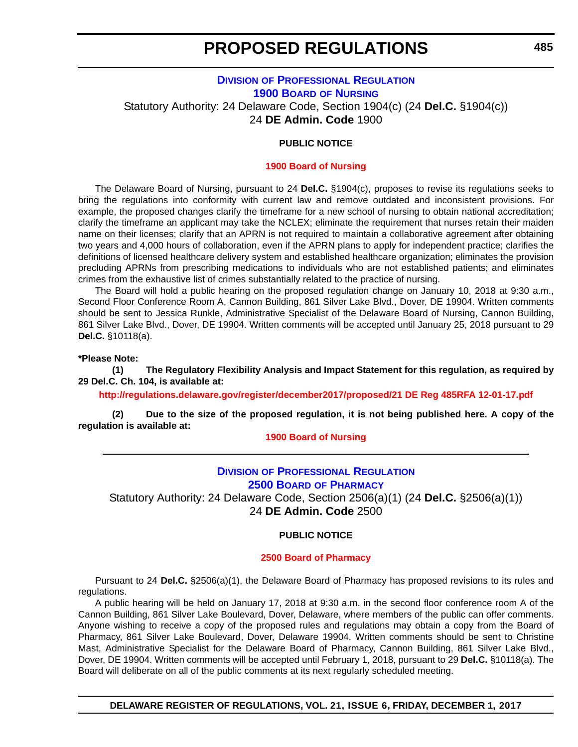# PROPOSED REGULATIONS

## Division of Professional Regulation
## 1900 Board of Nursing

Statutory Authority: 24 Delaware Code, Section 1904(c) (24 **Del.C.** §1904(c))
24 **DE Admin. Code** 1900

**PUBLIC NOTICE**

**1900 Board of Nursing**

The Delaware Board of Nursing, pursuant to 24 **Del.C.** §1904(c), proposes to revise its regulations seeks to bring the regulations into conformity with current law and remove outdated and inconsistent provisions. For example, the proposed changes clarify the timeframe for a new school of nursing to obtain national accreditation; clarify the timeframe an applicant may take the NCLEX; eliminate the requirement that nurses retain their maiden name on their licenses; clarify that an APRN is not required to maintain a collaborative agreement after obtaining two years and 4,000 hours of collaboration, even if the APRN plans to apply for independent practice; clarifies the definitions of licensed healthcare delivery system and established healthcare organization; eliminates the provision precluding APRNs from prescribing medications to individuals who are not established patients; and eliminates crimes from the exhaustive list of crimes substantially related to the practice of nursing.

The Board will hold a public hearing on the proposed regulation change on January 10, 2018 at 9:30 a.m., Second Floor Conference Room A, Cannon Building, 861 Silver Lake Blvd., Dover, DE 19904. Written comments should be sent to Jessica Runkle, Administrative Specialist of the Delaware Board of Nursing, Cannon Building, 861 Silver Lake Blvd., Dover, DE 19904. Written comments will be accepted until January 25, 2018 pursuant to 29 **Del.C.** §10118(a).

**\*Please Note:**

**(1) The Regulatory Flexibility Analysis and Impact Statement for this regulation, as required by 29 Del.C. Ch. 104, is available at:**

**http://regulations.delaware.gov/register/december2017/proposed/21 DE Reg 485RFA 12-01-17.pdf**

**(2) Due to the size of the proposed regulation, it is not being published here. A copy of the regulation is available at:**

**1900 Board of Nursing**

---

## Division of Professional Regulation
## 2500 Board of Pharmacy

Statutory Authority: 24 Delaware Code, Section 2506(a)(1) (24 **Del.C.** §2506(a)(1))
24 **DE Admin. Code** 2500

**PUBLIC NOTICE**

**2500 Board of Pharmacy**

Pursuant to 24 **Del.C.** §2506(a)(1), the Delaware Board of Pharmacy has proposed revisions to its rules and regulations.

A public hearing will be held on January 17, 2018 at 9:30 a.m. in the second floor conference room A of the Cannon Building, 861 Silver Lake Boulevard, Dover, Delaware, where members of the public can offer comments. Anyone wishing to receive a copy of the proposed rules and regulations may obtain a copy from the Board of Pharmacy, 861 Silver Lake Boulevard, Dover, Delaware 19904. Written comments should be sent to Christine Mast, Administrative Specialist for the Delaware Board of Pharmacy, Cannon Building, 861 Silver Lake Blvd., Dover, DE 19904. Written comments will be accepted until February 1, 2018, pursuant to 29 **Del.C.** §10118(a). The Board will deliberate on all of the public comments at its next regularly scheduled meeting.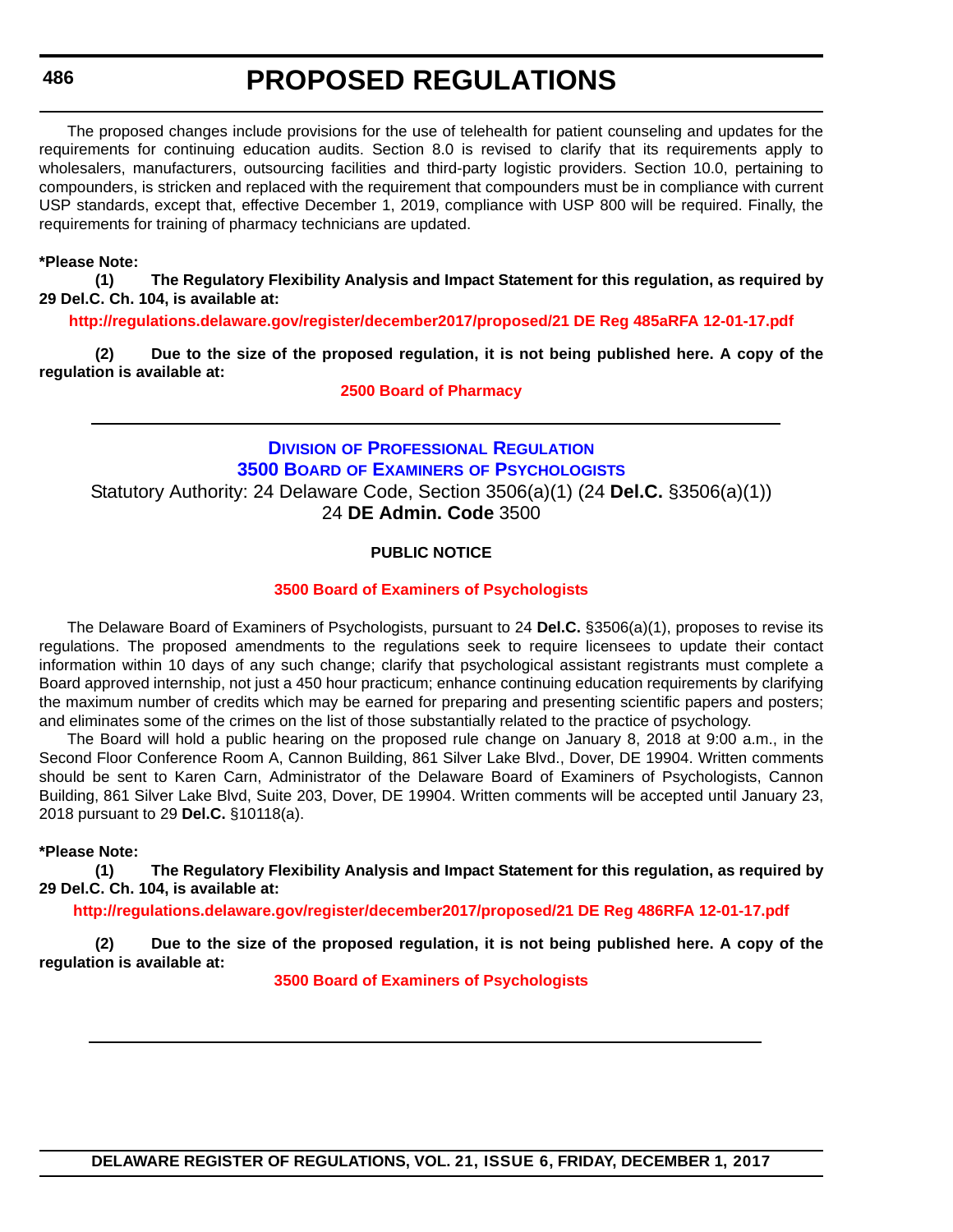The proposed changes include provisions for the use of telehealth for patient counseling and updates for the requirements for continuing education audits. Section 8.0 is revised to clarify that its requirements apply to wholesalers, manufacturers, outsourcing facilities and third-party logistic providers. Section 10.0, pertaining to compounders, is stricken and replaced with the requirement that compounders must be in compliance with current USP standards, except that, effective December 1, 2019, compliance with USP 800 will be required. Finally, the requirements for training of pharmacy technicians are updated.

**\*Please Note:**

**(1) The Regulatory Flexibility Analysis and Impact Statement for this regulation, as required by 29 Del.C. Ch. 104, is available at:**

**http://regulations.delaware.gov/register/december2017/proposed/21 DE Reg 485aRFA 12-01-17.pdf**

**(2) Due to the size of the proposed regulation, it is not being published here. A copy of the regulation is available at:**

**2500 Board of Pharmacy**

---

## Division of Professional Regulation
## 3500 Board of Examiners of Psychologists

Statutory Authority: 24 Delaware Code, Section 3506(a)(1) (24 **Del.C.** §3506(a)(1))
24 **DE Admin. Code** 3500

**PUBLIC NOTICE**

**3500 Board of Examiners of Psychologists**

The Delaware Board of Examiners of Psychologists, pursuant to 24 **Del.C.** §3506(a)(1), proposes to revise its regulations. The proposed amendments to the regulations seek to require licensees to update their contact information within 10 days of any such change; clarify that psychological assistant registrants must complete a Board approved internship, not just a 450 hour practicum; enhance continuing education requirements by clarifying the maximum number of credits which may be earned for preparing and presenting scientific papers and posters; and eliminates some of the crimes on the list of those substantially related to the practice of psychology.

The Board will hold a public hearing on the proposed rule change on January 8, 2018 at 9:00 a.m., in the Second Floor Conference Room A, Cannon Building, 861 Silver Lake Blvd., Dover, DE 19904. Written comments should be sent to Karen Carn, Administrator of the Delaware Board of Examiners of Psychologists, Cannon Building, 861 Silver Lake Blvd, Suite 203, Dover, DE 19904. Written comments will be accepted until January 23, 2018 pursuant to 29 **Del.C.** §10118(a).

**\*Please Note:**

**(1) The Regulatory Flexibility Analysis and Impact Statement for this regulation, as required by 29 Del.C. Ch. 104, is available at:**

**http://regulations.delaware.gov/register/december2017/proposed/21 DE Reg 486RFA 12-01-17.pdf**

**(2) Due to the size of the proposed regulation, it is not being published here. A copy of the regulation is available at:**

**3500 Board of Examiners of Psychologists**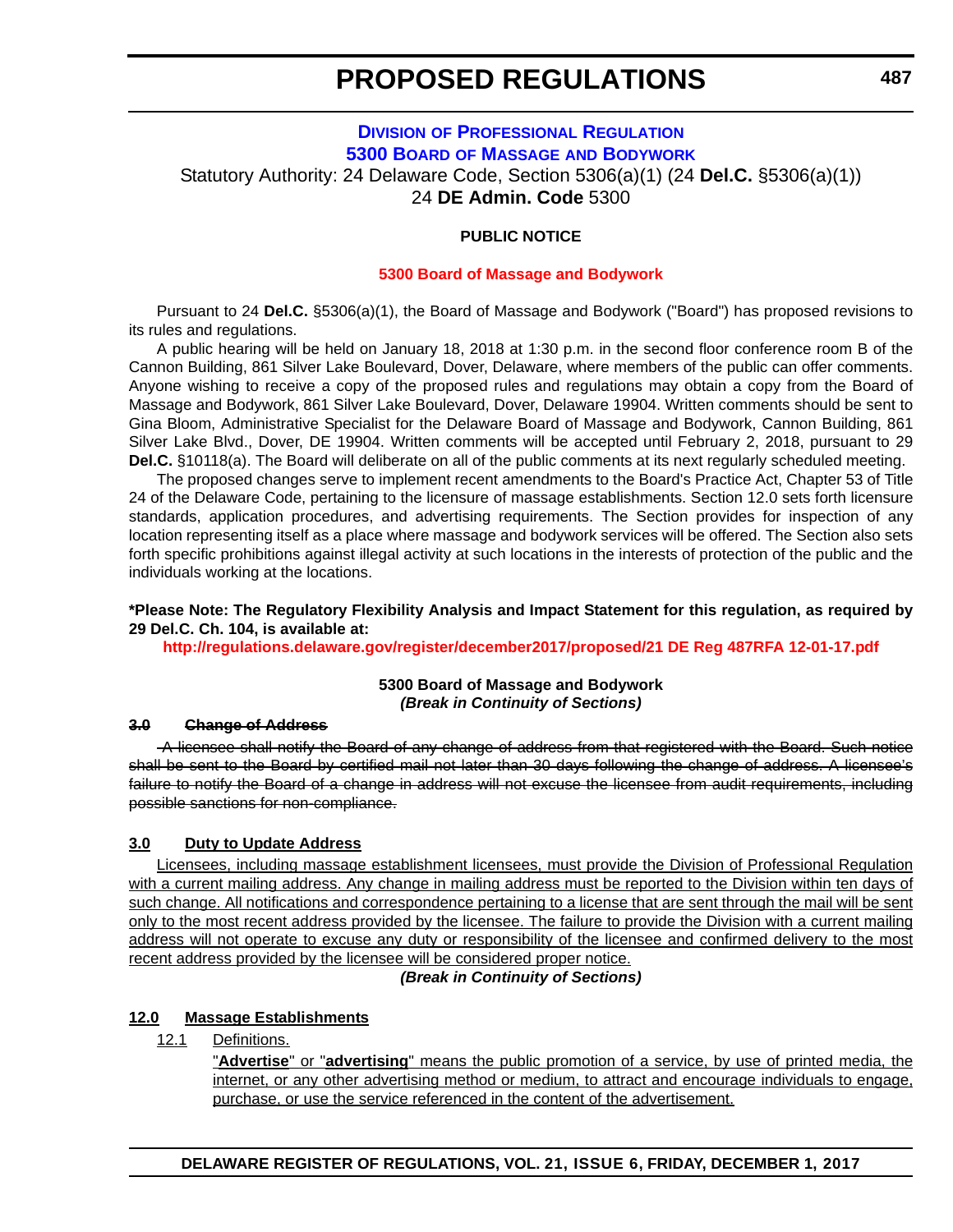# PROPOSED REGULATIONS

**DIVISION OF PROFESSIONAL REGULATION**

**5300 BOARD OF MASSAGE AND BODYWORK**

Statutory Authority: 24 Delaware Code, Section 5306(a)(1) (24 **Del.C.** §5306(a)(1))

24 **DE Admin. Code** 5300

**PUBLIC NOTICE**

**5300 Board of Massage and Bodywork**

Pursuant to 24 **Del.C.** §5306(a)(1), the Board of Massage and Bodywork ("Board") has proposed revisions to its rules and regulations.

A public hearing will be held on January 18, 2018 at 1:30 p.m. in the second floor conference room B of the Cannon Building, 861 Silver Lake Boulevard, Dover, Delaware, where members of the public can offer comments. Anyone wishing to receive a copy of the proposed rules and regulations may obtain a copy from the Board of Massage and Bodywork, 861 Silver Lake Boulevard, Dover, Delaware 19904. Written comments should be sent to Gina Bloom, Administrative Specialist for the Delaware Board of Massage and Bodywork, Cannon Building, 861 Silver Lake Blvd., Dover, DE 19904. Written comments will be accepted until February 2, 2018, pursuant to 29 **Del.C.** §10118(a). The Board will deliberate on all of the public comments at its next regularly scheduled meeting.

The proposed changes serve to implement recent amendments to the Board's Practice Act, Chapter 53 of Title 24 of the Delaware Code, pertaining to the licensure of massage establishments. Section 12.0 sets forth licensure standards, application procedures, and advertising requirements. The Section provides for inspection of any location representing itself as a place where massage and bodywork services will be offered. The Section also sets forth specific prohibitions against illegal activity at such locations in the interests of protection of the public and the individuals working at the locations.

**\*Please Note: The Regulatory Flexibility Analysis and Impact Statement for this regulation, as required by 29 Del.C. Ch. 104, is available at:**

**http://regulations.delaware.gov/register/december2017/proposed/21 DE Reg 487RFA 12-01-17.pdf**

**5300 Board of Massage and Bodywork**

***(Break in Continuity of Sections)***

~~**3.0 Change of Address**~~

~~A licensee shall notify the Board of any change of address from that registered with the Board. Such notice shall be sent to the Board by certified mail not later than 30 days following the change of address. A licensee's failure to notify the Board of a change in address will not excuse the licensee from audit requirements, including possible sanctions for non-compliance.~~

<u>**3.0 Duty to Update Address**</u>

<u>Licensees, including massage establishment licensees, must provide the Division of Professional Regulation with a current mailing address. Any change in mailing address must be reported to the Division within ten days of such change. All notifications and correspondence pertaining to a license that are sent through the mail will be sent only to the most recent address provided by the licensee. The failure to provide the Division with a current mailing address will not operate to excuse any duty or responsibility of the licensee and confirmed delivery to the most recent address provided by the licensee will be considered proper notice.</u>

***(Break in Continuity of Sections)***

<u>**12.0 Massage Establishments**</u>

<u>12.1 Definitions.</u>

<u>"**Advertise**" or "**advertising**" means the public promotion of a service, by use of printed media, the internet, or any other advertising method or medium, to attract and encourage individuals to engage, purchase, or use the service referenced in the content of the advertisement.</u>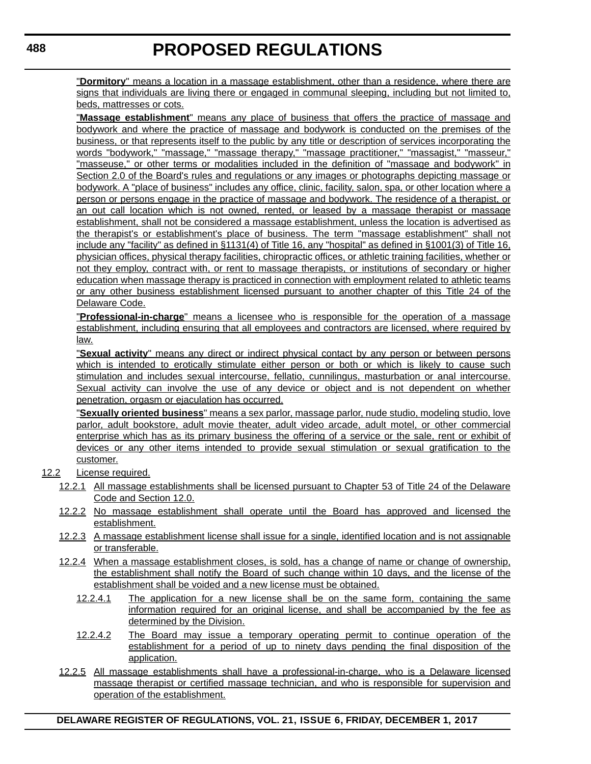"**Dormitory**" means a location in a massage establishment, other than a residence, where there are signs that individuals are living there or engaged in communal sleeping, including but not limited to, beds, mattresses or cots.

"**Massage establishment**" means any place of business that offers the practice of massage and bodywork and where the practice of massage and bodywork is conducted on the premises of the business, or that represents itself to the public by any title or description of services incorporating the words "bodywork," "massage," "massage therapy," "massage practitioner," "massagist," "masseur," "masseuse," or other terms or modalities included in the definition of "massage and bodywork" in Section 2.0 of the Board's rules and regulations or any images or photographs depicting massage or bodywork. A "place of business" includes any office, clinic, facility, salon, spa, or other location where a person or persons engage in the practice of massage and bodywork. The residence of a therapist, or an out call location which is not owned, rented, or leased by a massage therapist or massage establishment, shall not be considered a massage establishment, unless the location is advertised as the therapist's or establishment's place of business. The term "massage establishment" shall not include any "facility" as defined in §1131(4) of Title 16, any "hospital" as defined in §1001(3) of Title 16, physician offices, physical therapy facilities, chiropractic offices, or athletic training facilities, whether or not they employ, contract with, or rent to massage therapists, or institutions of secondary or higher education when massage therapy is practiced in connection with employment related to athletic teams or any other business establishment licensed pursuant to another chapter of this Title 24 of the Delaware Code.

"**Professional-in-charge**" means a licensee who is responsible for the operation of a massage establishment, including ensuring that all employees and contractors are licensed, where required by law.

"**Sexual activity**" means any direct or indirect physical contact by any person or between persons which is intended to erotically stimulate either person or both or which is likely to cause such stimulation and includes sexual intercourse, fellatio, cunnilingus, masturbation or anal intercourse. Sexual activity can involve the use of any device or object and is not dependent on whether penetration, orgasm or ejaculation has occurred.

"**Sexually oriented business**" means a sex parlor, massage parlor, nude studio, modeling studio, love parlor, adult bookstore, adult movie theater, adult video arcade, adult motel, or other commercial enterprise which has as its primary business the offering of a service or the sale, rent or exhibit of devices or any other items intended to provide sexual stimulation or sexual gratification to the customer.

12.2 License required.

12.2.1 All massage establishments shall be licensed pursuant to Chapter 53 of Title 24 of the Delaware Code and Section 12.0.

12.2.2 No massage establishment shall operate until the Board has approved and licensed the establishment.

12.2.3 A massage establishment license shall issue for a single, identified location and is not assignable or transferable.

12.2.4 When a massage establishment closes, is sold, has a change of name or change of ownership, the establishment shall notify the Board of such change within 10 days, and the license of the establishment shall be voided and a new license must be obtained.

12.2.4.1 The application for a new license shall be on the same form, containing the same information required for an original license, and shall be accompanied by the fee as determined by the Division.

12.2.4.2 The Board may issue a temporary operating permit to continue operation of the establishment for a period of up to ninety days pending the final disposition of the application.

12.2.5 All massage establishments shall have a professional-in-charge, who is a Delaware licensed massage therapist or certified massage technician, and who is responsible for supervision and operation of the establishment.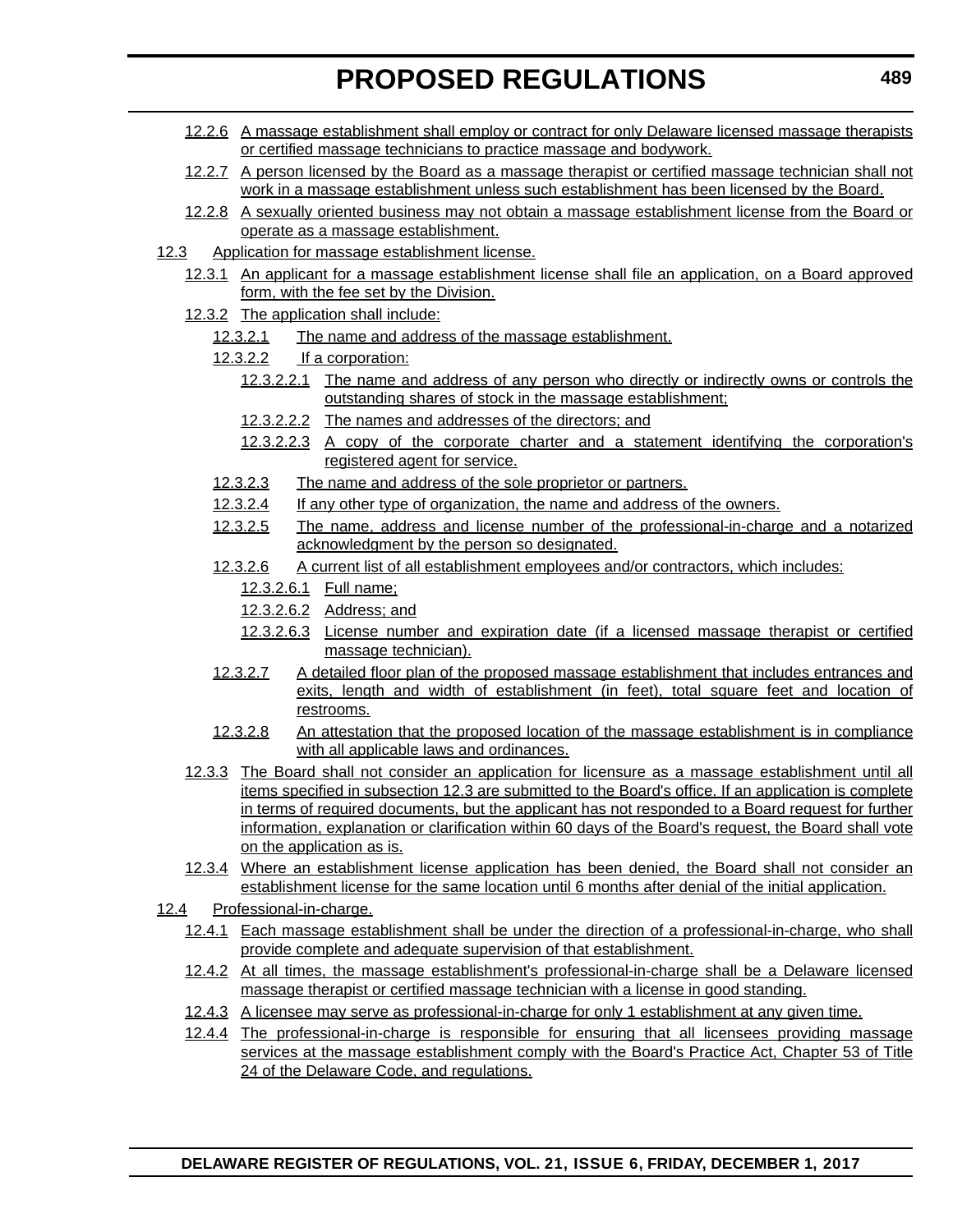12.2.6 A massage establishment shall employ or contract for only Delaware licensed massage therapists or certified massage technicians to practice massage and bodywork.

12.2.7 A person licensed by the Board as a massage therapist or certified massage technician shall not work in a massage establishment unless such establishment has been licensed by the Board.

12.2.8 A sexually oriented business may not obtain a massage establishment license from the Board or operate as a massage establishment.

12.3 Application for massage establishment license.

12.3.1 An applicant for a massage establishment license shall file an application, on a Board approved form, with the fee set by the Division.

12.3.2 The application shall include:

12.3.2.1 The name and address of the massage establishment.

12.3.2.2 If a corporation:

12.3.2.2.1 The name and address of any person who directly or indirectly owns or controls the outstanding shares of stock in the massage establishment;

12.3.2.2.2 The names and addresses of the directors; and

12.3.2.2.3 A copy of the corporate charter and a statement identifying the corporation's registered agent for service.

12.3.2.3 The name and address of the sole proprietor or partners.

12.3.2.4 If any other type of organization, the name and address of the owners.

12.3.2.5 The name, address and license number of the professional-in-charge and a notarized acknowledgment by the person so designated.

12.3.2.6 A current list of all establishment employees and/or contractors, which includes:

12.3.2.6.1 Full name;

12.3.2.6.2 Address; and

12.3.2.6.3 License number and expiration date (if a licensed massage therapist or certified massage technician).

12.3.2.7 A detailed floor plan of the proposed massage establishment that includes entrances and exits, length and width of establishment (in feet), total square feet and location of restrooms.

12.3.2.8 An attestation that the proposed location of the massage establishment is in compliance with all applicable laws and ordinances.

12.3.3 The Board shall not consider an application for licensure as a massage establishment until all items specified in subsection 12.3 are submitted to the Board's office. If an application is complete in terms of required documents, but the applicant has not responded to a Board request for further information, explanation or clarification within 60 days of the Board's request, the Board shall vote on the application as is.

12.3.4 Where an establishment license application has been denied, the Board shall not consider an establishment license for the same location until 6 months after denial of the initial application.

12.4 Professional-in-charge.

12.4.1 Each massage establishment shall be under the direction of a professional-in-charge, who shall provide complete and adequate supervision of that establishment.

12.4.2 At all times, the massage establishment's professional-in-charge shall be a Delaware licensed massage therapist or certified massage technician with a license in good standing.

12.4.3 A licensee may serve as professional-in-charge for only 1 establishment at any given time.

12.4.4 The professional-in-charge is responsible for ensuring that all licensees providing massage services at the massage establishment comply with the Board's Practice Act, Chapter 53 of Title 24 of the Delaware Code, and regulations.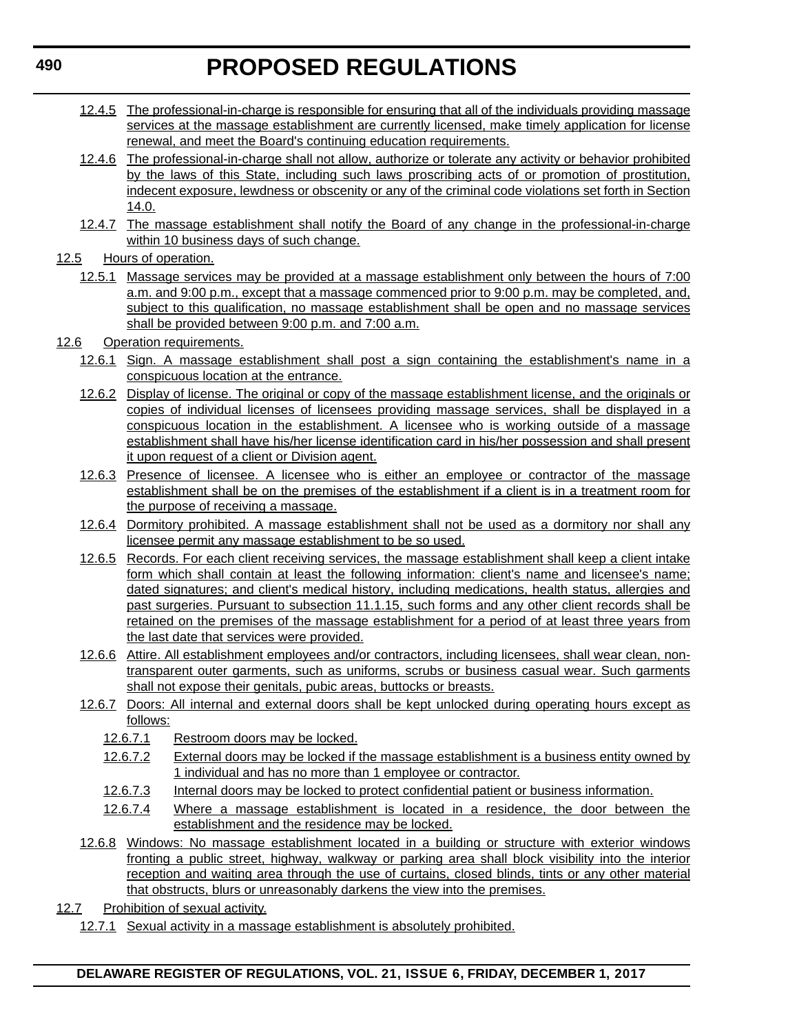12.4.5 The professional-in-charge is responsible for ensuring that all of the individuals providing massage services at the massage establishment are currently licensed, make timely application for license renewal, and meet the Board's continuing education requirements.

12.4.6 The professional-in-charge shall not allow, authorize or tolerate any activity or behavior prohibited by the laws of this State, including such laws proscribing acts of or promotion of prostitution, indecent exposure, lewdness or obscenity or any of the criminal code violations set forth in Section 14.0.

12.4.7 The massage establishment shall notify the Board of any change in the professional-in-charge within 10 business days of such change.

12.5 Hours of operation.

12.5.1 Massage services may be provided at a massage establishment only between the hours of 7:00 a.m. and 9:00 p.m., except that a massage commenced prior to 9:00 p.m. may be completed, and, subject to this qualification, no massage establishment shall be open and no massage services shall be provided between 9:00 p.m. and 7:00 a.m.

12.6 Operation requirements.

12.6.1 Sign. A massage establishment shall post a sign containing the establishment's name in a conspicuous location at the entrance.

12.6.2 Display of license. The original or copy of the massage establishment license, and the originals or copies of individual licenses of licensees providing massage services, shall be displayed in a conspicuous location in the establishment. A licensee who is working outside of a massage establishment shall have his/her license identification card in his/her possession and shall present it upon request of a client or Division agent.

12.6.3 Presence of licensee. A licensee who is either an employee or contractor of the massage establishment shall be on the premises of the establishment if a client is in a treatment room for the purpose of receiving a massage.

12.6.4 Dormitory prohibited. A massage establishment shall not be used as a dormitory nor shall any licensee permit any massage establishment to be so used.

12.6.5 Records. For each client receiving services, the massage establishment shall keep a client intake form which shall contain at least the following information: client's name and licensee's name; dated signatures; and client's medical history, including medications, health status, allergies and past surgeries. Pursuant to subsection 11.1.15, such forms and any other client records shall be retained on the premises of the massage establishment for a period of at least three years from the last date that services were provided.

12.6.6 Attire. All establishment employees and/or contractors, including licensees, shall wear clean, non-transparent outer garments, such as uniforms, scrubs or business casual wear. Such garments shall not expose their genitals, pubic areas, buttocks or breasts.

12.6.7 Doors: All internal and external doors shall be kept unlocked during operating hours except as follows:

12.6.7.1 Restroom doors may be locked.

12.6.7.2 External doors may be locked if the massage establishment is a business entity owned by 1 individual and has no more than 1 employee or contractor.

12.6.7.3 Internal doors may be locked to protect confidential patient or business information.

12.6.7.4 Where a massage establishment is located in a residence, the door between the establishment and the residence may be locked.

12.6.8 Windows: No massage establishment located in a building or structure with exterior windows fronting a public street, highway, walkway or parking area shall block visibility into the interior reception and waiting area through the use of curtains, closed blinds, tints or any other material that obstructs, blurs or unreasonably darkens the view into the premises.

12.7 Prohibition of sexual activity.

12.7.1 Sexual activity in a massage establishment is absolutely prohibited.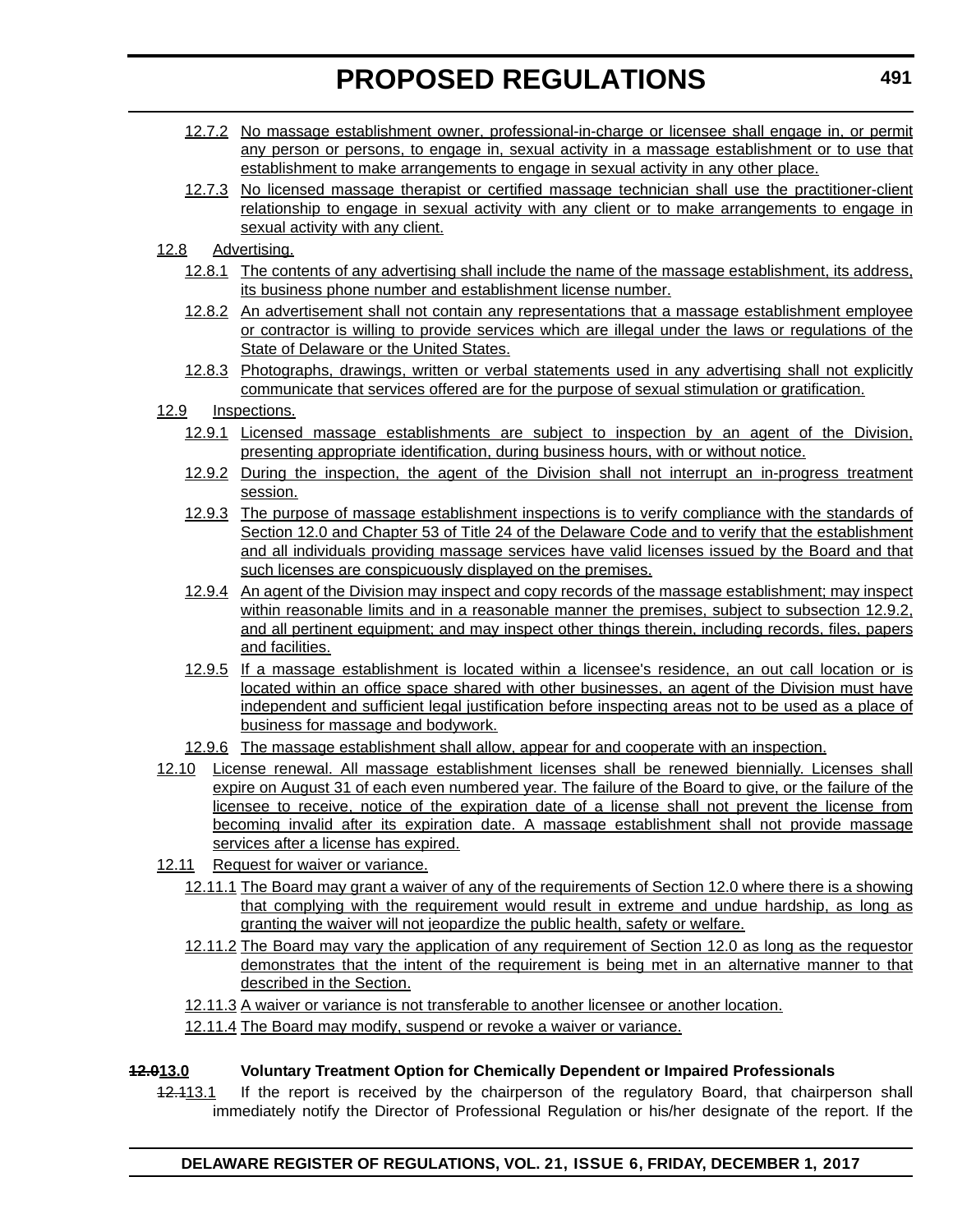12.7.2 No massage establishment owner, professional-in-charge or licensee shall engage in, or permit any person or persons, to engage in, sexual activity in a massage establishment or to use that establishment to make arrangements to engage in sexual activity in any other place.

12.7.3 No licensed massage therapist or certified massage technician shall use the practitioner-client relationship to engage in sexual activity with any client or to make arrangements to engage in sexual activity with any client.

12.8 Advertising.

12.8.1 The contents of any advertising shall include the name of the massage establishment, its address, its business phone number and establishment license number.

12.8.2 An advertisement shall not contain any representations that a massage establishment employee or contractor is willing to provide services which are illegal under the laws or regulations of the State of Delaware or the United States.

12.8.3 Photographs, drawings, written or verbal statements used in any advertising shall not explicitly communicate that services offered are for the purpose of sexual stimulation or gratification.

12.9 Inspections.

12.9.1 Licensed massage establishments are subject to inspection by an agent of the Division, presenting appropriate identification, during business hours, with or without notice.

12.9.2 During the inspection, the agent of the Division shall not interrupt an in-progress treatment session.

12.9.3 The purpose of massage establishment inspections is to verify compliance with the standards of Section 12.0 and Chapter 53 of Title 24 of the Delaware Code and to verify that the establishment and all individuals providing massage services have valid licenses issued by the Board and that such licenses are conspicuously displayed on the premises.

12.9.4 An agent of the Division may inspect and copy records of the massage establishment; may inspect within reasonable limits and in a reasonable manner the premises, subject to subsection 12.9.2, and all pertinent equipment; and may inspect other things therein, including records, files, papers and facilities.

12.9.5 If a massage establishment is located within a licensee's residence, an out call location or is located within an office space shared with other businesses, an agent of the Division must have independent and sufficient legal justification before inspecting areas not to be used as a place of business for massage and bodywork.

12.9.6 The massage establishment shall allow, appear for and cooperate with an inspection.

12.10 License renewal. All massage establishment licenses shall be renewed biennially. Licenses shall expire on August 31 of each even numbered year. The failure of the Board to give, or the failure of the licensee to receive, notice of the expiration date of a license shall not prevent the license from becoming invalid after its expiration date. A massage establishment shall not provide massage services after a license has expired.

12.11 Request for waiver or variance.

12.11.1 The Board may grant a waiver of any of the requirements of Section 12.0 where there is a showing that complying with the requirement would result in extreme and undue hardship, as long as granting the waiver will not jeopardize the public health, safety or welfare.

12.11.2 The Board may vary the application of any requirement of Section 12.0 as long as the requestor demonstrates that the intent of the requirement is being met in an alternative manner to that described in the Section.

12.11.3 A waiver or variance is not transferable to another licensee or another location.

12.11.4 The Board may modify, suspend or revoke a waiver or variance.

**~~12.0~~13.0 Voluntary Treatment Option for Chemically Dependent or Impaired Professionals**

~~12.1~~13.1 If the report is received by the chairperson of the regulatory Board, that chairperson shall immediately notify the Director of Professional Regulation or his/her designate of the report. If the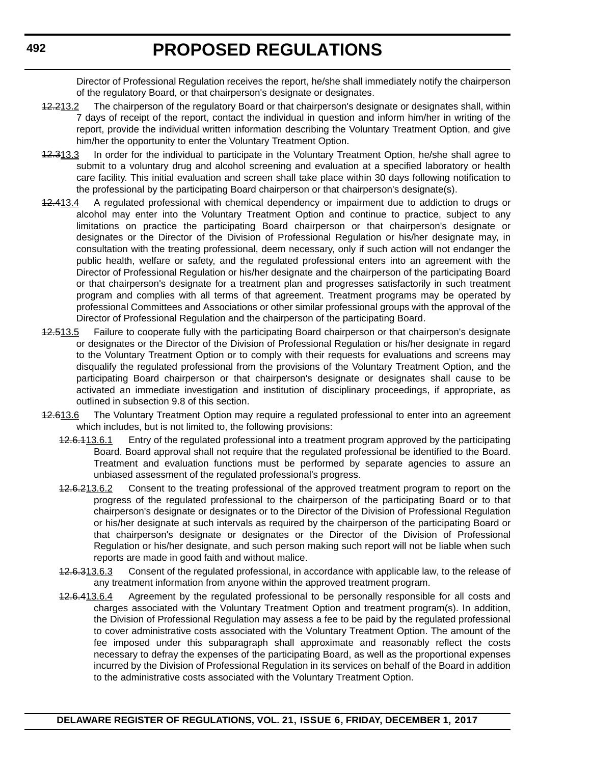Director of Professional Regulation receives the report, he/she shall immediately notify the chairperson of the regulatory Board, or that chairperson's designate or designates.

~~12.2~~13.2 The chairperson of the regulatory Board or that chairperson's designate or designates shall, within 7 days of receipt of the report, contact the individual in question and inform him/her in writing of the report, provide the individual written information describing the Voluntary Treatment Option, and give him/her the opportunity to enter the Voluntary Treatment Option.

~~12.3~~13.3 In order for the individual to participate in the Voluntary Treatment Option, he/she shall agree to submit to a voluntary drug and alcohol screening and evaluation at a specified laboratory or health care facility. This initial evaluation and screen shall take place within 30 days following notification to the professional by the participating Board chairperson or that chairperson's designate(s).

~~12.4~~13.4 A regulated professional with chemical dependency or impairment due to addiction to drugs or alcohol may enter into the Voluntary Treatment Option and continue to practice, subject to any limitations on practice the participating Board chairperson or that chairperson's designate or designates or the Director of the Division of Professional Regulation or his/her designate may, in consultation with the treating professional, deem necessary, only if such action will not endanger the public health, welfare or safety, and the regulated professional enters into an agreement with the Director of Professional Regulation or his/her designate and the chairperson of the participating Board or that chairperson's designate for a treatment plan and progresses satisfactorily in such treatment program and complies with all terms of that agreement. Treatment programs may be operated by professional Committees and Associations or other similar professional groups with the approval of the Director of Professional Regulation and the chairperson of the participating Board.

~~12.5~~13.5 Failure to cooperate fully with the participating Board chairperson or that chairperson's designate or designates or the Director of the Division of Professional Regulation or his/her designate in regard to the Voluntary Treatment Option or to comply with their requests for evaluations and screens may disqualify the regulated professional from the provisions of the Voluntary Treatment Option, and the participating Board chairperson or that chairperson's designate or designates shall cause to be activated an immediate investigation and institution of disciplinary proceedings, if appropriate, as outlined in subsection 9.8 of this section.

~~12.6~~13.6 The Voluntary Treatment Option may require a regulated professional to enter into an agreement which includes, but is not limited to, the following provisions:

~~12.6.1~~13.6.1 Entry of the regulated professional into a treatment program approved by the participating Board. Board approval shall not require that the regulated professional be identified to the Board. Treatment and evaluation functions must be performed by separate agencies to assure an unbiased assessment of the regulated professional's progress.

~~12.6.2~~13.6.2 Consent to the treating professional of the approved treatment program to report on the progress of the regulated professional to the chairperson of the participating Board or to that chairperson's designate or designates or to the Director of the Division of Professional Regulation or his/her designate at such intervals as required by the chairperson of the participating Board or that chairperson's designate or designates or the Director of the Division of Professional Regulation or his/her designate, and such person making such report will not be liable when such reports are made in good faith and without malice.

~~12.6.3~~13.6.3 Consent of the regulated professional, in accordance with applicable law, to the release of any treatment information from anyone within the approved treatment program.

~~12.6.4~~13.6.4 Agreement by the regulated professional to be personally responsible for all costs and charges associated with the Voluntary Treatment Option and treatment program(s). In addition, the Division of Professional Regulation may assess a fee to be paid by the regulated professional to cover administrative costs associated with the Voluntary Treatment Option. The amount of the fee imposed under this subparagraph shall approximate and reasonably reflect the costs necessary to defray the expenses of the participating Board, as well as the proportional expenses incurred by the Division of Professional Regulation in its services on behalf of the Board in addition to the administrative costs associated with the Voluntary Treatment Option.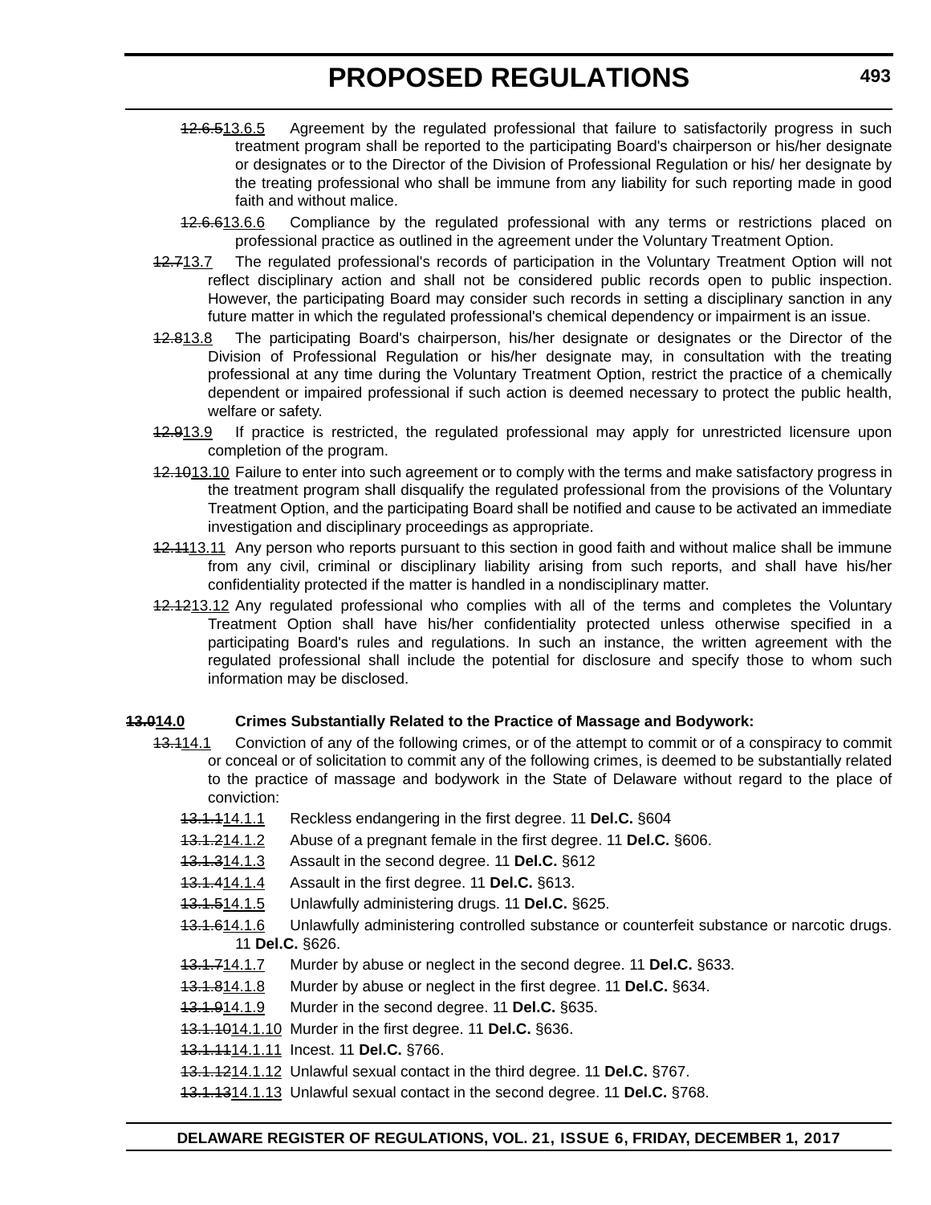~~12.6.5~~13.6.5 Agreement by the regulated professional that failure to satisfactorily progress in such treatment program shall be reported to the participating Board's chairperson or his/her designate or designates or to the Director of the Division of Professional Regulation or his/ her designate by the treating professional who shall be immune from any liability for such reporting made in good faith and without malice.

~~12.6.6~~13.6.6 Compliance by the regulated professional with any terms or restrictions placed on professional practice as outlined in the agreement under the Voluntary Treatment Option.

~~12.7~~13.7 The regulated professional's records of participation in the Voluntary Treatment Option will not reflect disciplinary action and shall not be considered public records open to public inspection. However, the participating Board may consider such records in setting a disciplinary sanction in any future matter in which the regulated professional's chemical dependency or impairment is an issue.

~~12.8~~13.8 The participating Board's chairperson, his/her designate or designates or the Director of the Division of Professional Regulation or his/her designate may, in consultation with the treating professional at any time during the Voluntary Treatment Option, restrict the practice of a chemically dependent or impaired professional if such action is deemed necessary to protect the public health, welfare or safety.

~~12.9~~13.9 If practice is restricted, the regulated professional may apply for unrestricted licensure upon completion of the program.

~~12.10~~13.10 Failure to enter into such agreement or to comply with the terms and make satisfactory progress in the treatment program shall disqualify the regulated professional from the provisions of the Voluntary Treatment Option, and the participating Board shall be notified and cause to be activated an immediate investigation and disciplinary proceedings as appropriate.

~~12.11~~13.11 Any person who reports pursuant to this section in good faith and without malice shall be immune from any civil, criminal or disciplinary liability arising from such reports, and shall have his/her confidentiality protected if the matter is handled in a nondisciplinary matter.

~~12.12~~13.12 Any regulated professional who complies with all of the terms and completes the Voluntary Treatment Option shall have his/her confidentiality protected unless otherwise specified in a participating Board's rules and regulations. In such an instance, the written agreement with the regulated professional shall include the potential for disclosure and specify those to whom such information may be disclosed.

**~~13.0~~14.0 Crimes Substantially Related to the Practice of Massage and Bodywork:**

~~13.1~~14.1 Conviction of any of the following crimes, or of the attempt to commit or of a conspiracy to commit or conceal or of solicitation to commit any of the following crimes, is deemed to be substantially related to the practice of massage and bodywork in the State of Delaware without regard to the place of conviction:

~~13.1.1~~14.1.1 Reckless endangering in the first degree. 11 **Del.C.** §604

~~13.1.2~~14.1.2 Abuse of a pregnant female in the first degree. 11 **Del.C.** §606.

~~13.1.3~~14.1.3 Assault in the second degree. 11 **Del.C.** §612

~~13.1.4~~14.1.4 Assault in the first degree. 11 **Del.C.** §613.

~~13.1.5~~14.1.5 Unlawfully administering drugs. 11 **Del.C.** §625.

~~13.1.6~~14.1.6 Unlawfully administering controlled substance or counterfeit substance or narcotic drugs. 11 **Del.C.** §626.

~~13.1.7~~14.1.7 Murder by abuse or neglect in the second degree. 11 **Del.C.** §633.

~~13.1.8~~14.1.8 Murder by abuse or neglect in the first degree. 11 **Del.C.** §634.

~~13.1.9~~14.1.9 Murder in the second degree. 11 **Del.C.** §635.

~~13.1.10~~14.1.10 Murder in the first degree. 11 **Del.C.** §636.

~~13.1.11~~14.1.11 Incest. 11 **Del.C.** §766.

~~13.1.12~~14.1.12 Unlawful sexual contact in the third degree. 11 **Del.C.** §767.

~~13.1.13~~14.1.13 Unlawful sexual contact in the second degree. 11 **Del.C.** §768.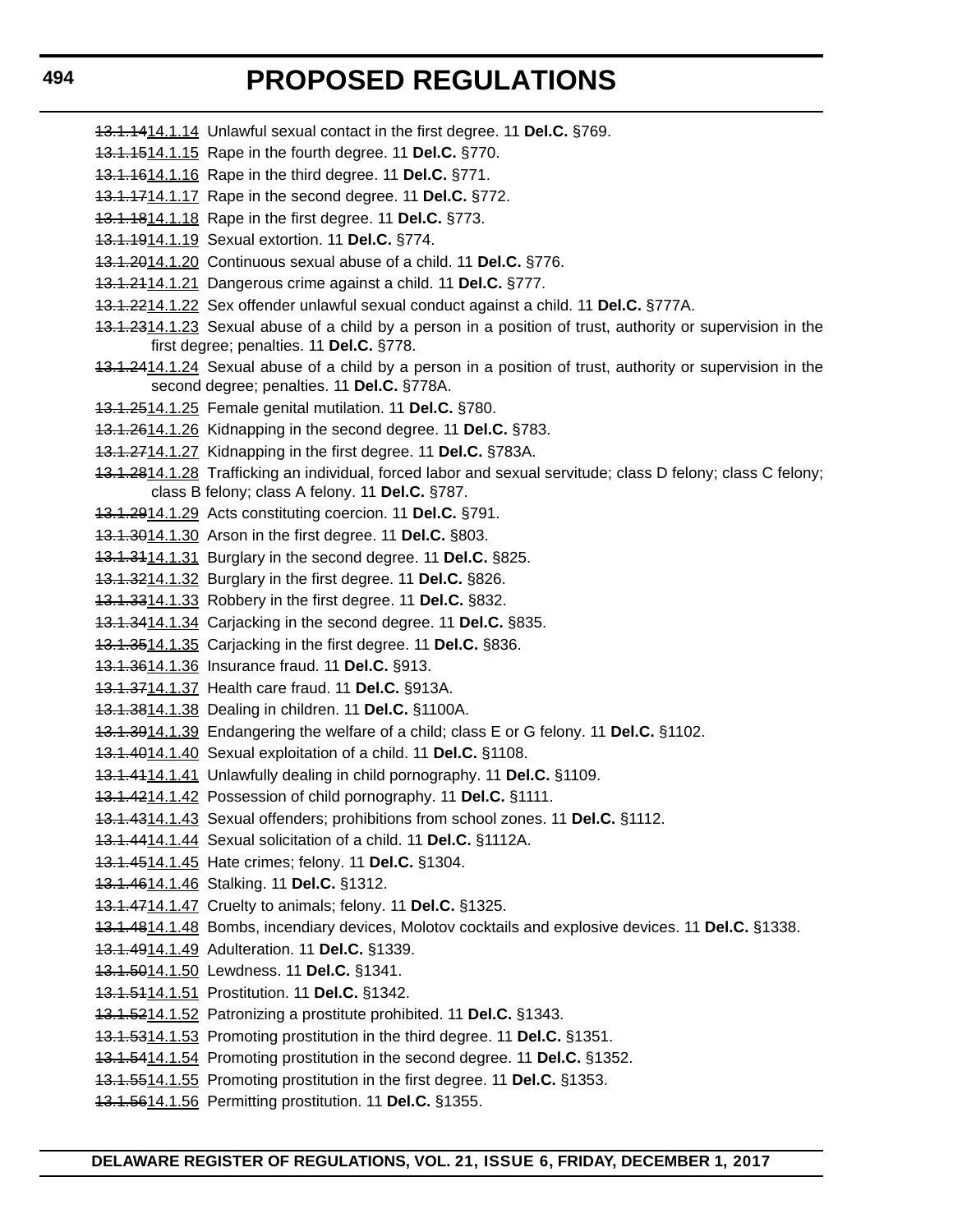~~13.1.14~~14.1.14 Unlawful sexual contact in the first degree. 11 **Del.C.** §769.

~~13.1.15~~14.1.15 Rape in the fourth degree. 11 **Del.C.** §770.

~~13.1.16~~14.1.16 Rape in the third degree. 11 **Del.C.** §771.

~~13.1.17~~14.1.17 Rape in the second degree. 11 **Del.C.** §772.

~~13.1.18~~14.1.18 Rape in the first degree. 11 **Del.C.** §773.

~~13.1.19~~14.1.19 Sexual extortion. 11 **Del.C.** §774.

~~13.1.20~~14.1.20 Continuous sexual abuse of a child. 11 **Del.C.** §776.

~~13.1.21~~14.1.21 Dangerous crime against a child. 11 **Del.C.** §777.

~~13.1.22~~14.1.22 Sex offender unlawful sexual conduct against a child. 11 **Del.C.** §777A.

~~13.1.23~~14.1.23 Sexual abuse of a child by a person in a position of trust, authority or supervision in the first degree; penalties. 11 **Del.C.** §778.

~~13.1.24~~14.1.24 Sexual abuse of a child by a person in a position of trust, authority or supervision in the second degree; penalties. 11 **Del.C.** §778A.

~~13.1.25~~14.1.25 Female genital mutilation. 11 **Del.C.** §780.

~~13.1.26~~14.1.26 Kidnapping in the second degree. 11 **Del.C.** §783.

~~13.1.27~~14.1.27 Kidnapping in the first degree. 11 **Del.C.** §783A.

~~13.1.28~~14.1.28 Trafficking an individual, forced labor and sexual servitude; class D felony; class C felony; class B felony; class A felony. 11 **Del.C.** §787.

~~13.1.29~~14.1.29 Acts constituting coercion. 11 **Del.C.** §791.

~~13.1.30~~14.1.30 Arson in the first degree. 11 **Del.C.** §803.

~~13.1.31~~14.1.31 Burglary in the second degree. 11 **Del.C.** §825.

~~13.1.32~~14.1.32 Burglary in the first degree. 11 **Del.C.** §826.

~~13.1.33~~14.1.33 Robbery in the first degree. 11 **Del.C.** §832.

~~13.1.34~~14.1.34 Carjacking in the second degree. 11 **Del.C.** §835.

~~13.1.35~~14.1.35 Carjacking in the first degree. 11 **Del.C.** §836.

~~13.1.36~~14.1.36 Insurance fraud. 11 **Del.C.** §913.

~~13.1.37~~14.1.37 Health care fraud. 11 **Del.C.** §913A.

~~13.1.38~~14.1.38 Dealing in children. 11 **Del.C.** §1100A.

~~13.1.39~~14.1.39 Endangering the welfare of a child; class E or G felony. 11 **Del.C.** §1102.

~~13.1.40~~14.1.40 Sexual exploitation of a child. 11 **Del.C.** §1108.

~~13.1.41~~14.1.41 Unlawfully dealing in child pornography. 11 **Del.C.** §1109.

~~13.1.42~~14.1.42 Possession of child pornography. 11 **Del.C.** §1111.

~~13.1.43~~14.1.43 Sexual offenders; prohibitions from school zones. 11 **Del.C.** §1112.

~~13.1.44~~14.1.44 Sexual solicitation of a child. 11 **Del.C.** §1112A.

~~13.1.45~~14.1.45 Hate crimes; felony. 11 **Del.C.** §1304.

~~13.1.46~~14.1.46 Stalking. 11 **Del.C.** §1312.

~~13.1.47~~14.1.47 Cruelty to animals; felony. 11 **Del.C.** §1325.

~~13.1.48~~14.1.48 Bombs, incendiary devices, Molotov cocktails and explosive devices. 11 **Del.C.** §1338.

~~13.1.49~~14.1.49 Adulteration. 11 **Del.C.** §1339.

~~13.1.50~~14.1.50 Lewdness. 11 **Del.C.** §1341.

~~13.1.51~~14.1.51 Prostitution. 11 **Del.C.** §1342.

~~13.1.52~~14.1.52 Patronizing a prostitute prohibited. 11 **Del.C.** §1343.

~~13.1.53~~14.1.53 Promoting prostitution in the third degree. 11 **Del.C.** §1351.

~~13.1.54~~14.1.54 Promoting prostitution in the second degree. 11 **Del.C.** §1352.

~~13.1.55~~14.1.55 Promoting prostitution in the first degree. 11 **Del.C.** §1353.

~~13.1.56~~14.1.56 Permitting prostitution. 11 **Del.C.** §1355.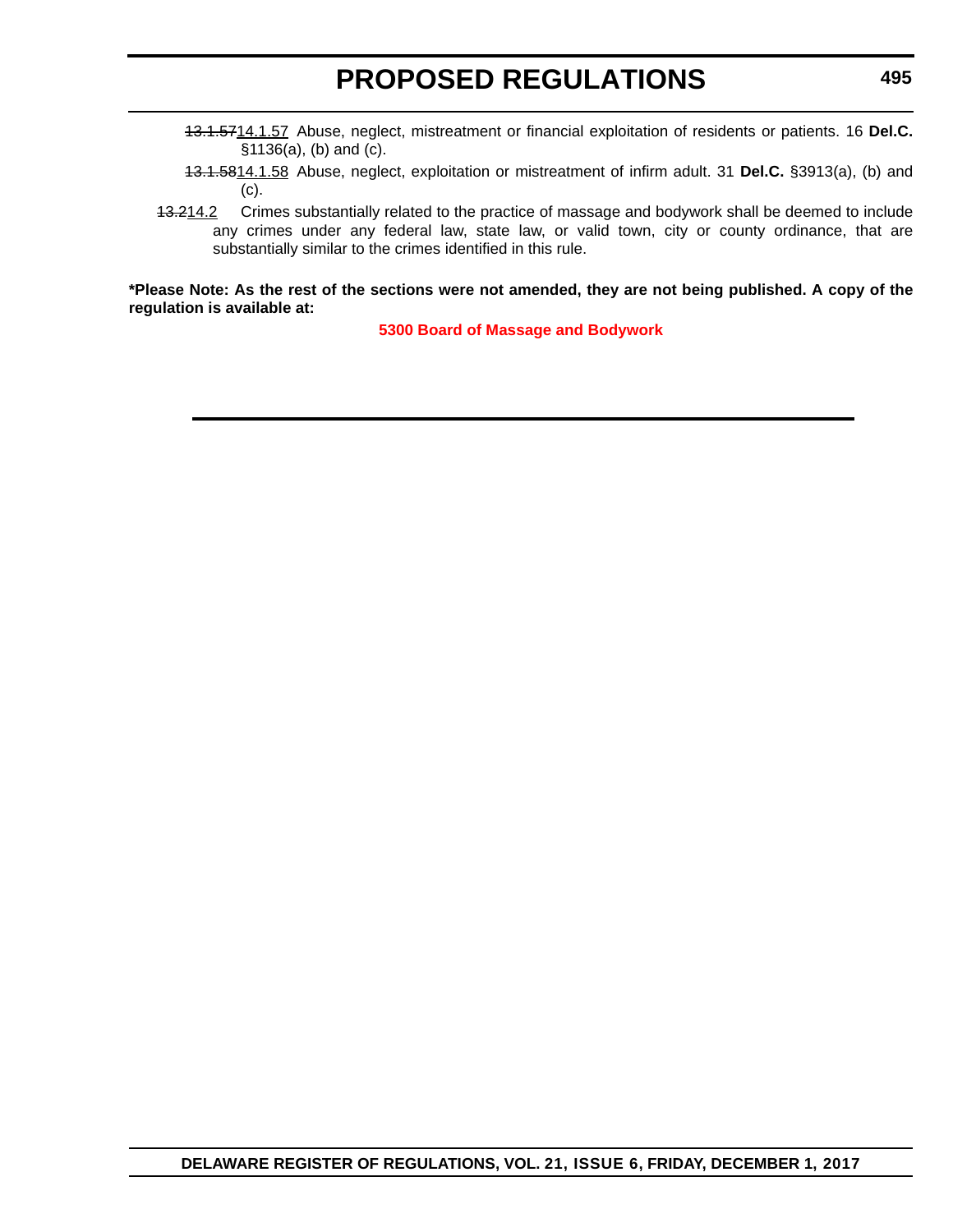~~13.1.57~~14.1.57 Abuse, neglect, mistreatment or financial exploitation of residents or patients. 16 **Del.C.** §1136(a), (b) and (c).

~~13.1.58~~14.1.58 Abuse, neglect, exploitation or mistreatment of infirm adult. 31 **Del.C.** §3913(a), (b) and (c).

~~13.2~~14.2 Crimes substantially related to the practice of massage and bodywork shall be deemed to include any crimes under any federal law, state law, or valid town, city or county ordinance, that are substantially similar to the crimes identified in this rule.

***Please Note: As the rest of the sections were not amended, they are not being published. A copy of the regulation is available at:**

**5300 Board of Massage and Bodywork**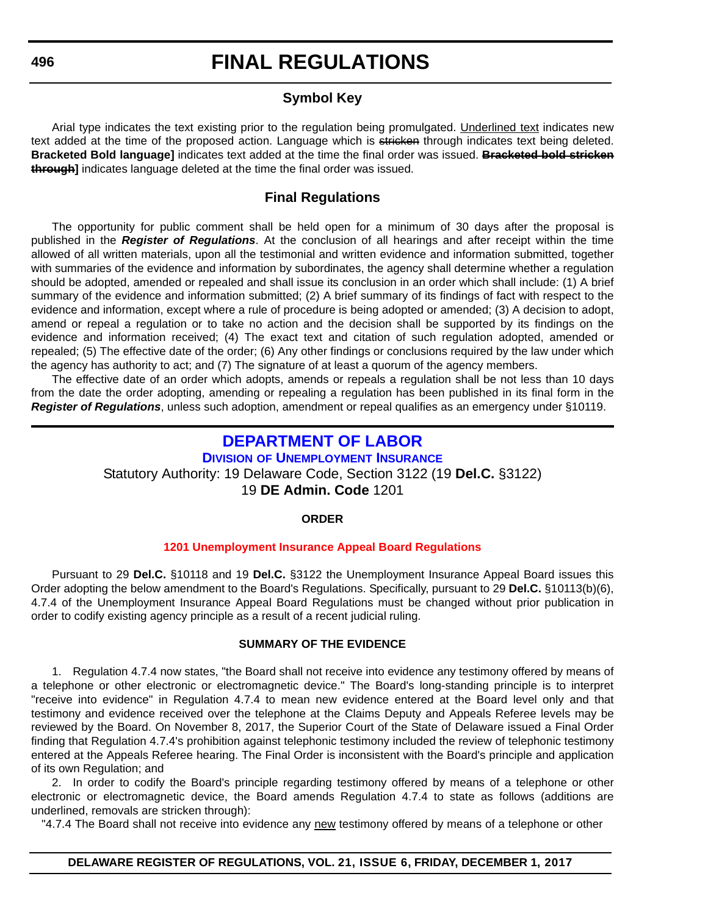# FINAL REGULATIONS

## Symbol Key

Arial type indicates the text existing prior to the regulation being promulgated. <u>Underlined text</u> indicates new text added at the time of the proposed action. Language which is ~~stricken~~ through indicates text being deleted. **Bracketed Bold language]** indicates text added at the time the final order was issued. **~~Bracketed bold stricken through~~]** indicates language deleted at the time the final order was issued.

## Final Regulations

The opportunity for public comment shall be held open for a minimum of 30 days after the proposal is published in the ***Register of Regulations***. At the conclusion of all hearings and after receipt within the time allowed of all written materials, upon all the testimonial and written evidence and information submitted, together with summaries of the evidence and information by subordinates, the agency shall determine whether a regulation should be adopted, amended or repealed and shall issue its conclusion in an order which shall include: (1) A brief summary of the evidence and information submitted; (2) A brief summary of its findings of fact with respect to the evidence and information, except where a rule of procedure is being adopted or amended; (3) A decision to adopt, amend or repeal a regulation or to take no action and the decision shall be supported by its findings on the evidence and information received; (4) The exact text and citation of such regulation adopted, amended or repealed; (5) The effective date of the order; (6) Any other findings or conclusions required by the law under which the agency has authority to act; and (7) The signature of at least a quorum of the agency members.

The effective date of an order which adopts, amends or repeals a regulation shall be not less than 10 days from the date the order adopting, amending or repealing a regulation has been published in its final form in the ***Register of Regulations***, unless such adoption, amendment or repeal qualifies as an emergency under §10119.

## DEPARTMENT OF LABOR

### Division of Unemployment Insurance

Statutory Authority: 19 Delaware Code, Section 3122 (19 **Del.C.** §3122)
19 **DE Admin. Code** 1201

**ORDER**

**1201 Unemployment Insurance Appeal Board Regulations**

Pursuant to 29 **Del.C.** §10118 and 19 **Del.C.** §3122 the Unemployment Insurance Appeal Board issues this Order adopting the below amendment to the Board's Regulations. Specifically, pursuant to 29 **Del.C.** §10113(b)(6), 4.7.4 of the Unemployment Insurance Appeal Board Regulations must be changed without prior publication in order to codify existing agency principle as a result of a recent judicial ruling.

**SUMMARY OF THE EVIDENCE**

1. Regulation 4.7.4 now states, "the Board shall not receive into evidence any testimony offered by means of a telephone or other electronic or electromagnetic device." The Board's long-standing principle is to interpret "receive into evidence" in Regulation 4.7.4 to mean new evidence entered at the Board level only and that testimony and evidence received over the telephone at the Claims Deputy and Appeals Referee levels may be reviewed by the Board. On November 8, 2017, the Superior Court of the State of Delaware issued a Final Order finding that Regulation 4.7.4's prohibition against telephonic testimony included the review of telephonic testimony entered at the Appeals Referee hearing. The Final Order is inconsistent with the Board's principle and application of its own Regulation; and

2. In order to codify the Board's principle regarding testimony offered by means of a telephone or other electronic or electromagnetic device, the Board amends Regulation 4.7.4 to state as follows (additions are underlined, removals are stricken through):

"4.7.4 The Board shall not receive into evidence any <u>new</u> testimony offered by means of a telephone or other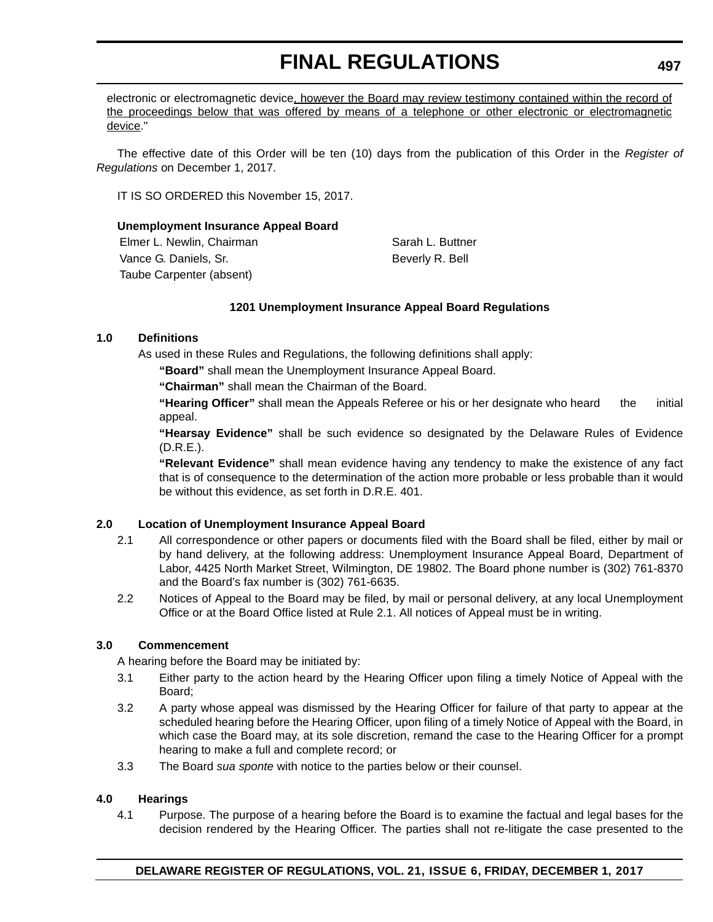electronic or electromagnetic device, however the Board may review testimony contained within the record of the proceedings below that was offered by means of a telephone or other electronic or electromagnetic device."

The effective date of this Order will be ten (10) days from the publication of this Order in the *Register of Regulations* on December 1, 2017.

IT IS SO ORDERED this November 15, 2017.

**Unemployment Insurance Appeal Board**

| | |
|---|---|
| Elmer L. Newlin, Chairman | Sarah L. Buttner |
| Vance G. Daniels, Sr. | Beverly R. Bell |
| Taube Carpenter (absent) | |

**1201 Unemployment Insurance Appeal Board Regulations**

**1.0 Definitions**

As used in these Rules and Regulations, the following definitions shall apply:

**"Board"** shall mean the Unemployment Insurance Appeal Board.

**"Chairman"** shall mean the Chairman of the Board.

**"Hearing Officer"** shall mean the Appeals Referee or his or her designate who heard the initial appeal.

**"Hearsay Evidence"** shall be such evidence so designated by the Delaware Rules of Evidence (D.R.E.).

**"Relevant Evidence"** shall mean evidence having any tendency to make the existence of any fact that is of consequence to the determination of the action more probable or less probable than it would be without this evidence, as set forth in D.R.E. 401.

**2.0 Location of Unemployment Insurance Appeal Board**

2.1 All correspondence or other papers or documents filed with the Board shall be filed, either by mail or by hand delivery, at the following address: Unemployment Insurance Appeal Board, Department of Labor, 4425 North Market Street, Wilmington, DE 19802. The Board phone number is (302) 761-8370 and the Board's fax number is (302) 761-6635.

2.2 Notices of Appeal to the Board may be filed, by mail or personal delivery, at any local Unemployment Office or at the Board Office listed at Rule 2.1. All notices of Appeal must be in writing.

**3.0 Commencement**

A hearing before the Board may be initiated by:

3.1 Either party to the action heard by the Hearing Officer upon filing a timely Notice of Appeal with the Board;

3.2 A party whose appeal was dismissed by the Hearing Officer for failure of that party to appear at the scheduled hearing before the Hearing Officer, upon filing of a timely Notice of Appeal with the Board, in which case the Board may, at its sole discretion, remand the case to the Hearing Officer for a prompt hearing to make a full and complete record; or

3.3 The Board *sua sponte* with notice to the parties below or their counsel.

**4.0 Hearings**

4.1 Purpose. The purpose of a hearing before the Board is to examine the factual and legal bases for the decision rendered by the Hearing Officer. The parties shall not re-litigate the case presented to the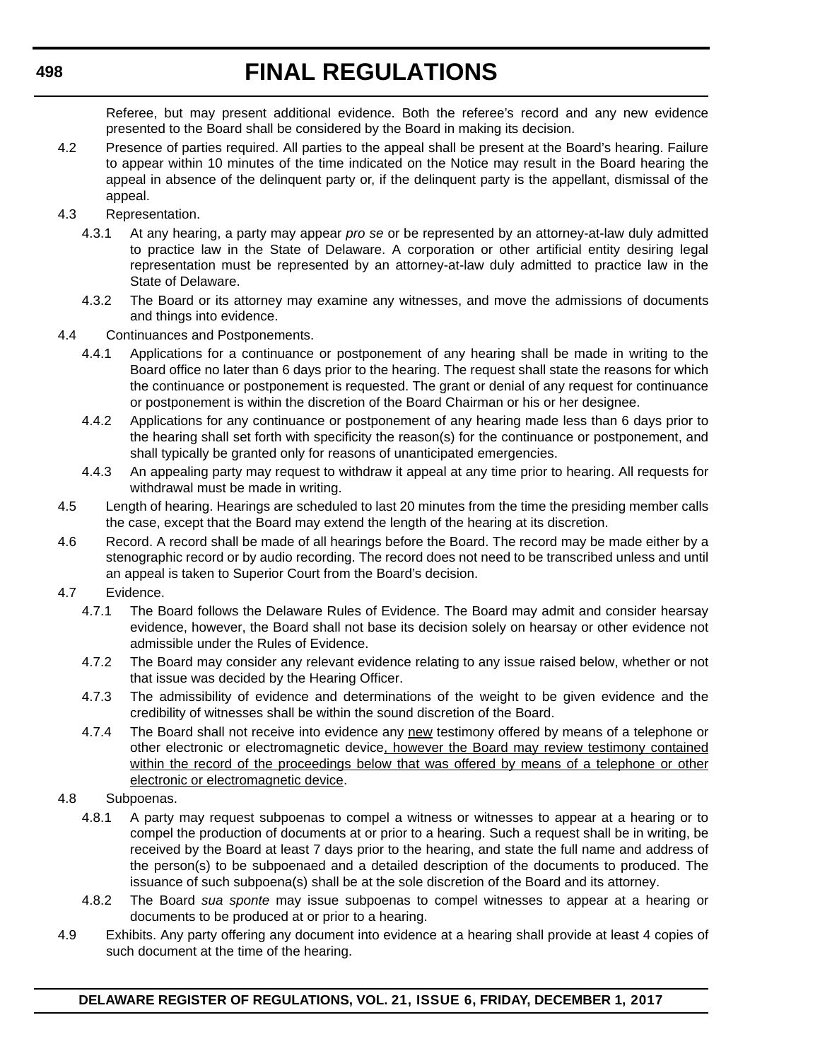Referee, but may present additional evidence. Both the referee's record and any new evidence presented to the Board shall be considered by the Board in making its decision.

4.2 Presence of parties required. All parties to the appeal shall be present at the Board's hearing. Failure to appear within 10 minutes of the time indicated on the Notice may result in the Board hearing the appeal in absence of the delinquent party or, if the delinquent party is the appellant, dismissal of the appeal.

4.3 Representation.

4.3.1 At any hearing, a party may appear *pro se* or be represented by an attorney-at-law duly admitted to practice law in the State of Delaware. A corporation or other artificial entity desiring legal representation must be represented by an attorney-at-law duly admitted to practice law in the State of Delaware.

4.3.2 The Board or its attorney may examine any witnesses, and move the admissions of documents and things into evidence.

4.4 Continuances and Postponements.

4.4.1 Applications for a continuance or postponement of any hearing shall be made in writing to the Board office no later than 6 days prior to the hearing. The request shall state the reasons for which the continuance or postponement is requested. The grant or denial of any request for continuance or postponement is within the discretion of the Board Chairman or his or her designee.

4.4.2 Applications for any continuance or postponement of any hearing made less than 6 days prior to the hearing shall set forth with specificity the reason(s) for the continuance or postponement, and shall typically be granted only for reasons of unanticipated emergencies.

4.4.3 An appealing party may request to withdraw it appeal at any time prior to hearing. All requests for withdrawal must be made in writing.

4.5 Length of hearing. Hearings are scheduled to last 20 minutes from the time the presiding member calls the case, except that the Board may extend the length of the hearing at its discretion.

4.6 Record. A record shall be made of all hearings before the Board. The record may be made either by a stenographic record or by audio recording. The record does not need to be transcribed unless and until an appeal is taken to Superior Court from the Board's decision.

4.7 Evidence.

4.7.1 The Board follows the Delaware Rules of Evidence. The Board may admit and consider hearsay evidence, however, the Board shall not base its decision solely on hearsay or other evidence not admissible under the Rules of Evidence.

4.7.2 The Board may consider any relevant evidence relating to any issue raised below, whether or not that issue was decided by the Hearing Officer.

4.7.3 The admissibility of evidence and determinations of the weight to be given evidence and the credibility of witnesses shall be within the sound discretion of the Board.

4.7.4 The Board shall not receive into evidence any new testimony offered by means of a telephone or other electronic or electromagnetic device, however the Board may review testimony contained within the record of the proceedings below that was offered by means of a telephone or other electronic or electromagnetic device.

4.8 Subpoenas.

4.8.1 A party may request subpoenas to compel a witness or witnesses to appear at a hearing or to compel the production of documents at or prior to a hearing. Such a request shall be in writing, be received by the Board at least 7 days prior to the hearing, and state the full name and address of the person(s) to be subpoenaed and a detailed description of the documents to produced. The issuance of such subpoena(s) shall be at the sole discretion of the Board and its attorney.

4.8.2 The Board *sua sponte* may issue subpoenas to compel witnesses to appear at a hearing or documents to be produced at or prior to a hearing.

4.9 Exhibits. Any party offering any document into evidence at a hearing shall provide at least 4 copies of such document at the time of the hearing.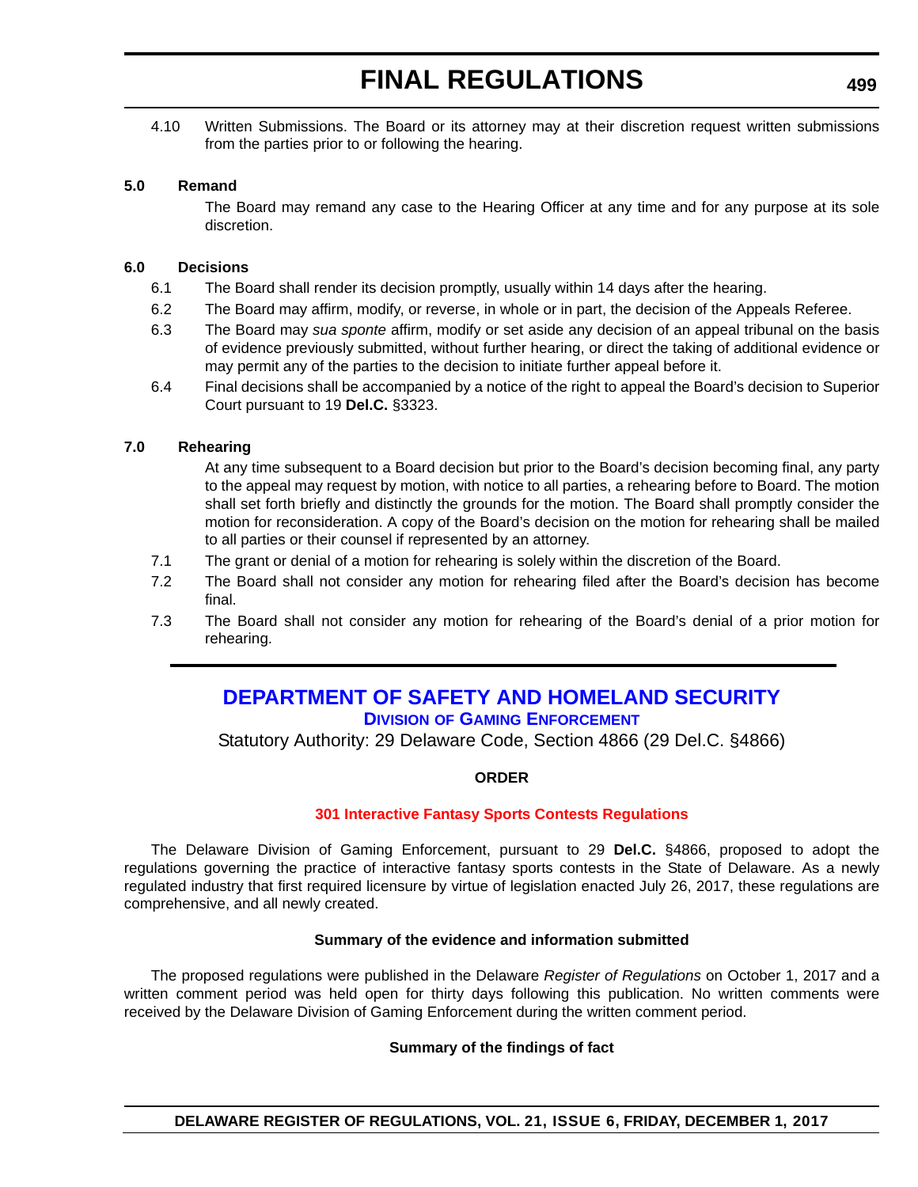4.10 Written Submissions. The Board or its attorney may at their discretion request written submissions from the parties prior to or following the hearing.

**5.0 Remand**

The Board may remand any case to the Hearing Officer at any time and for any purpose at its sole discretion.

**6.0 Decisions**

6.1 The Board shall render its decision promptly, usually within 14 days after the hearing.

6.2 The Board may affirm, modify, or reverse, in whole or in part, the decision of the Appeals Referee.

6.3 The Board may *sua sponte* affirm, modify or set aside any decision of an appeal tribunal on the basis of evidence previously submitted, without further hearing, or direct the taking of additional evidence or may permit any of the parties to the decision to initiate further appeal before it.

6.4 Final decisions shall be accompanied by a notice of the right to appeal the Board's decision to Superior Court pursuant to 19 **Del.C.** §3323.

**7.0 Rehearing**

At any time subsequent to a Board decision but prior to the Board's decision becoming final, any party to the appeal may request by motion, with notice to all parties, a rehearing before to Board. The motion shall set forth briefly and distinctly the grounds for the motion. The Board shall promptly consider the motion for reconsideration. A copy of the Board's decision on the motion for rehearing shall be mailed to all parties or their counsel if represented by an attorney.

7.1 The grant or denial of a motion for rehearing is solely within the discretion of the Board.

7.2 The Board shall not consider any motion for rehearing filed after the Board's decision has become final.

7.3 The Board shall not consider any motion for rehearing of the Board's denial of a prior motion for rehearing.

## DEPARTMENT OF SAFETY AND HOMELAND SECURITY

### Division of Gaming Enforcement

Statutory Authority: 29 Delaware Code, Section 4866 (29 Del.C. §4866)

**ORDER**

**301 Interactive Fantasy Sports Contests Regulations**

The Delaware Division of Gaming Enforcement, pursuant to 29 **Del.C.** §4866, proposed to adopt the regulations governing the practice of interactive fantasy sports contests in the State of Delaware. As a newly regulated industry that first required licensure by virtue of legislation enacted July 26, 2017, these regulations are comprehensive, and all newly created.

**Summary of the evidence and information submitted**

The proposed regulations were published in the Delaware *Register of Regulations* on October 1, 2017 and a written comment period was held open for thirty days following this publication. No written comments were received by the Delaware Division of Gaming Enforcement during the written comment period.

**Summary of the findings of fact**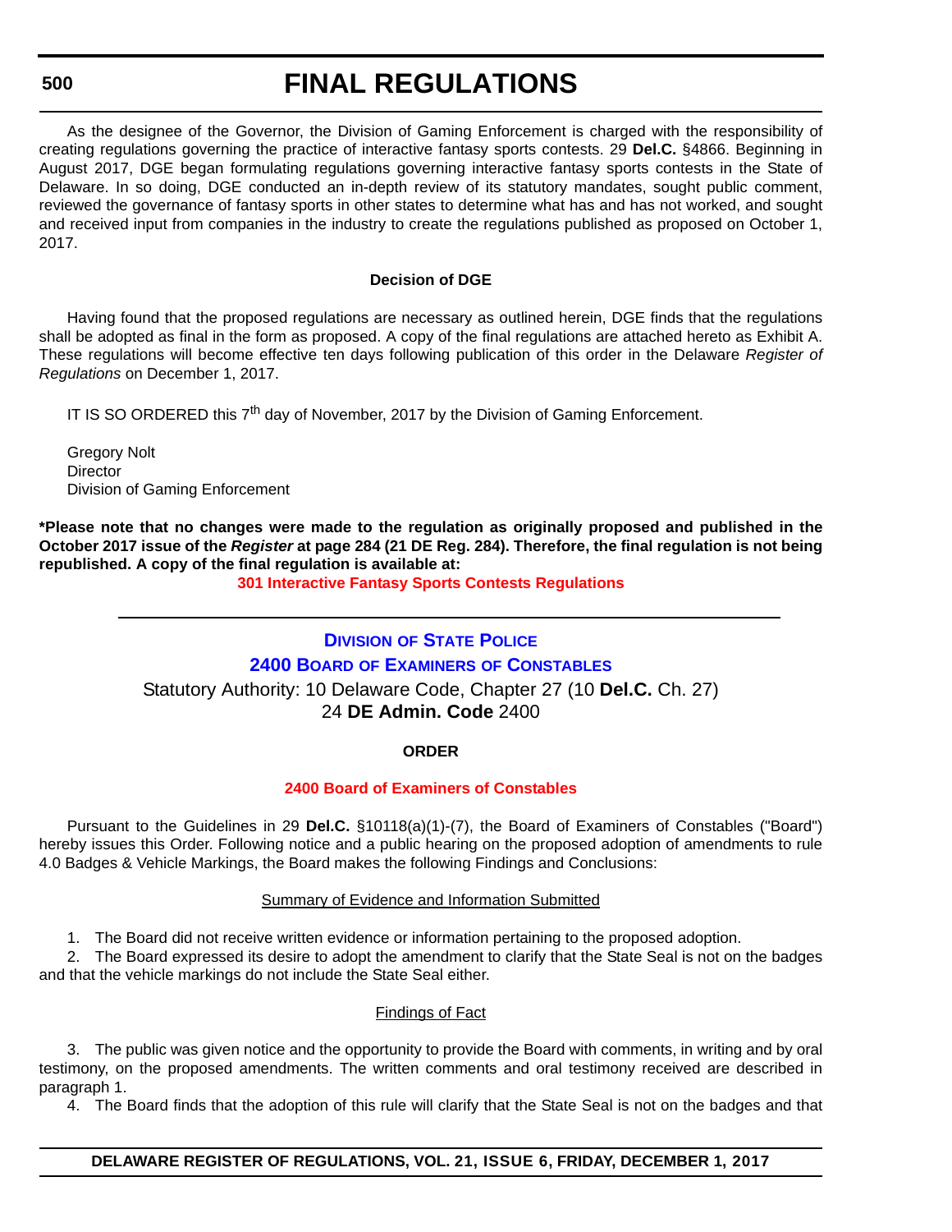As the designee of the Governor, the Division of Gaming Enforcement is charged with the responsibility of creating regulations governing the practice of interactive fantasy sports contests. 29 **Del.C.** §4866. Beginning in August 2017, DGE began formulating regulations governing interactive fantasy sports contests in the State of Delaware. In so doing, DGE conducted an in-depth review of its statutory mandates, sought public comment, reviewed the governance of fantasy sports in other states to determine what has and has not worked, and sought and received input from companies in the industry to create the regulations published as proposed on October 1, 2017.

**Decision of DGE**

Having found that the proposed regulations are necessary as outlined herein, DGE finds that the regulations shall be adopted as final in the form as proposed. A copy of the final regulations are attached hereto as Exhibit A. These regulations will become effective ten days following publication of this order in the Delaware *Register of Regulations* on December 1, 2017.

IT IS SO ORDERED this 7th day of November, 2017 by the Division of Gaming Enforcement.

Gregory Nolt
Director
Division of Gaming Enforcement

**\*Please note that no changes were made to the regulation as originally proposed and published in the October 2017 issue of the *Register* at page 284 (21 DE Reg. 284). Therefore, the final regulation is not being republished. A copy of the final regulation is available at:**

**301 Interactive Fantasy Sports Contests Regulations**

---

## DIVISION OF STATE POLICE

## 2400 BOARD OF EXAMINERS OF CONSTABLES

Statutory Authority: 10 Delaware Code, Chapter 27 (10 **Del.C.** Ch. 27)
24 **DE Admin. Code** 2400

**ORDER**

**2400 Board of Examiners of Constables**

Pursuant to the Guidelines in 29 **Del.C.** §10118(a)(1)-(7), the Board of Examiners of Constables ("Board") hereby issues this Order. Following notice and a public hearing on the proposed adoption of amendments to rule 4.0 Badges & Vehicle Markings, the Board makes the following Findings and Conclusions:

Summary of Evidence and Information Submitted

1. The Board did not receive written evidence or information pertaining to the proposed adoption.
2. The Board expressed its desire to adopt the amendment to clarify that the State Seal is not on the badges and that the vehicle markings do not include the State Seal either.

Findings of Fact

3. The public was given notice and the opportunity to provide the Board with comments, in writing and by oral testimony, on the proposed amendments. The written comments and oral testimony received are described in paragraph 1.
4. The Board finds that the adoption of this rule will clarify that the State Seal is not on the badges and that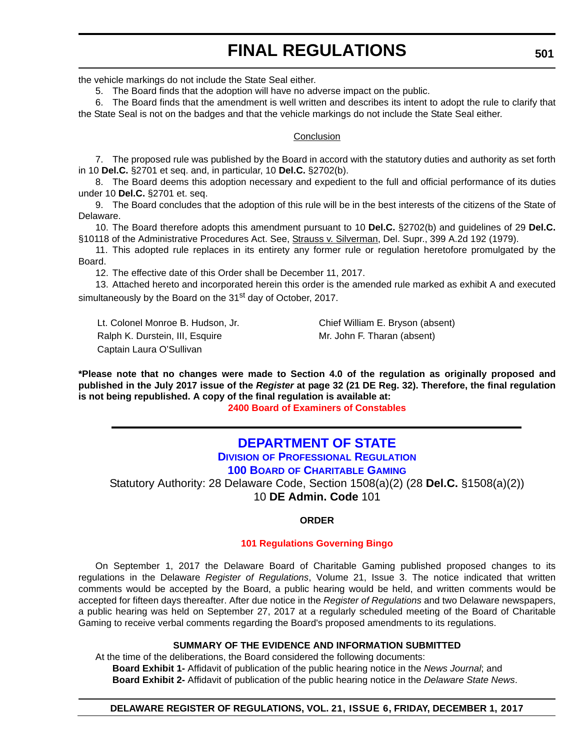the vehicle markings do not include the State Seal either.

5. The Board finds that the adoption will have no adverse impact on the public.

6. The Board finds that the amendment is well written and describes its intent to adopt the rule to clarify that the State Seal is not on the badges and that the vehicle markings do not include the State Seal either.

Conclusion

7. The proposed rule was published by the Board in accord with the statutory duties and authority as set forth in 10 **Del.C.** §2701 et seq. and, in particular, 10 **Del.C.** §2702(b).

8. The Board deems this adoption necessary and expedient to the full and official performance of its duties under 10 **Del.C.** §2701 et. seq.

9. The Board concludes that the adoption of this rule will be in the best interests of the citizens of the State of Delaware.

10. The Board therefore adopts this amendment pursuant to 10 **Del.C.** §2702(b) and guidelines of 29 **Del.C.** §10118 of the Administrative Procedures Act. See, Strauss v. Silverman, Del. Supr., 399 A.2d 192 (1979).

11. This adopted rule replaces in its entirety any former rule or regulation heretofore promulgated by the Board.

12. The effective date of this Order shall be December 11, 2017.

13. Attached hereto and incorporated herein this order is the amended rule marked as exhibit A and executed simultaneously by the Board on the 31st day of October, 2017.

Lt. Colonel Monroe B. Hudson, Jr.
Ralph K. Durstein, III, Esquire
Captain Laura O'Sullivan
Chief William E. Bryson (absent)
Mr. John F. Tharan (absent)

***Please note that no changes were made to Section 4.0 of the regulation as originally proposed and published in the July 2017 issue of the *Register* at page 32 (21 DE Reg. 32). Therefore, the final regulation is not being republished. A copy of the final regulation is available at:**

**2400 Board of Examiners of Constables**

# DEPARTMENT OF STATE

## DIVISION OF PROFESSIONAL REGULATION

## 100 BOARD OF CHARITABLE GAMING

Statutory Authority: 28 Delaware Code, Section 1508(a)(2) (28 **Del.C.** §1508(a)(2))
10 **DE Admin. Code** 101

**ORDER**

**101 Regulations Governing Bingo**

On September 1, 2017 the Delaware Board of Charitable Gaming published proposed changes to its regulations in the Delaware *Register of Regulations*, Volume 21, Issue 3. The notice indicated that written comments would be accepted by the Board, a public hearing would be held, and written comments would be accepted for fifteen days thereafter. After due notice in the *Register of Regulations* and two Delaware newspapers, a public hearing was held on September 27, 2017 at a regularly scheduled meeting of the Board of Charitable Gaming to receive verbal comments regarding the Board's proposed amendments to its regulations.

**SUMMARY OF THE EVIDENCE AND INFORMATION SUBMITTED**

At the time of the deliberations, the Board considered the following documents:

**Board Exhibit 1-** Affidavit of publication of the public hearing notice in the *News Journal*; and

**Board Exhibit 2-** Affidavit of publication of the public hearing notice in the *Delaware State News*.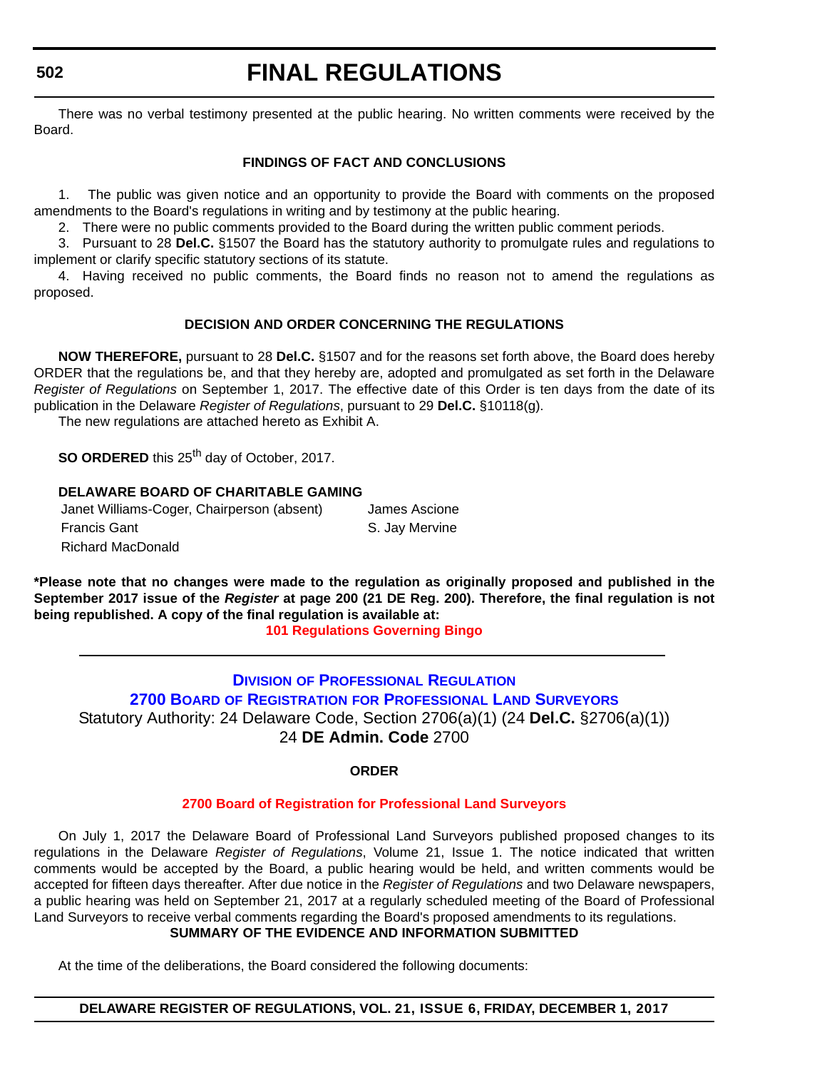There was no verbal testimony presented at the public hearing. No written comments were received by the Board.

**FINDINGS OF FACT AND CONCLUSIONS**

1. The public was given notice and an opportunity to provide the Board with comments on the proposed amendments to the Board's regulations in writing and by testimony at the public hearing.

2. There were no public comments provided to the Board during the written public comment periods.

3. Pursuant to 28 **Del.C.** §1507 the Board has the statutory authority to promulgate rules and regulations to implement or clarify specific statutory sections of its statute.

4. Having received no public comments, the Board finds no reason not to amend the regulations as proposed.

**DECISION AND ORDER CONCERNING THE REGULATIONS**

**NOW THEREFORE,** pursuant to 28 **Del.C.** §1507 and for the reasons set forth above, the Board does hereby ORDER that the regulations be, and that they hereby are, adopted and promulgated as set forth in the Delaware *Register of Regulations* on September 1, 2017. The effective date of this Order is ten days from the date of its publication in the Delaware *Register of Regulations*, pursuant to 29 **Del.C.** §10118(g).

The new regulations are attached hereto as Exhibit A.

**SO ORDERED** this 25th day of October, 2017.

**DELAWARE BOARD OF CHARITABLE GAMING**

| | |
|---|---|
| Janet Williams-Coger, Chairperson (absent) | James Ascione |
| Francis Gant | S. Jay Mervine |
| Richard MacDonald | |

**\*Please note that no changes were made to the regulation as originally proposed and published in the September 2017 issue of the *Register* at page 200 (21 DE Reg. 200). Therefore, the final regulation is not being republished. A copy of the final regulation is available at:**

**101 Regulations Governing Bingo**

---

## DIVISION OF PROFESSIONAL REGULATION

## 2700 BOARD OF REGISTRATION FOR PROFESSIONAL LAND SURVEYORS

Statutory Authority: 24 Delaware Code, Section 2706(a)(1) (24 **Del.C.** §2706(a)(1))

24 **DE Admin. Code** 2700

**ORDER**

**2700 Board of Registration for Professional Land Surveyors**

On July 1, 2017 the Delaware Board of Professional Land Surveyors published proposed changes to its regulations in the Delaware *Register of Regulations*, Volume 21, Issue 1. The notice indicated that written comments would be accepted by the Board, a public hearing would be held, and written comments would be accepted for fifteen days thereafter. After due notice in the *Register of Regulations* and two Delaware newspapers, a public hearing was held on September 21, 2017 at a regularly scheduled meeting of the Board of Professional Land Surveyors to receive verbal comments regarding the Board's proposed amendments to its regulations.

**SUMMARY OF THE EVIDENCE AND INFORMATION SUBMITTED**

At the time of the deliberations, the Board considered the following documents: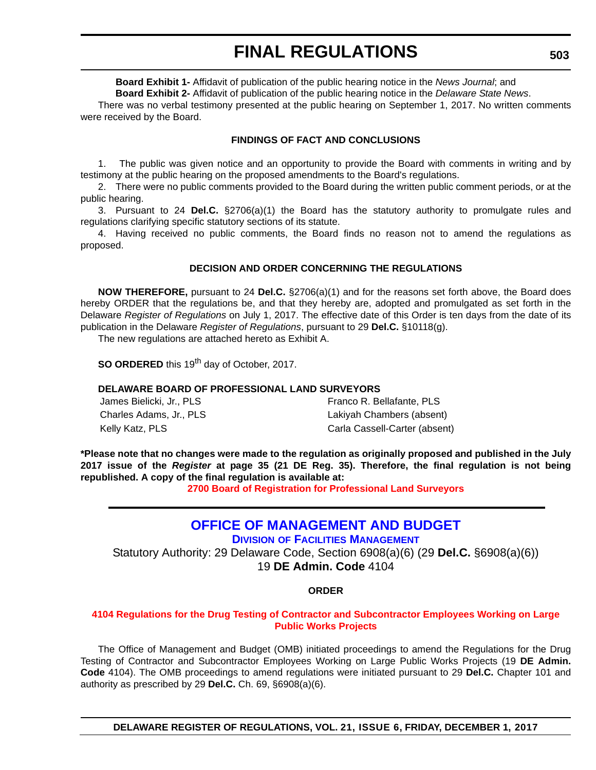**Board Exhibit 1-** Affidavit of publication of the public hearing notice in the *News Journal*; and

**Board Exhibit 2-** Affidavit of publication of the public hearing notice in the *Delaware State News*.

There was no verbal testimony presented at the public hearing on September 1, 2017. No written comments were received by the Board.

**FINDINGS OF FACT AND CONCLUSIONS**

1. The public was given notice and an opportunity to provide the Board with comments in writing and by testimony at the public hearing on the proposed amendments to the Board's regulations.

2. There were no public comments provided to the Board during the written public comment periods, or at the public hearing.

3. Pursuant to 24 **Del.C.** §2706(a)(1) the Board has the statutory authority to promulgate rules and regulations clarifying specific statutory sections of its statute.

4. Having received no public comments, the Board finds no reason not to amend the regulations as proposed.

**DECISION AND ORDER CONCERNING THE REGULATIONS**

**NOW THEREFORE,** pursuant to 24 **Del.C.** §2706(a)(1) and for the reasons set forth above, the Board does hereby ORDER that the regulations be, and that they hereby are, adopted and promulgated as set forth in the Delaware *Register of Regulations* on July 1, 2017. The effective date of this Order is ten days from the date of its publication in the Delaware *Register of Regulations*, pursuant to 29 **Del.C.** §10118(g).

The new regulations are attached hereto as Exhibit A.

**SO ORDERED** this 19th day of October, 2017.

**DELAWARE BOARD OF PROFESSIONAL LAND SURVEYORS**

James Bielicki, Jr., PLS
Charles Adams, Jr., PLS
Kelly Katz, PLS
Franco R. Bellafante, PLS
Lakiyah Chambers (absent)
Carla Cassell-Carter (absent)

**\*Please note that no changes were made to the regulation as originally proposed and published in the July 2017 issue of the *Register* at page 35 (21 DE Reg. 35). Therefore, the final regulation is not being republished. A copy of the final regulation is available at:**

**2700 Board of Registration for Professional Land Surveyors**

## OFFICE OF MANAGEMENT AND BUDGET

**DIVISION OF FACILITIES MANAGEMENT**

Statutory Authority: 29 Delaware Code, Section 6908(a)(6) (29 **Del.C.** §6908(a)(6))
19 **DE Admin. Code** 4104

**ORDER**

**4104 Regulations for the Drug Testing of Contractor and Subcontractor Employees Working on Large Public Works Projects**

The Office of Management and Budget (OMB) initiated proceedings to amend the Regulations for the Drug Testing of Contractor and Subcontractor Employees Working on Large Public Works Projects (19 **DE Admin. Code** 4104). The OMB proceedings to amend regulations were initiated pursuant to 29 **Del.C.** Chapter 101 and authority as prescribed by 29 **Del.C.** Ch. 69, §6908(a)(6).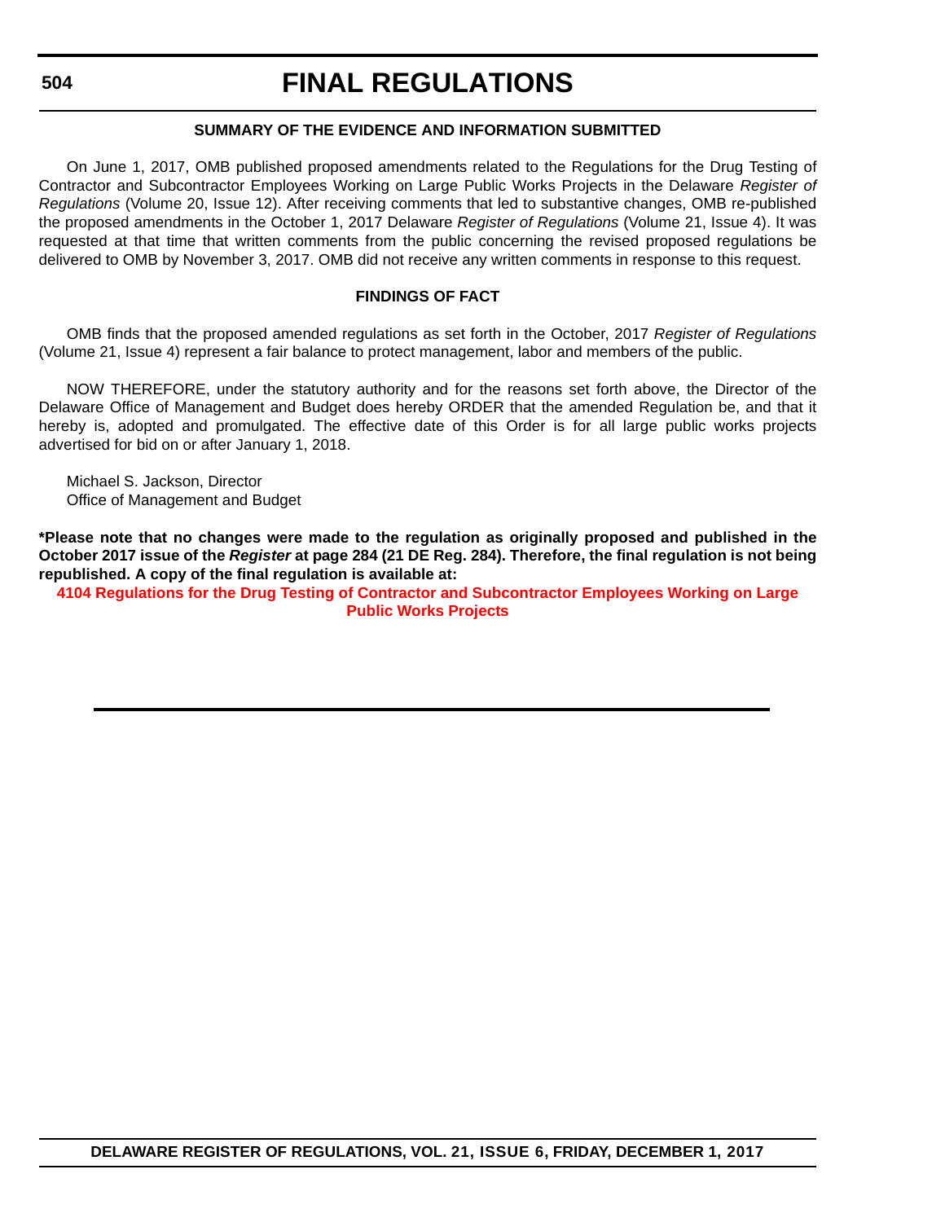#### SUMMARY OF THE EVIDENCE AND INFORMATION SUBMITTED

On June 1, 2017, OMB published proposed amendments related to the Regulations for the Drug Testing of Contractor and Subcontractor Employees Working on Large Public Works Projects in the Delaware *Register of Regulations* (Volume 20, Issue 12). After receiving comments that led to substantive changes, OMB re-published the proposed amendments in the October 1, 2017 Delaware *Register of Regulations* (Volume 21, Issue 4). It was requested at that time that written comments from the public concerning the revised proposed regulations be delivered to OMB by November 3, 2017. OMB did not receive any written comments in response to this request.

#### FINDINGS OF FACT

OMB finds that the proposed amended regulations as set forth in the October, 2017 *Register of Regulations* (Volume 21, Issue 4) represent a fair balance to protect management, labor and members of the public.

NOW THEREFORE, under the statutory authority and for the reasons set forth above, the Director of the Delaware Office of Management and Budget does hereby ORDER that the amended Regulation be, and that it hereby is, adopted and promulgated. The effective date of this Order is for all large public works projects advertised for bid on or after January 1, 2018.

Michael S. Jackson, Director
Office of Management and Budget

**\*Please note that no changes were made to the regulation as originally proposed and published in the October 2017 issue of the *Register* at page 284 (21 DE Reg. 284). Therefore, the final regulation is not being republished. A copy of the final regulation is available at:**

**4104 Regulations for the Drug Testing of Contractor and Subcontractor Employees Working on Large Public Works Projects**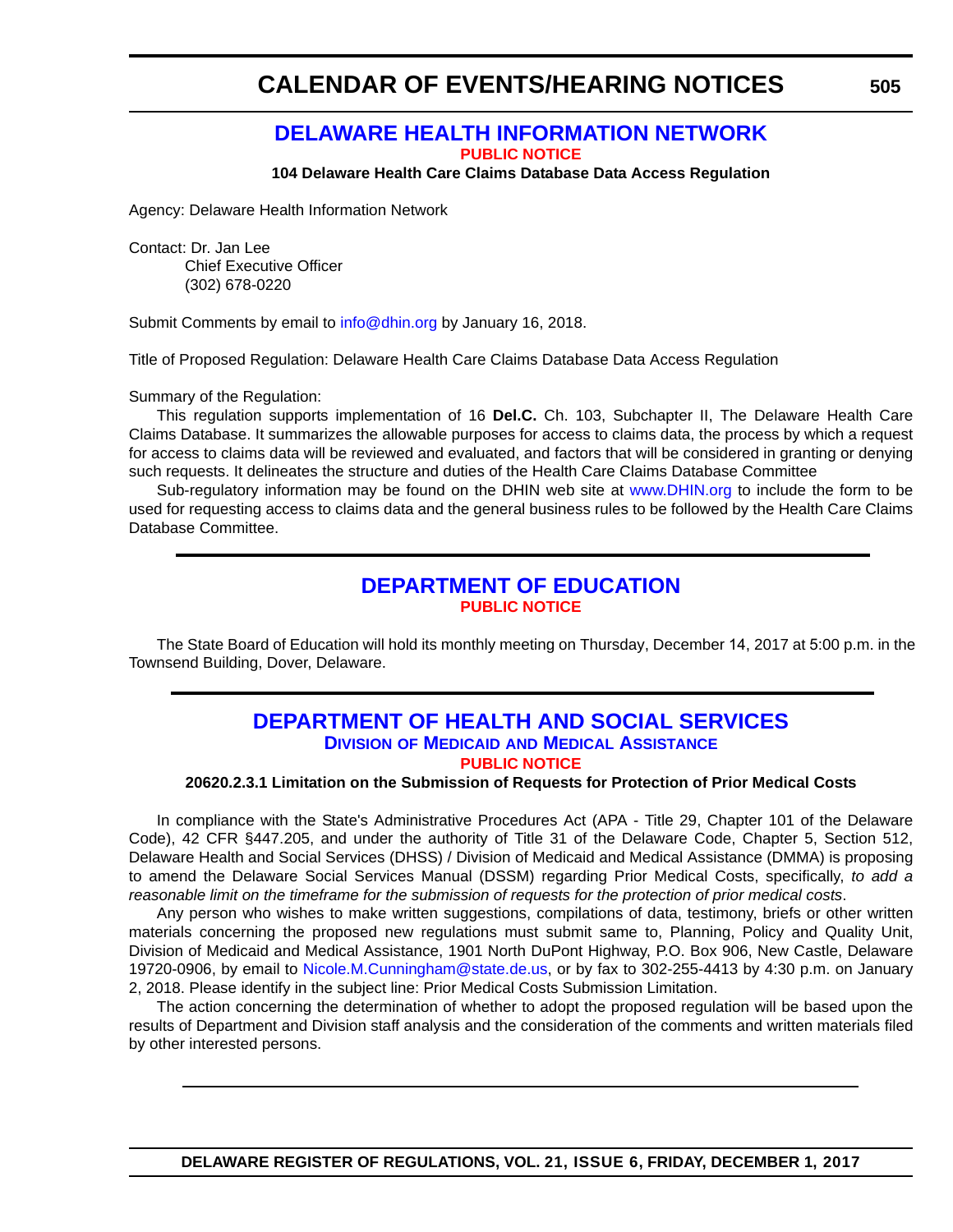# CALENDAR OF EVENTS/HEARING NOTICES

## DELAWARE HEALTH INFORMATION NETWORK

**PUBLIC NOTICE**

**104 Delaware Health Care Claims Database Data Access Regulation**

Agency: Delaware Health Information Network

Contact: Dr. Jan Lee
Chief Executive Officer
(302) 678-0220

Submit Comments by email to info@dhin.org by January 16, 2018.

Title of Proposed Regulation: Delaware Health Care Claims Database Data Access Regulation

Summary of the Regulation:

This regulation supports implementation of 16 **Del.C.** Ch. 103, Subchapter II, The Delaware Health Care Claims Database. It summarizes the allowable purposes for access to claims data, the process by which a request for access to claims data will be reviewed and evaluated, and factors that will be considered in granting or denying such requests. It delineates the structure and duties of the Health Care Claims Database Committee

Sub-regulatory information may be found on the DHIN web site at www.DHIN.org to include the form to be used for requesting access to claims data and the general business rules to be followed by the Health Care Claims Database Committee.

## DEPARTMENT OF EDUCATION

**PUBLIC NOTICE**

The State Board of Education will hold its monthly meeting on Thursday, December 14, 2017 at 5:00 p.m. in the Townsend Building, Dover, Delaware.

## DEPARTMENT OF HEALTH AND SOCIAL SERVICES

### Division of Medicaid and Medical Assistance

**PUBLIC NOTICE**

**20620.2.3.1 Limitation on the Submission of Requests for Protection of Prior Medical Costs**

In compliance with the State's Administrative Procedures Act (APA - Title 29, Chapter 101 of the Delaware Code), 42 CFR §447.205, and under the authority of Title 31 of the Delaware Code, Chapter 5, Section 512, Delaware Health and Social Services (DHSS) / Division of Medicaid and Medical Assistance (DMMA) is proposing to amend the Delaware Social Services Manual (DSSM) regarding Prior Medical Costs, specifically, *to add a reasonable limit on the timeframe for the submission of requests for the protection of prior medical costs*.

Any person who wishes to make written suggestions, compilations of data, testimony, briefs or other written materials concerning the proposed new regulations must submit same to, Planning, Policy and Quality Unit, Division of Medicaid and Medical Assistance, 1901 North DuPont Highway, P.O. Box 906, New Castle, Delaware 19720-0906, by email to Nicole.M.Cunningham@state.de.us, or by fax to 302-255-4413 by 4:30 p.m. on January 2, 2018. Please identify in the subject line: Prior Medical Costs Submission Limitation.

The action concerning the determination of whether to adopt the proposed regulation will be based upon the results of Department and Division staff analysis and the consideration of the comments and written materials filed by other interested persons.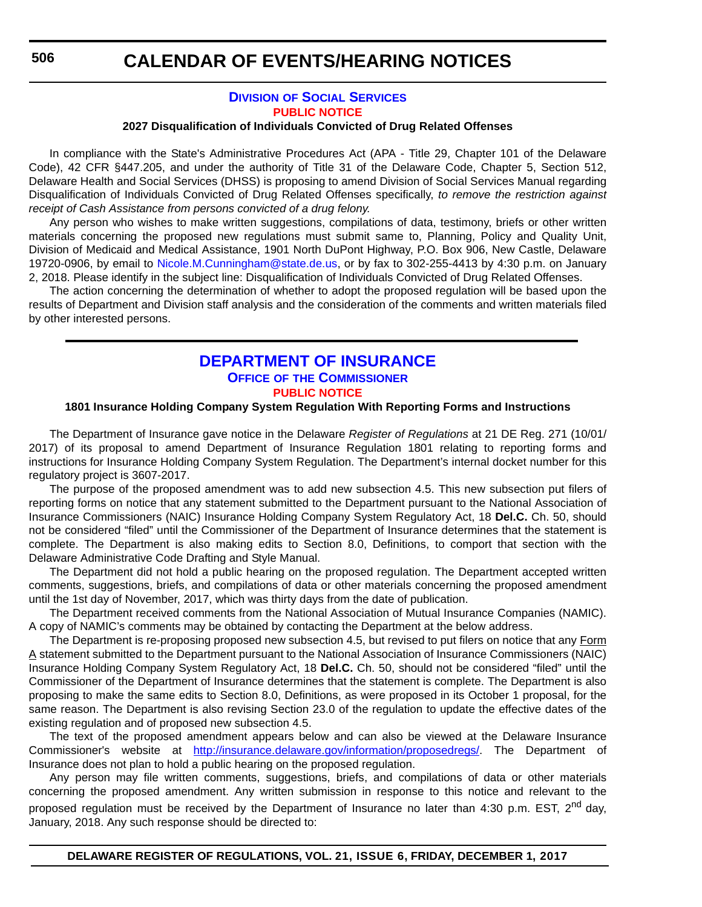## Division of Social Services

**PUBLIC NOTICE**

**2027 Disqualification of Individuals Convicted of Drug Related Offenses**

In compliance with the State's Administrative Procedures Act (APA - Title 29, Chapter 101 of the Delaware Code), 42 CFR §447.205, and under the authority of Title 31 of the Delaware Code, Chapter 5, Section 512, Delaware Health and Social Services (DHSS) is proposing to amend Division of Social Services Manual regarding Disqualification of Individuals Convicted of Drug Related Offenses specifically, *to remove the restriction against receipt of Cash Assistance from persons convicted of a drug felony.*

Any person who wishes to make written suggestions, compilations of data, testimony, briefs or other written materials concerning the proposed new regulations must submit same to, Planning, Policy and Quality Unit, Division of Medicaid and Medical Assistance, 1901 North DuPont Highway, P.O. Box 906, New Castle, Delaware 19720-0906, by email to Nicole.M.Cunningham@state.de.us, or by fax to 302-255-4413 by 4:30 p.m. on January 2, 2018. Please identify in the subject line: Disqualification of Individuals Convicted of Drug Related Offenses.

The action concerning the determination of whether to adopt the proposed regulation will be based upon the results of Department and Division staff analysis and the consideration of the comments and written materials filed by other interested persons.

---

## DEPARTMENT OF INSURANCE

### Office of the Commissioner

**PUBLIC NOTICE**

**1801 Insurance Holding Company System Regulation With Reporting Forms and Instructions**

The Department of Insurance gave notice in the Delaware *Register of Regulations* at 21 DE Reg. 271 (10/01/2017) of its proposal to amend Department of Insurance Regulation 1801 relating to reporting forms and instructions for Insurance Holding Company System Regulation. The Department's internal docket number for this regulatory project is 3607-2017.

The purpose of the proposed amendment was to add new subsection 4.5. This new subsection put filers of reporting forms on notice that any statement submitted to the Department pursuant to the National Association of Insurance Commissioners (NAIC) Insurance Holding Company System Regulatory Act, 18 **Del.C.** Ch. 50, should not be considered "filed" until the Commissioner of the Department of Insurance determines that the statement is complete. The Department is also making edits to Section 8.0, Definitions, to comport that section with the Delaware Administrative Code Drafting and Style Manual.

The Department did not hold a public hearing on the proposed regulation. The Department accepted written comments, suggestions, briefs, and compilations of data or other materials concerning the proposed amendment until the 1st day of November, 2017, which was thirty days from the date of publication.

The Department received comments from the National Association of Mutual Insurance Companies (NAMIC). A copy of NAMIC's comments may be obtained by contacting the Department at the below address.

The Department is re-proposing proposed new subsection 4.5, but revised to put filers on notice that any Form A statement submitted to the Department pursuant to the National Association of Insurance Commissioners (NAIC) Insurance Holding Company System Regulatory Act, 18 **Del.C.** Ch. 50, should not be considered "filed" until the Commissioner of the Department of Insurance determines that the statement is complete. The Department is also proposing to make the same edits to Section 8.0, Definitions, as were proposed in its October 1 proposal, for the same reason. The Department is also revising Section 23.0 of the regulation to update the effective dates of the existing regulation and of proposed new subsection 4.5.

The text of the proposed amendment appears below and can also be viewed at the Delaware Insurance Commissioner's website at http://insurance.delaware.gov/information/proposedregs/. The Department of Insurance does not plan to hold a public hearing on the proposed regulation.

Any person may file written comments, suggestions, briefs, and compilations of data or other materials concerning the proposed amendment. Any written submission in response to this notice and relevant to the proposed regulation must be received by the Department of Insurance no later than 4:30 p.m. EST, 2nd day, January, 2018. Any such response should be directed to: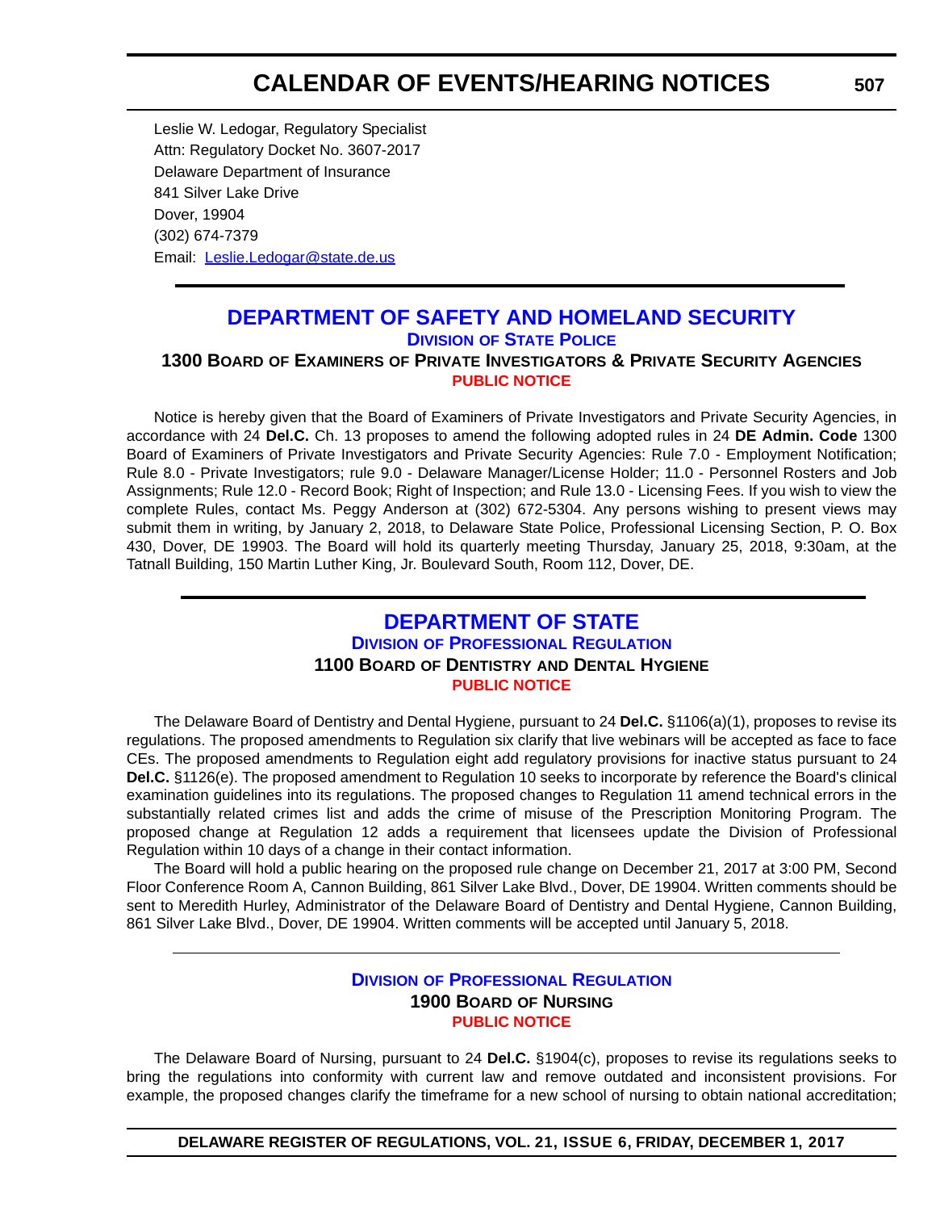Leslie W. Ledogar, Regulatory Specialist
Attn: Regulatory Docket No. 3607-2017
Delaware Department of Insurance
841 Silver Lake Drive
Dover, 19904
(302) 674-7379
Email: Leslie.Ledogar@state.de.us

## DEPARTMENT OF SAFETY AND HOMELAND SECURITY

### DIVISION OF STATE POLICE

### 1300 BOARD OF EXAMINERS OF PRIVATE INVESTIGATORS & PRIVATE SECURITY AGENCIES

**PUBLIC NOTICE**

Notice is hereby given that the Board of Examiners of Private Investigators and Private Security Agencies, in accordance with 24 **Del.C.** Ch. 13 proposes to amend the following adopted rules in 24 **DE Admin. Code** 1300 Board of Examiners of Private Investigators and Private Security Agencies: Rule 7.0 - Employment Notification; Rule 8.0 - Private Investigators; rule 9.0 - Delaware Manager/License Holder; 11.0 - Personnel Rosters and Job Assignments; Rule 12.0 - Record Book; Right of Inspection; and Rule 13.0 - Licensing Fees. If you wish to view the complete Rules, contact Ms. Peggy Anderson at (302) 672-5304. Any persons wishing to present views may submit them in writing, by January 2, 2018, to Delaware State Police, Professional Licensing Section, P. O. Box 430, Dover, DE 19903. The Board will hold its quarterly meeting Thursday, January 25, 2018, 9:30am, at the Tatnall Building, 150 Martin Luther King, Jr. Boulevard South, Room 112, Dover, DE.

## DEPARTMENT OF STATE

### DIVISION OF PROFESSIONAL REGULATION

### 1100 BOARD OF DENTISTRY AND DENTAL HYGIENE

**PUBLIC NOTICE**

The Delaware Board of Dentistry and Dental Hygiene, pursuant to 24 **Del.C.** §1106(a)(1), proposes to revise its regulations. The proposed amendments to Regulation six clarify that live webinars will be accepted as face to face CEs. The proposed amendments to Regulation eight add regulatory provisions for inactive status pursuant to 24 **Del.C.** §1126(e). The proposed amendment to Regulation 10 seeks to incorporate by reference the Board's clinical examination guidelines into its regulations. The proposed changes to Regulation 11 amend technical errors in the substantially related crimes list and adds the crime of misuse of the Prescription Monitoring Program. The proposed change at Regulation 12 adds a requirement that licensees update the Division of Professional Regulation within 10 days of a change in their contact information.

The Board will hold a public hearing on the proposed rule change on December 21, 2017 at 3:00 PM, Second Floor Conference Room A, Cannon Building, 861 Silver Lake Blvd., Dover, DE 19904. Written comments should be sent to Meredith Hurley, Administrator of the Delaware Board of Dentistry and Dental Hygiene, Cannon Building, 861 Silver Lake Blvd., Dover, DE 19904. Written comments will be accepted until January 5, 2018.

### DIVISION OF PROFESSIONAL REGULATION

### 1900 BOARD OF NURSING

**PUBLIC NOTICE**

The Delaware Board of Nursing, pursuant to 24 **Del.C.** §1904(c), proposes to revise its regulations seeks to bring the regulations into conformity with current law and remove outdated and inconsistent provisions. For example, the proposed changes clarify the timeframe for a new school of nursing to obtain national accreditation;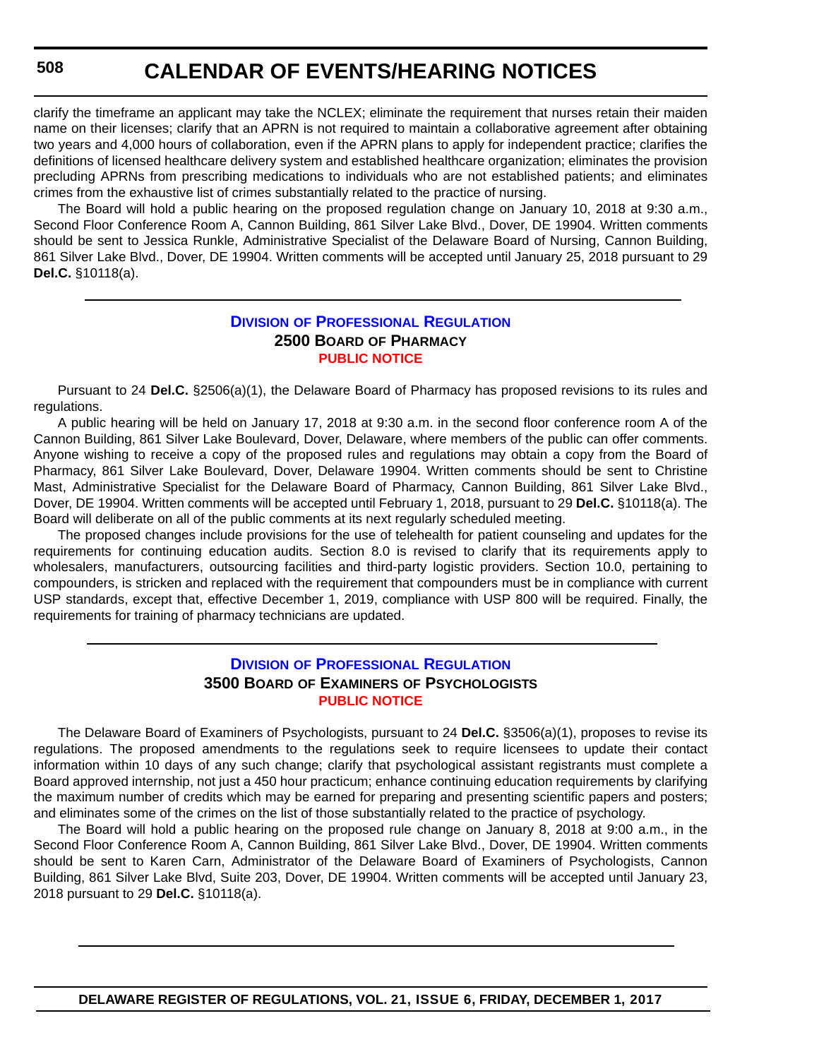clarify the timeframe an applicant may take the NCLEX; eliminate the requirement that nurses retain their maiden name on their licenses; clarify that an APRN is not required to maintain a collaborative agreement after obtaining two years and 4,000 hours of collaboration, even if the APRN plans to apply for independent practice; clarifies the definitions of licensed healthcare delivery system and established healthcare organization; eliminates the provision precluding APRNs from prescribing medications to individuals who are not established patients; and eliminates crimes from the exhaustive list of crimes substantially related to the practice of nursing.

The Board will hold a public hearing on the proposed regulation change on January 10, 2018 at 9:30 a.m., Second Floor Conference Room A, Cannon Building, 861 Silver Lake Blvd., Dover, DE 19904. Written comments should be sent to Jessica Runkle, Administrative Specialist of the Delaware Board of Nursing, Cannon Building, 861 Silver Lake Blvd., Dover, DE 19904. Written comments will be accepted until January 25, 2018 pursuant to 29 **Del.C.** §10118(a).

---

## Division of Professional Regulation
### 2500 Board of Pharmacy
#### Public Notice

Pursuant to 24 **Del.C.** §2506(a)(1), the Delaware Board of Pharmacy has proposed revisions to its rules and regulations.

A public hearing will be held on January 17, 2018 at 9:30 a.m. in the second floor conference room A of the Cannon Building, 861 Silver Lake Boulevard, Dover, Delaware, where members of the public can offer comments. Anyone wishing to receive a copy of the proposed rules and regulations may obtain a copy from the Board of Pharmacy, 861 Silver Lake Boulevard, Dover, Delaware 19904. Written comments should be sent to Christine Mast, Administrative Specialist for the Delaware Board of Pharmacy, Cannon Building, 861 Silver Lake Blvd., Dover, DE 19904. Written comments will be accepted until February 1, 2018, pursuant to 29 **Del.C.** §10118(a). The Board will deliberate on all of the public comments at its next regularly scheduled meeting.

The proposed changes include provisions for the use of telehealth for patient counseling and updates for the requirements for continuing education audits. Section 8.0 is revised to clarify that its requirements apply to wholesalers, manufacturers, outsourcing facilities and third-party logistic providers. Section 10.0, pertaining to compounders, is stricken and replaced with the requirement that compounders must be in compliance with current USP standards, except that, effective December 1, 2019, compliance with USP 800 will be required. Finally, the requirements for training of pharmacy technicians are updated.

---

## Division of Professional Regulation
### 3500 Board of Examiners of Psychologists
#### Public Notice

The Delaware Board of Examiners of Psychologists, pursuant to 24 **Del.C.** §3506(a)(1), proposes to revise its regulations. The proposed amendments to the regulations seek to require licensees to update their contact information within 10 days of any such change; clarify that psychological assistant registrants must complete a Board approved internship, not just a 450 hour practicum; enhance continuing education requirements by clarifying the maximum number of credits which may be earned for preparing and presenting scientific papers and posters; and eliminates some of the crimes on the list of those substantially related to the practice of psychology.

The Board will hold a public hearing on the proposed rule change on January 8, 2018 at 9:00 a.m., in the Second Floor Conference Room A, Cannon Building, 861 Silver Lake Blvd., Dover, DE 19904. Written comments should be sent to Karen Carn, Administrator of the Delaware Board of Examiners of Psychologists, Cannon Building, 861 Silver Lake Blvd, Suite 203, Dover, DE 19904. Written comments will be accepted until January 23, 2018 pursuant to 29 **Del.C.** §10118(a).

---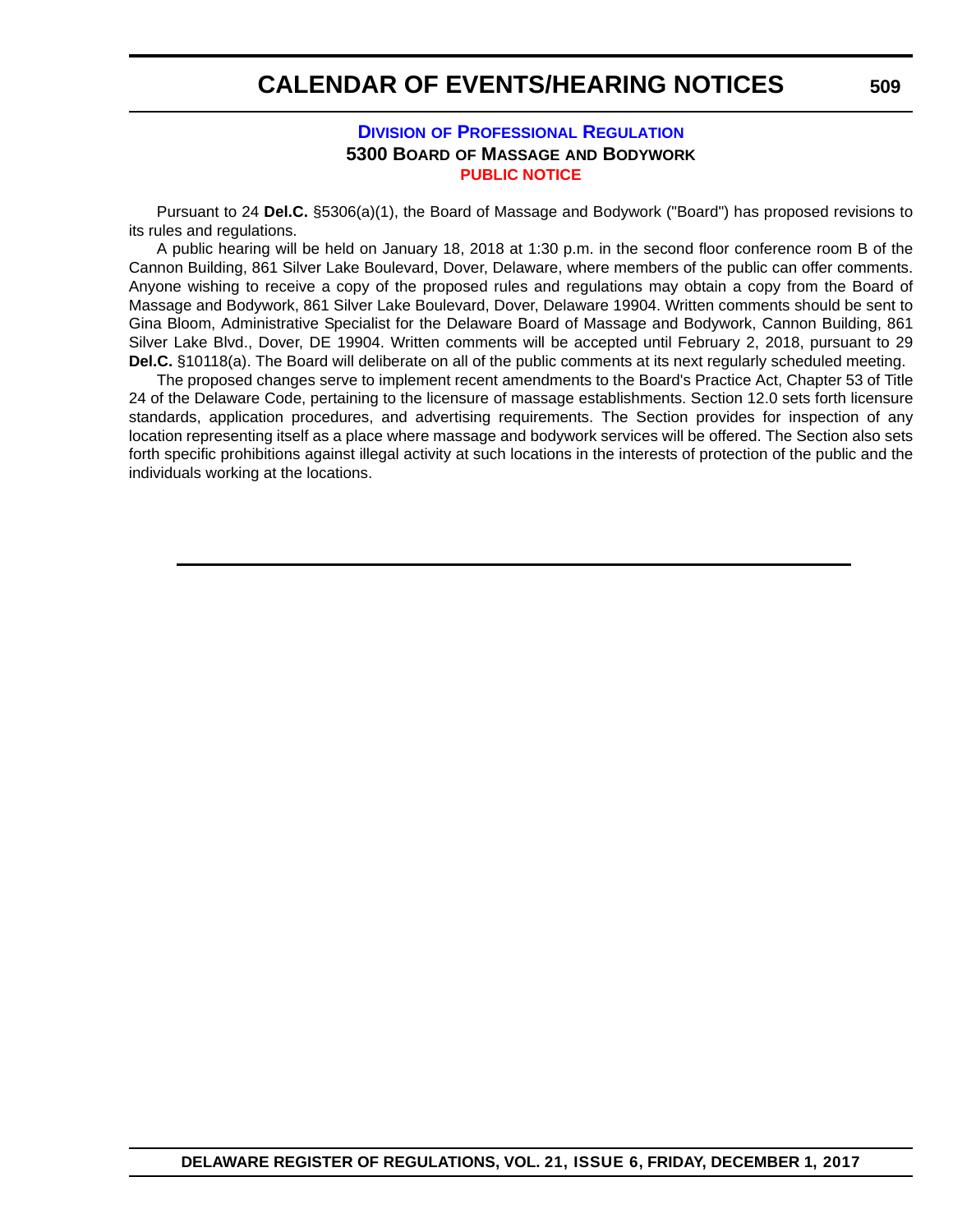## Division of Professional Regulation

### 5300 Board of Massage and Bodywork

### Public Notice

Pursuant to 24 **Del.C.** §5306(a)(1), the Board of Massage and Bodywork ("Board") has proposed revisions to its rules and regulations.

A public hearing will be held on January 18, 2018 at 1:30 p.m. in the second floor conference room B of the Cannon Building, 861 Silver Lake Boulevard, Dover, Delaware, where members of the public can offer comments. Anyone wishing to receive a copy of the proposed rules and regulations may obtain a copy from the Board of Massage and Bodywork, 861 Silver Lake Boulevard, Dover, Delaware 19904. Written comments should be sent to Gina Bloom, Administrative Specialist for the Delaware Board of Massage and Bodywork, Cannon Building, 861 Silver Lake Blvd., Dover, DE 19904. Written comments will be accepted until February 2, 2018, pursuant to 29 **Del.C.** §10118(a). The Board will deliberate on all of the public comments at its next regularly scheduled meeting.

The proposed changes serve to implement recent amendments to the Board's Practice Act, Chapter 53 of Title 24 of the Delaware Code, pertaining to the licensure of massage establishments. Section 12.0 sets forth licensure standards, application procedures, and advertising requirements. The Section provides for inspection of any location representing itself as a place where massage and bodywork services will be offered. The Section also sets forth specific prohibitions against illegal activity at such locations in the interests of protection of the public and the individuals working at the locations.